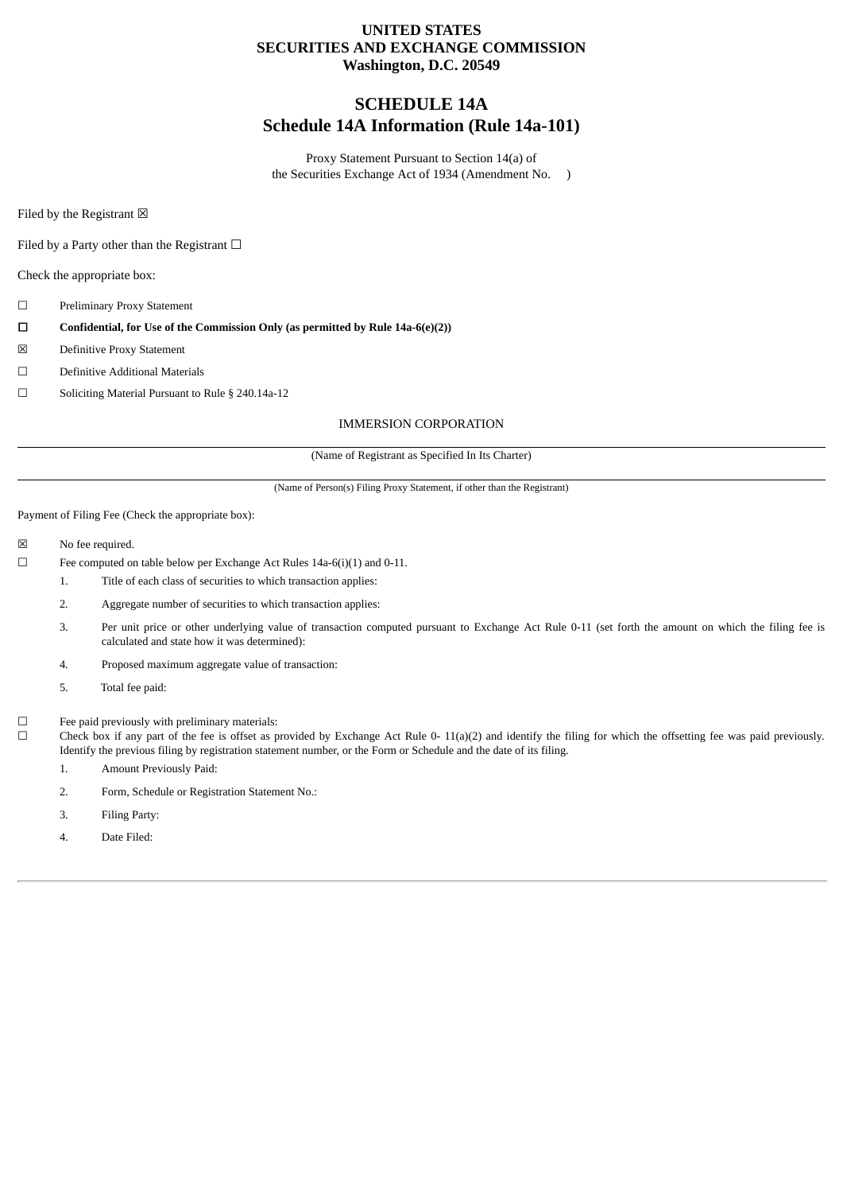**UNITED STATES**
**SECURITIES AND EXCHANGE COMMISSION**
**Washington, D.C. 20549**

# SCHEDULE 14A
## Schedule 14A Information (Rule 14a-101)

Proxy Statement Pursuant to Section 14(a) of
the Securities Exchange Act of 1934 (Amendment No. )

Filed by the Registrant ☒

Filed by a Party other than the Registrant ☐

Check the appropriate box:

☐ Preliminary Proxy Statement

☐ **Confidential, for Use of the Commission Only (as permitted by Rule 14a-6(e)(2))**

☒ Definitive Proxy Statement

☐ Definitive Additional Materials

☐ Soliciting Material Pursuant to Rule § 240.14a-12

IMMERSION CORPORATION

(Name of Registrant as Specified In Its Charter)

(Name of Person(s) Filing Proxy Statement, if other than the Registrant)

Payment of Filing Fee (Check the appropriate box):

☒ No fee required.

☐ Fee computed on table below per Exchange Act Rules 14a-6(i)(1) and 0-11.

1. Title of each class of securities to which transaction applies:
2. Aggregate number of securities to which transaction applies:
3. Per unit price or other underlying value of transaction computed pursuant to Exchange Act Rule 0-11 (set forth the amount on which the filing fee is calculated and state how it was determined):
4. Proposed maximum aggregate value of transaction:
5. Total fee paid:

☐ Fee paid previously with preliminary materials:

☐ Check box if any part of the fee is offset as provided by Exchange Act Rule 0- 11(a)(2) and identify the filing for which the offsetting fee was paid previously. Identify the previous filing by registration statement number, or the Form or Schedule and the date of its filing.

1. Amount Previously Paid:
2. Form, Schedule or Registration Statement No.:
3. Filing Party:
4. Date Filed: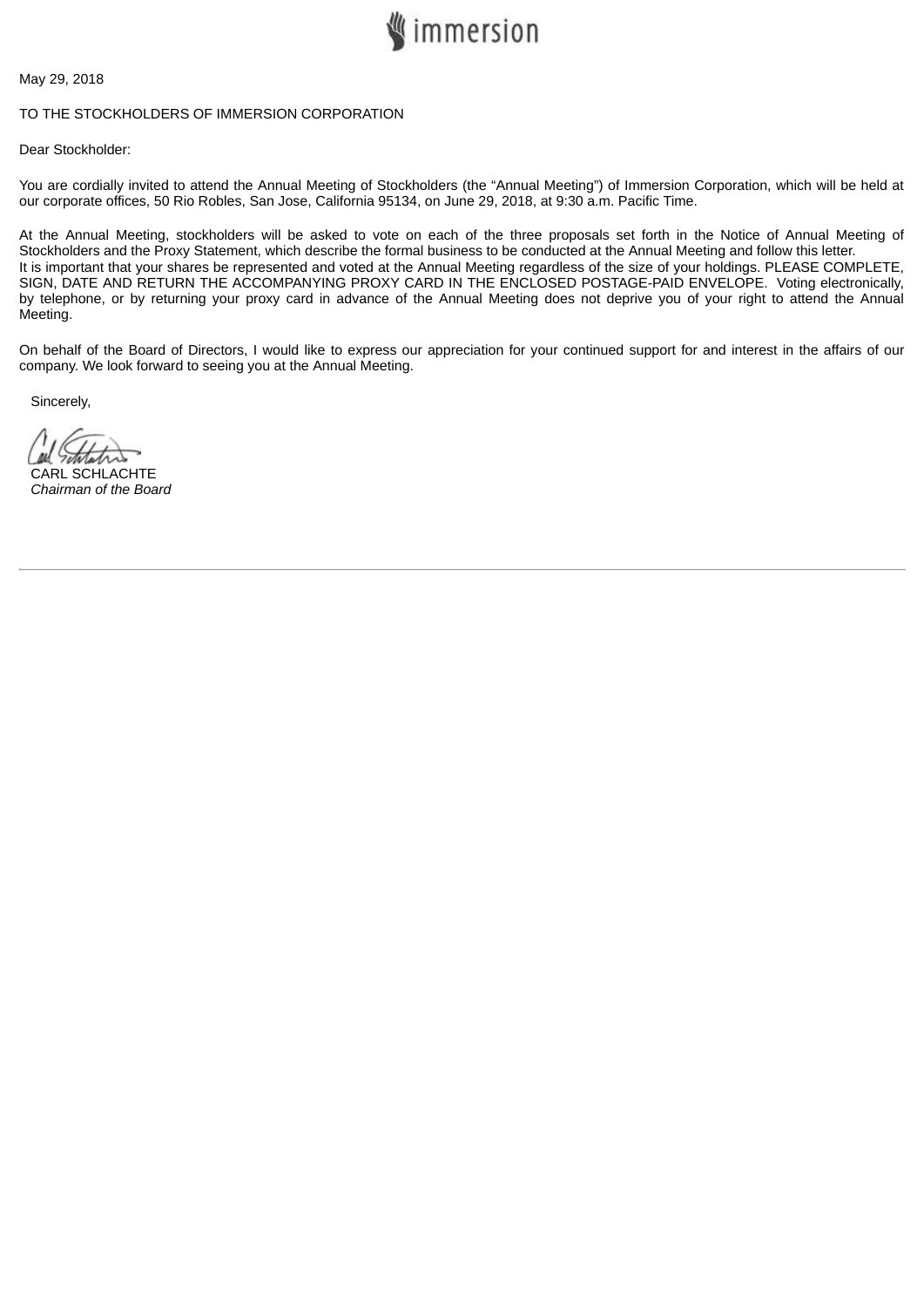May 29, 2018

TO THE STOCKHOLDERS OF IMMERSION CORPORATION

Dear Stockholder:

You are cordially invited to attend the Annual Meeting of Stockholders (the "Annual Meeting") of Immersion Corporation, which will be held at our corporate offices, 50 Rio Robles, San Jose, California 95134, on June 29, 2018, at 9:30 a.m. Pacific Time.

At the Annual Meeting, stockholders will be asked to vote on each of the three proposals set forth in the Notice of Annual Meeting of Stockholders and the Proxy Statement, which describe the formal business to be conducted at the Annual Meeting and follow this letter.
It is important that your shares be represented and voted at the Annual Meeting regardless of the size of your holdings. PLEASE COMPLETE, SIGN, DATE AND RETURN THE ACCOMPANYING PROXY CARD IN THE ENCLOSED POSTAGE-PAID ENVELOPE. Voting electronically, by telephone, or by returning your proxy card in advance of the Annual Meeting does not deprive you of your right to attend the Annual Meeting.

On behalf of the Board of Directors, I would like to express our appreciation for your continued support for and interest in the affairs of our company. We look forward to seeing you at the Annual Meeting.

Sincerely,

CARL SCHLACHTE
*Chairman of the Board*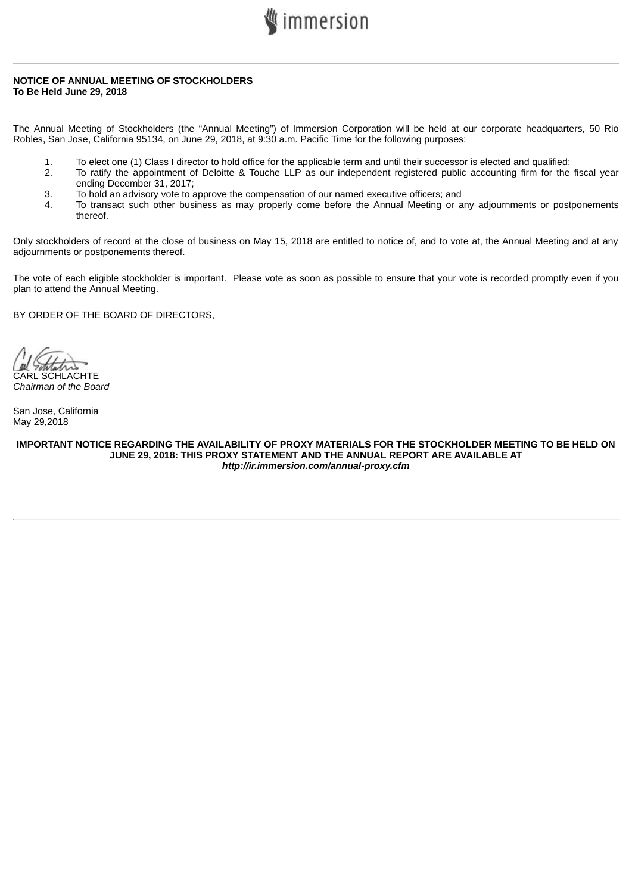**NOTICE OF ANNUAL MEETING OF STOCKHOLDERS**
**To Be Held June 29, 2018**

The Annual Meeting of Stockholders (the "Annual Meeting") of Immersion Corporation will be held at our corporate headquarters, 50 Rio Robles, San Jose, California 95134, on June 29, 2018, at 9:30 a.m. Pacific Time for the following purposes:

1. To elect one (1) Class I director to hold office for the applicable term and until their successor is elected and qualified;
2. To ratify the appointment of Deloitte & Touche LLP as our independent registered public accounting firm for the fiscal year ending December 31, 2017;
3. To hold an advisory vote to approve the compensation of our named executive officers; and
4. To transact such other business as may properly come before the Annual Meeting or any adjournments or postponements thereof.

Only stockholders of record at the close of business on May 15, 2018 are entitled to notice of, and to vote at, the Annual Meeting and at any adjournments or postponements thereof.

The vote of each eligible stockholder is important. Please vote as soon as possible to ensure that your vote is recorded promptly even if you plan to attend the Annual Meeting.

BY ORDER OF THE BOARD OF DIRECTORS,

CARL SCHLACHTE
*Chairman of the Board*

San Jose, California
May 29,2018

**IMPORTANT NOTICE REGARDING THE AVAILABILITY OF PROXY MATERIALS FOR THE STOCKHOLDER MEETING TO BE HELD ON JUNE 29, 2018: THIS PROXY STATEMENT AND THE ANNUAL REPORT ARE AVAILABLE AT *http://ir.immersion.com/annual-proxy.cfm***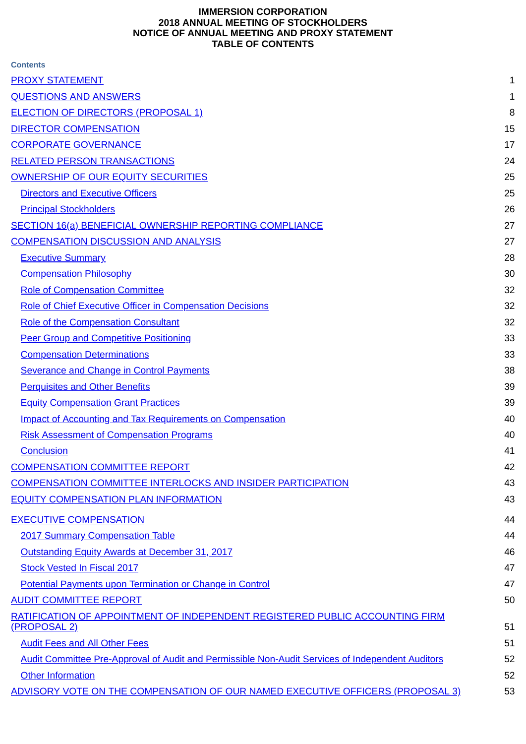# IMMERSION CORPORATION
# 2018 ANNUAL MEETING OF STOCKHOLDERS
# NOTICE OF ANNUAL MEETING AND PROXY STATEMENT
# TABLE OF CONTENTS

**Contents**

| | |
|---|---|
| PROXY STATEMENT | 1 |
| QUESTIONS AND ANSWERS | 1 |
| ELECTION OF DIRECTORS (PROPOSAL 1) | 8 |
| DIRECTOR COMPENSATION | 15 |
| CORPORATE GOVERNANCE | 17 |
| RELATED PERSON TRANSACTIONS | 24 |
| OWNERSHIP OF OUR EQUITY SECURITIES | 25 |
| Directors and Executive Officers | 25 |
| Principal Stockholders | 26 |
| SECTION 16(a) BENEFICIAL OWNERSHIP REPORTING COMPLIANCE | 27 |
| COMPENSATION DISCUSSION AND ANALYSIS | 27 |
| Executive Summary | 28 |
| Compensation Philosophy | 30 |
| Role of Compensation Committee | 32 |
| Role of Chief Executive Officer in Compensation Decisions | 32 |
| Role of the Compensation Consultant | 32 |
| Peer Group and Competitive Positioning | 33 |
| Compensation Determinations | 33 |
| Severance and Change in Control Payments | 38 |
| Perquisites and Other Benefits | 39 |
| Equity Compensation Grant Practices | 39 |
| Impact of Accounting and Tax Requirements on Compensation | 40 |
| Risk Assessment of Compensation Programs | 40 |
| Conclusion | 41 |
| COMPENSATION COMMITTEE REPORT | 42 |
| COMPENSATION COMMITTEE INTERLOCKS AND INSIDER PARTICIPATION | 43 |
| EQUITY COMPENSATION PLAN INFORMATION | 43 |
| EXECUTIVE COMPENSATION | 44 |
| 2017 Summary Compensation Table | 44 |
| Outstanding Equity Awards at December 31, 2017 | 46 |
| Stock Vested In Fiscal 2017 | 47 |
| Potential Payments upon Termination or Change in Control | 47 |
| AUDIT COMMITTEE REPORT | 50 |
| RATIFICATION OF APPOINTMENT OF INDEPENDENT REGISTERED PUBLIC ACCOUNTING FIRM (PROPOSAL 2) | 51 |
| Audit Fees and All Other Fees | 51 |
| Audit Committee Pre-Approval of Audit and Permissible Non-Audit Services of Independent Auditors | 52 |
| Other Information | 52 |
| ADVISORY VOTE ON THE COMPENSATION OF OUR NAMED EXECUTIVE OFFICERS (PROPOSAL 3) | 53 |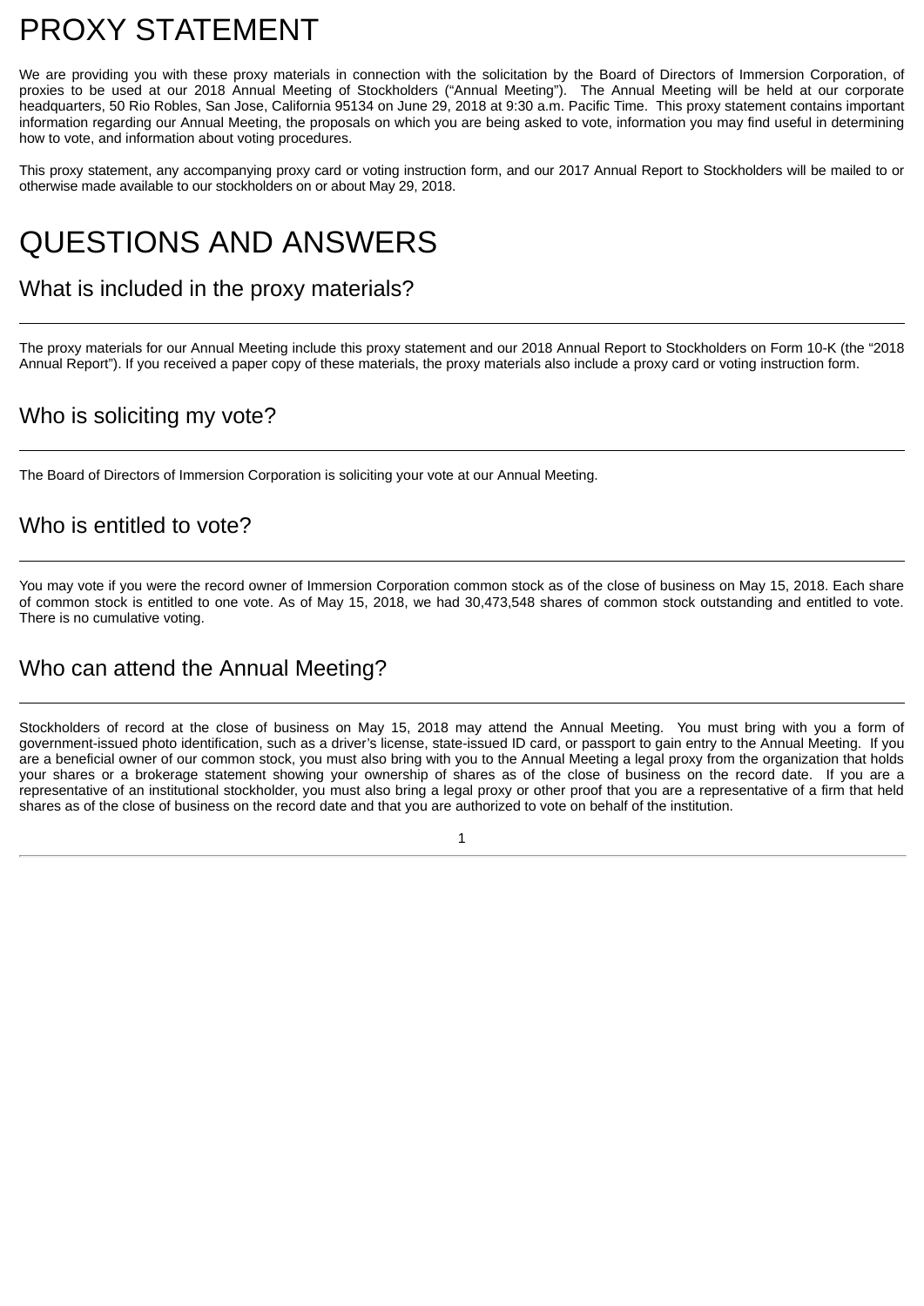# PROXY STATEMENT

We are providing you with these proxy materials in connection with the solicitation by the Board of Directors of Immersion Corporation, of proxies to be used at our 2018 Annual Meeting of Stockholders ("Annual Meeting"). The Annual Meeting will be held at our corporate headquarters, 50 Rio Robles, San Jose, California 95134 on June 29, 2018 at 9:30 a.m. Pacific Time. This proxy statement contains important information regarding our Annual Meeting, the proposals on which you are being asked to vote, information you may find useful in determining how to vote, and information about voting procedures.

This proxy statement, any accompanying proxy card or voting instruction form, and our 2017 Annual Report to Stockholders will be mailed to or otherwise made available to our stockholders on or about May 29, 2018.

# QUESTIONS AND ANSWERS

## What is included in the proxy materials?

The proxy materials for our Annual Meeting include this proxy statement and our 2018 Annual Report to Stockholders on Form 10-K (the "2018 Annual Report"). If you received a paper copy of these materials, the proxy materials also include a proxy card or voting instruction form.

## Who is soliciting my vote?

The Board of Directors of Immersion Corporation is soliciting your vote at our Annual Meeting.

## Who is entitled to vote?

You may vote if you were the record owner of Immersion Corporation common stock as of the close of business on May 15, 2018. Each share of common stock is entitled to one vote. As of May 15, 2018, we had 30,473,548 shares of common stock outstanding and entitled to vote. There is no cumulative voting.

## Who can attend the Annual Meeting?

Stockholders of record at the close of business on May 15, 2018 may attend the Annual Meeting. You must bring with you a form of government-issued photo identification, such as a driver's license, state-issued ID card, or passport to gain entry to the Annual Meeting. If you are a beneficial owner of our common stock, you must also bring with you to the Annual Meeting a legal proxy from the organization that holds your shares or a brokerage statement showing your ownership of shares as of the close of business on the record date. If you are a representative of an institutional stockholder, you must also bring a legal proxy or other proof that you are a representative of a firm that held shares as of the close of business on the record date and that you are authorized to vote on behalf of the institution.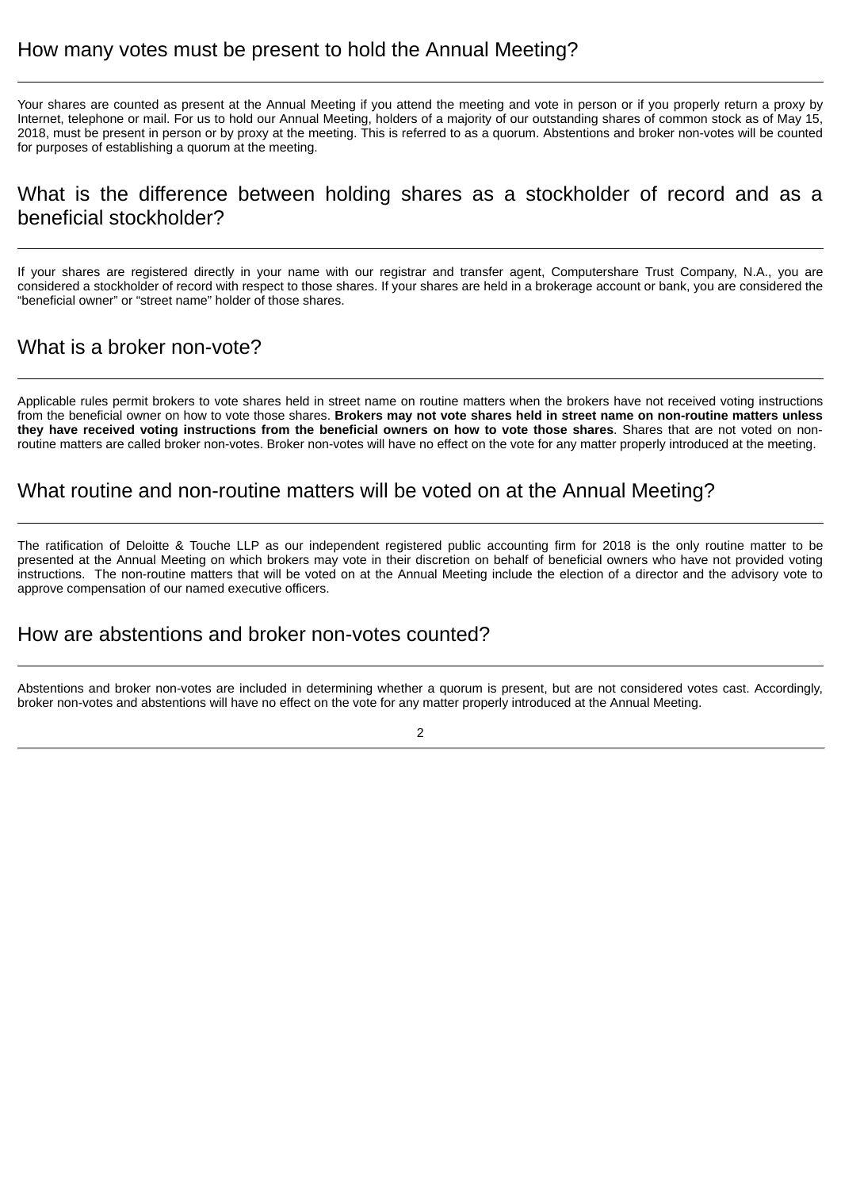## How many votes must be present to hold the Annual Meeting?

Your shares are counted as present at the Annual Meeting if you attend the meeting and vote in person or if you properly return a proxy by Internet, telephone or mail. For us to hold our Annual Meeting, holders of a majority of our outstanding shares of common stock as of May 15, 2018, must be present in person or by proxy at the meeting. This is referred to as a quorum. Abstentions and broker non-votes will be counted for purposes of establishing a quorum at the meeting.

## What is the difference between holding shares as a stockholder of record and as a beneficial stockholder?

If your shares are registered directly in your name with our registrar and transfer agent, Computershare Trust Company, N.A., you are considered a stockholder of record with respect to those shares. If your shares are held in a brokerage account or bank, you are considered the “beneficial owner” or “street name” holder of those shares.

## What is a broker non-vote?

Applicable rules permit brokers to vote shares held in street name on routine matters when the brokers have not received voting instructions from the beneficial owner on how to vote those shares. **Brokers may not vote shares held in street name on non-routine matters unless they have received voting instructions from the beneficial owners on how to vote those shares**. Shares that are not voted on non-routine matters are called broker non-votes. Broker non-votes will have no effect on the vote for any matter properly introduced at the meeting.

## What routine and non-routine matters will be voted on at the Annual Meeting?

The ratification of Deloitte & Touche LLP as our independent registered public accounting firm for 2018 is the only routine matter to be presented at the Annual Meeting on which brokers may vote in their discretion on behalf of beneficial owners who have not provided voting instructions. The non-routine matters that will be voted on at the Annual Meeting include the election of a director and the advisory vote to approve compensation of our named executive officers.

## How are abstentions and broker non-votes counted?

Abstentions and broker non-votes are included in determining whether a quorum is present, but are not considered votes cast. Accordingly, broker non-votes and abstentions will have no effect on the vote for any matter properly introduced at the Annual Meeting.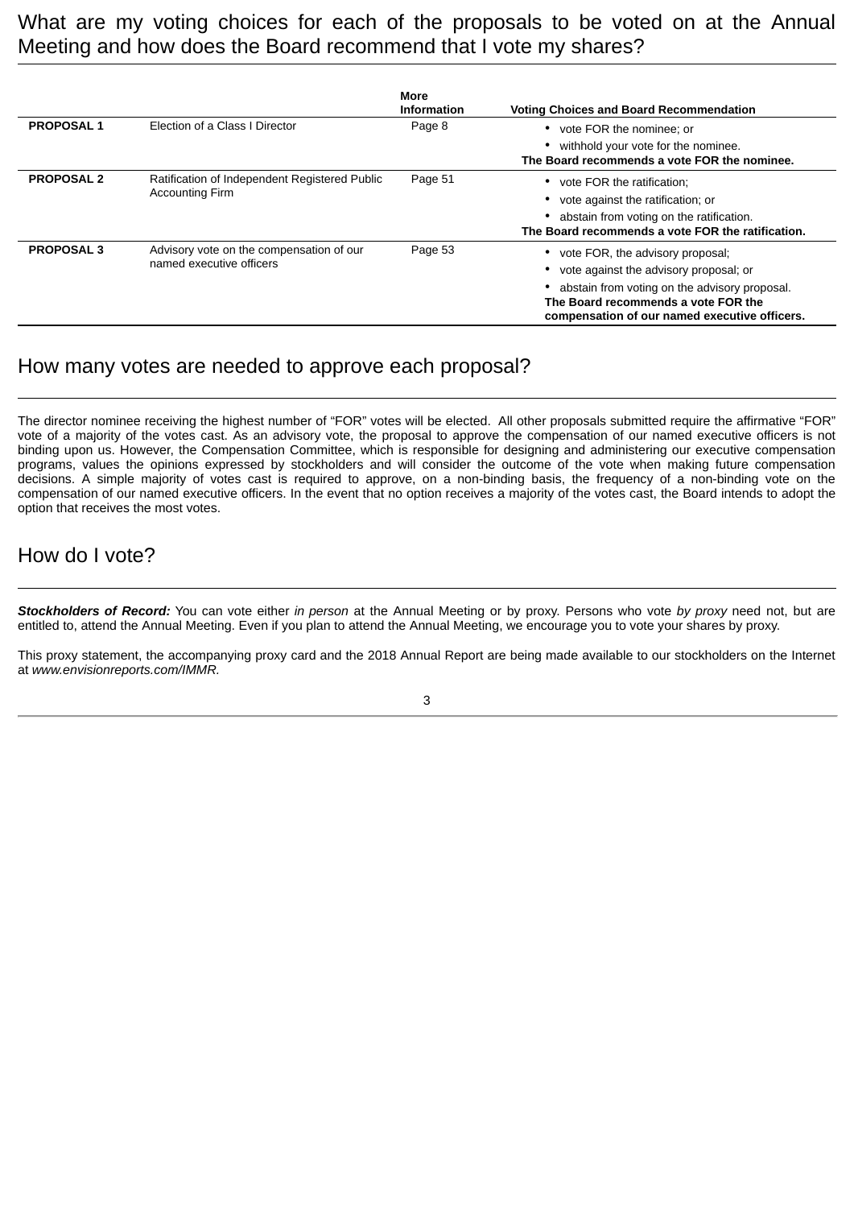## What are my voting choices for each of the proposals to be voted on at the Annual Meeting and how does the Board recommend that I vote my shares?

| | | More Information | Voting Choices and Board Recommendation |
|---|---|---|---|
| **PROPOSAL 1** | Election of a Class I Director | Page 8 | • vote FOR the nominee; or<br>• withhold your vote for the nominee.<br>**The Board recommends a vote FOR the nominee.** |
| **PROPOSAL 2** | Ratification of Independent Registered Public Accounting Firm | Page 51 | • vote FOR the ratification;<br>• vote against the ratification; or<br>• abstain from voting on the ratification.<br>**The Board recommends a vote FOR the ratification.** |
| **PROPOSAL 3** | Advisory vote on the compensation of our named executive officers | Page 53 | • vote FOR, the advisory proposal;<br>• vote against the advisory proposal; or<br>• abstain from voting on the advisory proposal.<br>**The Board recommends a vote FOR the compensation of our named executive officers.** |

## How many votes are needed to approve each proposal?

The director nominee receiving the highest number of "FOR" votes will be elected. All other proposals submitted require the affirmative "FOR" vote of a majority of the votes cast. As an advisory vote, the proposal to approve the compensation of our named executive officers is not binding upon us. However, the Compensation Committee, which is responsible for designing and administering our executive compensation programs, values the opinions expressed by stockholders and will consider the outcome of the vote when making future compensation decisions. A simple majority of votes cast is required to approve, on a non-binding basis, the frequency of a non-binding vote on the compensation of our named executive officers. In the event that no option receives a majority of the votes cast, the Board intends to adopt the option that receives the most votes.

## How do I vote?

***Stockholders of Record:*** You can vote either *in person* at the Annual Meeting or by proxy. Persons who vote *by proxy* need not, but are entitled to, attend the Annual Meeting. Even if you plan to attend the Annual Meeting, we encourage you to vote your shares by proxy.

This proxy statement, the accompanying proxy card and the 2018 Annual Report are being made available to our stockholders on the Internet at *www.envisionreports.com/IMMR.*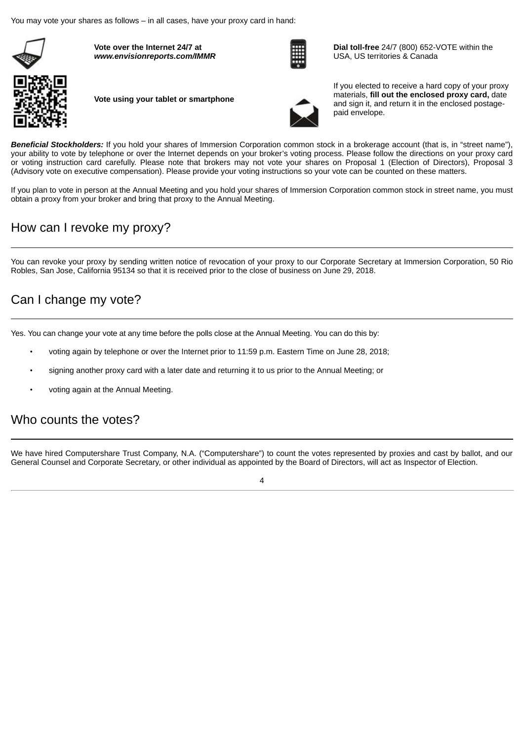You may vote your shares as follows – in all cases, have your proxy card in hand:

**Vote over the Internet 24/7 at** ***www.envisionreports.com/IMMR***

**Dial toll-free** 24/7 (800) 652-VOTE within the USA, US territories & Canada

**Vote using your tablet or smartphone**

If you elected to receive a hard copy of your proxy materials, **fill out the enclosed proxy card,** date and sign it, and return it in the enclosed postage-paid envelope.

***Beneficial Stockholders:*** If you hold your shares of Immersion Corporation common stock in a brokerage account (that is, in "street name"), your ability to vote by telephone or over the Internet depends on your broker's voting process. Please follow the directions on your proxy card or voting instruction card carefully. Please note that brokers may not vote your shares on Proposal 1 (Election of Directors), Proposal 3 (Advisory vote on executive compensation). Please provide your voting instructions so your vote can be counted on these matters.

If you plan to vote in person at the Annual Meeting and you hold your shares of Immersion Corporation common stock in street name, you must obtain a proxy from your broker and bring that proxy to the Annual Meeting.

## How can I revoke my proxy?

You can revoke your proxy by sending written notice of revocation of your proxy to our Corporate Secretary at Immersion Corporation, 50 Rio Robles, San Jose, California 95134 so that it is received prior to the close of business on June 29, 2018.

## Can I change my vote?

Yes. You can change your vote at any time before the polls close at the Annual Meeting. You can do this by:

- voting again by telephone or over the Internet prior to 11:59 p.m. Eastern Time on June 28, 2018;
- signing another proxy card with a later date and returning it to us prior to the Annual Meeting; or
- voting again at the Annual Meeting.

## Who counts the votes?

We have hired Computershare Trust Company, N.A. ("Computershare") to count the votes represented by proxies and cast by ballot, and our General Counsel and Corporate Secretary, or other individual as appointed by the Board of Directors, will act as Inspector of Election.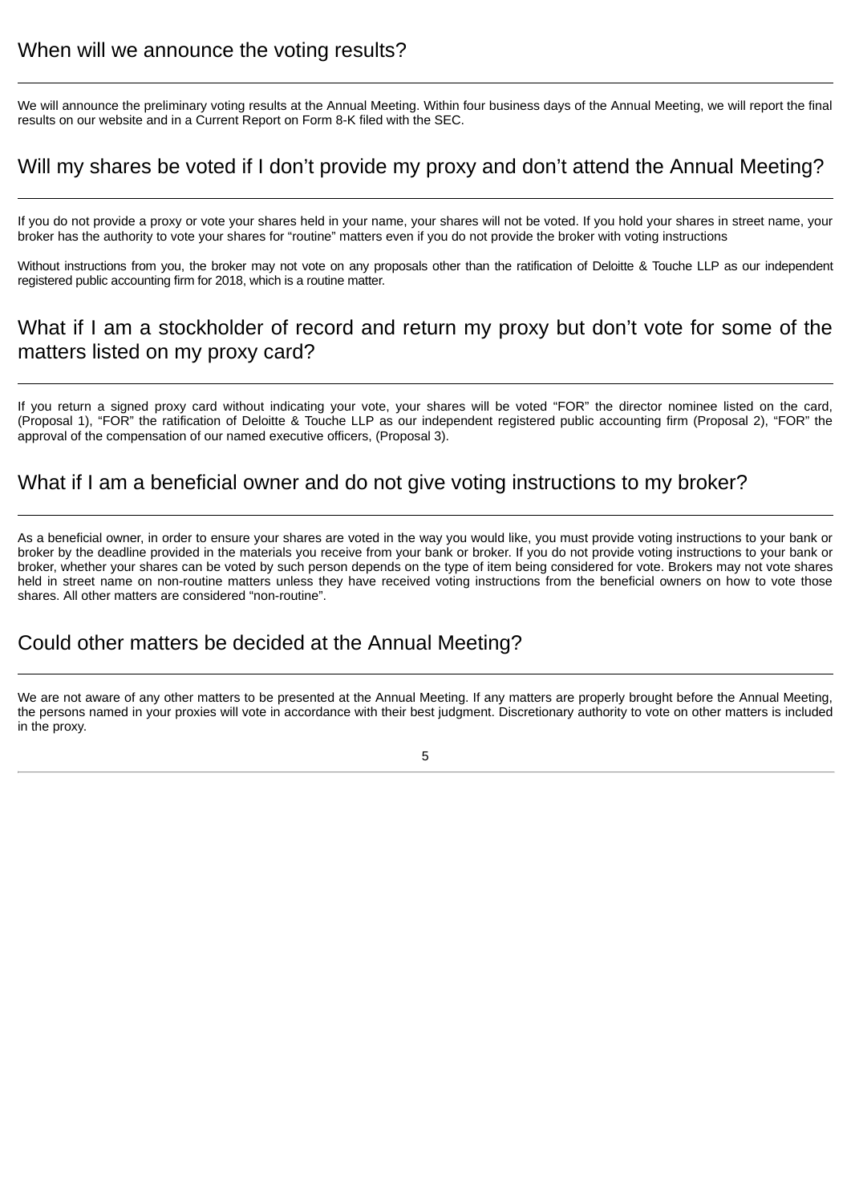## When will we announce the voting results?

We will announce the preliminary voting results at the Annual Meeting. Within four business days of the Annual Meeting, we will report the final results on our website and in a Current Report on Form 8-K filed with the SEC.

## Will my shares be voted if I don’t provide my proxy and don’t attend the Annual Meeting?

If you do not provide a proxy or vote your shares held in your name, your shares will not be voted. If you hold your shares in street name, your broker has the authority to vote your shares for “routine” matters even if you do not provide the broker with voting instructions

Without instructions from you, the broker may not vote on any proposals other than the ratification of Deloitte & Touche LLP as our independent registered public accounting firm for 2018, which is a routine matter.

## What if I am a stockholder of record and return my proxy but don’t vote for some of the matters listed on my proxy card?

If you return a signed proxy card without indicating your vote, your shares will be voted “FOR” the director nominee listed on the card, (Proposal 1), “FOR” the ratification of Deloitte & Touche LLP as our independent registered public accounting firm (Proposal 2), “FOR” the approval of the compensation of our named executive officers, (Proposal 3).

## What if I am a beneficial owner and do not give voting instructions to my broker?

As a beneficial owner, in order to ensure your shares are voted in the way you would like, you must provide voting instructions to your bank or broker by the deadline provided in the materials you receive from your bank or broker. If you do not provide voting instructions to your bank or broker, whether your shares can be voted by such person depends on the type of item being considered for vote. Brokers may not vote shares held in street name on non-routine matters unless they have received voting instructions from the beneficial owners on how to vote those shares. All other matters are considered “non-routine”.

## Could other matters be decided at the Annual Meeting?

We are not aware of any other matters to be presented at the Annual Meeting. If any matters are properly brought before the Annual Meeting, the persons named in your proxies will vote in accordance with their best judgment. Discretionary authority to vote on other matters is included in the proxy.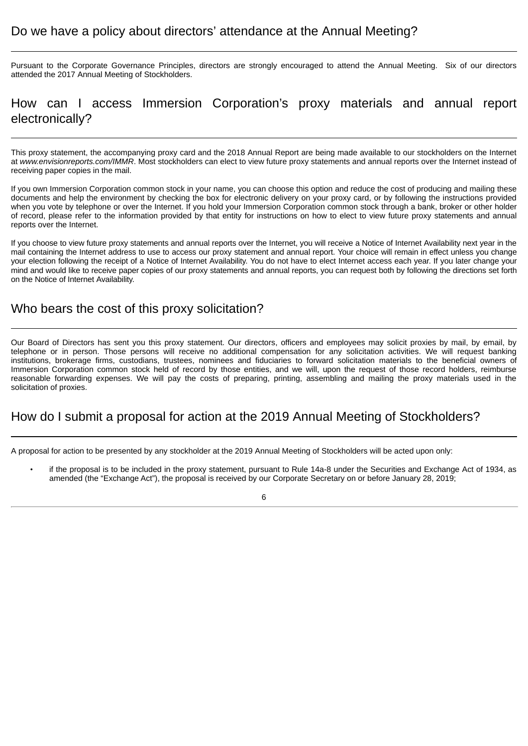## Do we have a policy about directors' attendance at the Annual Meeting?

Pursuant to the Corporate Governance Principles, directors are strongly encouraged to attend the Annual Meeting. Six of our directors attended the 2017 Annual Meeting of Stockholders.

## How can I access Immersion Corporation's proxy materials and annual report electronically?

This proxy statement, the accompanying proxy card and the 2018 Annual Report are being made available to our stockholders on the Internet at *www.envisionreports.com/IMMR*. Most stockholders can elect to view future proxy statements and annual reports over the Internet instead of receiving paper copies in the mail.

If you own Immersion Corporation common stock in your name, you can choose this option and reduce the cost of producing and mailing these documents and help the environment by checking the box for electronic delivery on your proxy card, or by following the instructions provided when you vote by telephone or over the Internet. If you hold your Immersion Corporation common stock through a bank, broker or other holder of record, please refer to the information provided by that entity for instructions on how to elect to view future proxy statements and annual reports over the Internet.

If you choose to view future proxy statements and annual reports over the Internet, you will receive a Notice of Internet Availability next year in the mail containing the Internet address to use to access our proxy statement and annual report. Your choice will remain in effect unless you change your election following the receipt of a Notice of Internet Availability. You do not have to elect Internet access each year. If you later change your mind and would like to receive paper copies of our proxy statements and annual reports, you can request both by following the directions set forth on the Notice of Internet Availability.

## Who bears the cost of this proxy solicitation?

Our Board of Directors has sent you this proxy statement. Our directors, officers and employees may solicit proxies by mail, by email, by telephone or in person. Those persons will receive no additional compensation for any solicitation activities. We will request banking institutions, brokerage firms, custodians, trustees, nominees and fiduciaries to forward solicitation materials to the beneficial owners of Immersion Corporation common stock held of record by those entities, and we will, upon the request of those record holders, reimburse reasonable forwarding expenses. We will pay the costs of preparing, printing, assembling and mailing the proxy materials used in the solicitation of proxies.

## How do I submit a proposal for action at the 2019 Annual Meeting of Stockholders?

A proposal for action to be presented by any stockholder at the 2019 Annual Meeting of Stockholders will be acted upon only:

- if the proposal is to be included in the proxy statement, pursuant to Rule 14a-8 under the Securities and Exchange Act of 1934, as amended (the "Exchange Act"), the proposal is received by our Corporate Secretary on or before January 28, 2019;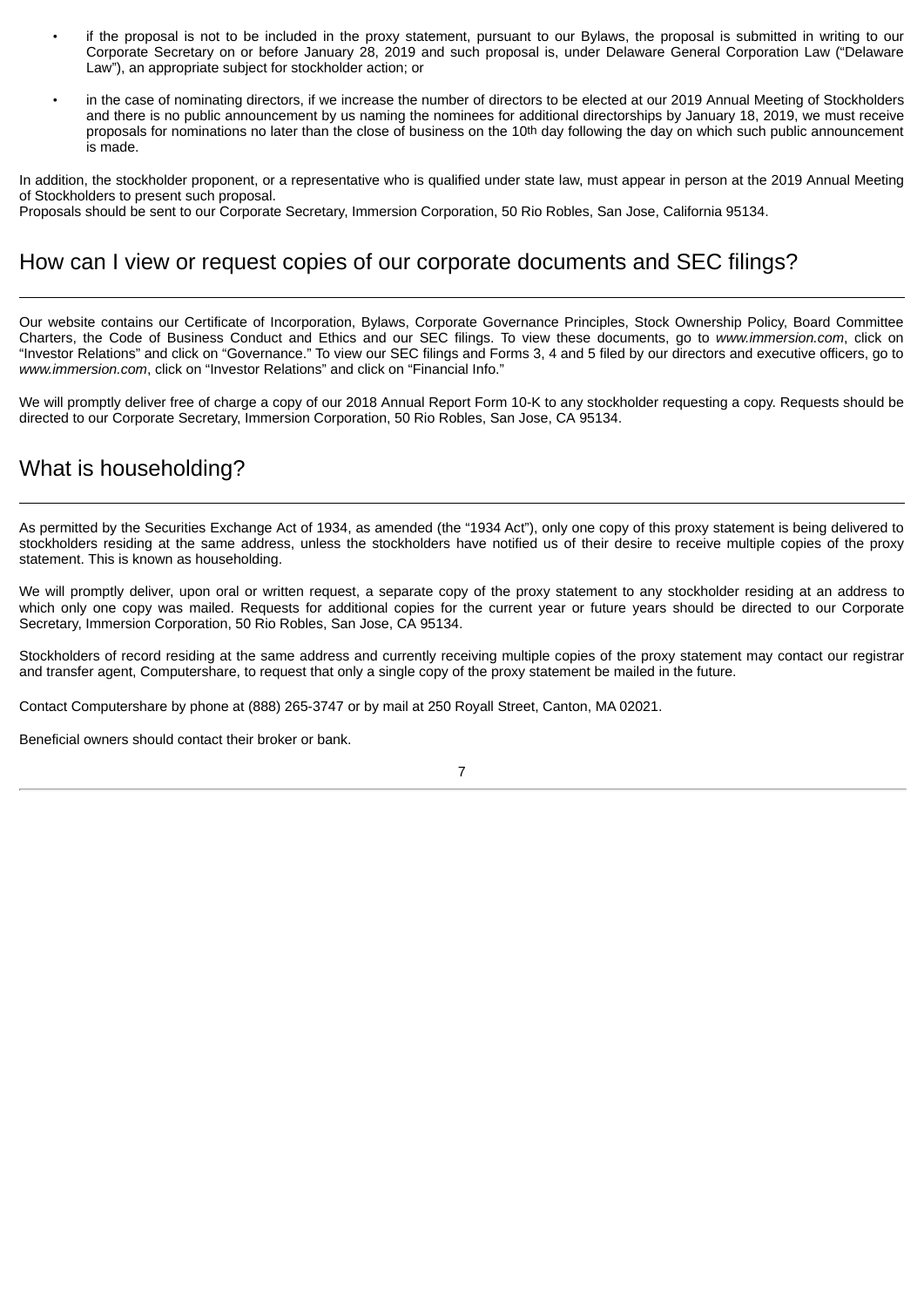- if the proposal is not to be included in the proxy statement, pursuant to our Bylaws, the proposal is submitted in writing to our Corporate Secretary on or before January 28, 2019 and such proposal is, under Delaware General Corporation Law ("Delaware Law"), an appropriate subject for stockholder action; or
- in the case of nominating directors, if we increase the number of directors to be elected at our 2019 Annual Meeting of Stockholders and there is no public announcement by us naming the nominees for additional directorships by January 18, 2019, we must receive proposals for nominations no later than the close of business on the 10th day following the day on which such public announcement is made.

In addition, the stockholder proponent, or a representative who is qualified under state law, must appear in person at the 2019 Annual Meeting of Stockholders to present such proposal.
Proposals should be sent to our Corporate Secretary, Immersion Corporation, 50 Rio Robles, San Jose, California 95134.

## How can I view or request copies of our corporate documents and SEC filings?

Our website contains our Certificate of Incorporation, Bylaws, Corporate Governance Principles, Stock Ownership Policy, Board Committee Charters, the Code of Business Conduct and Ethics and our SEC filings. To view these documents, go to *www.immersion.com*, click on "Investor Relations" and click on "Governance." To view our SEC filings and Forms 3, 4 and 5 filed by our directors and executive officers, go to *www.immersion.com*, click on "Investor Relations" and click on "Financial Info."

We will promptly deliver free of charge a copy of our 2018 Annual Report Form 10-K to any stockholder requesting a copy. Requests should be directed to our Corporate Secretary, Immersion Corporation, 50 Rio Robles, San Jose, CA 95134.

## What is householding?

As permitted by the Securities Exchange Act of 1934, as amended (the "1934 Act"), only one copy of this proxy statement is being delivered to stockholders residing at the same address, unless the stockholders have notified us of their desire to receive multiple copies of the proxy statement. This is known as householding.

We will promptly deliver, upon oral or written request, a separate copy of the proxy statement to any stockholder residing at an address to which only one copy was mailed. Requests for additional copies for the current year or future years should be directed to our Corporate Secretary, Immersion Corporation, 50 Rio Robles, San Jose, CA 95134.

Stockholders of record residing at the same address and currently receiving multiple copies of the proxy statement may contact our registrar and transfer agent, Computershare, to request that only a single copy of the proxy statement be mailed in the future.

Contact Computershare by phone at (888) 265-3747 or by mail at 250 Royall Street, Canton, MA 02021.

Beneficial owners should contact their broker or bank.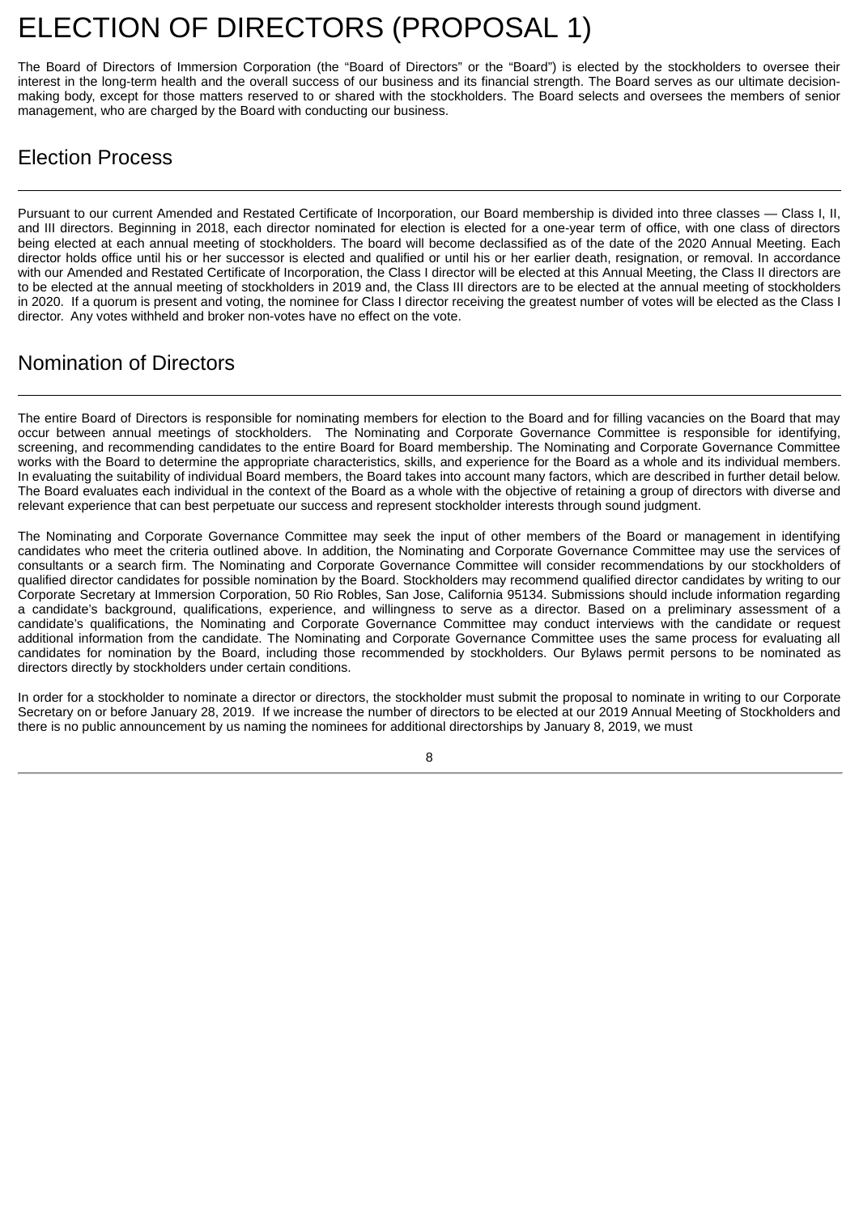# ELECTION OF DIRECTORS (PROPOSAL 1)

The Board of Directors of Immersion Corporation (the "Board of Directors" or the "Board") is elected by the stockholders to oversee their interest in the long-term health and the overall success of our business and its financial strength. The Board serves as our ultimate decision-making body, except for those matters reserved to or shared with the stockholders. The Board selects and oversees the members of senior management, who are charged by the Board with conducting our business.

## Election Process

Pursuant to our current Amended and Restated Certificate of Incorporation, our Board membership is divided into three classes — Class I, II, and III directors. Beginning in 2018, each director nominated for election is elected for a one-year term of office, with one class of directors being elected at each annual meeting of stockholders. The board will become declassified as of the date of the 2020 Annual Meeting. Each director holds office until his or her successor is elected and qualified or until his or her earlier death, resignation, or removal. In accordance with our Amended and Restated Certificate of Incorporation, the Class I director will be elected at this Annual Meeting, the Class II directors are to be elected at the annual meeting of stockholders in 2019 and, the Class III directors are to be elected at the annual meeting of stockholders in 2020. If a quorum is present and voting, the nominee for Class I director receiving the greatest number of votes will be elected as the Class I director. Any votes withheld and broker non-votes have no effect on the vote.

## Nomination of Directors

The entire Board of Directors is responsible for nominating members for election to the Board and for filling vacancies on the Board that may occur between annual meetings of stockholders. The Nominating and Corporate Governance Committee is responsible for identifying, screening, and recommending candidates to the entire Board for Board membership. The Nominating and Corporate Governance Committee works with the Board to determine the appropriate characteristics, skills, and experience for the Board as a whole and its individual members. In evaluating the suitability of individual Board members, the Board takes into account many factors, which are described in further detail below. The Board evaluates each individual in the context of the Board as a whole with the objective of retaining a group of directors with diverse and relevant experience that can best perpetuate our success and represent stockholder interests through sound judgment.

The Nominating and Corporate Governance Committee may seek the input of other members of the Board or management in identifying candidates who meet the criteria outlined above. In addition, the Nominating and Corporate Governance Committee may use the services of consultants or a search firm. The Nominating and Corporate Governance Committee will consider recommendations by our stockholders of qualified director candidates for possible nomination by the Board. Stockholders may recommend qualified director candidates by writing to our Corporate Secretary at Immersion Corporation, 50 Rio Robles, San Jose, California 95134. Submissions should include information regarding a candidate's background, qualifications, experience, and willingness to serve as a director. Based on a preliminary assessment of a candidate's qualifications, the Nominating and Corporate Governance Committee may conduct interviews with the candidate or request additional information from the candidate. The Nominating and Corporate Governance Committee uses the same process for evaluating all candidates for nomination by the Board, including those recommended by stockholders. Our Bylaws permit persons to be nominated as directors directly by stockholders under certain conditions.

In order for a stockholder to nominate a director or directors, the stockholder must submit the proposal to nominate in writing to our Corporate Secretary on or before January 28, 2019. If we increase the number of directors to be elected at our 2019 Annual Meeting of Stockholders and there is no public announcement by us naming the nominees for additional directorships by January 8, 2019, we must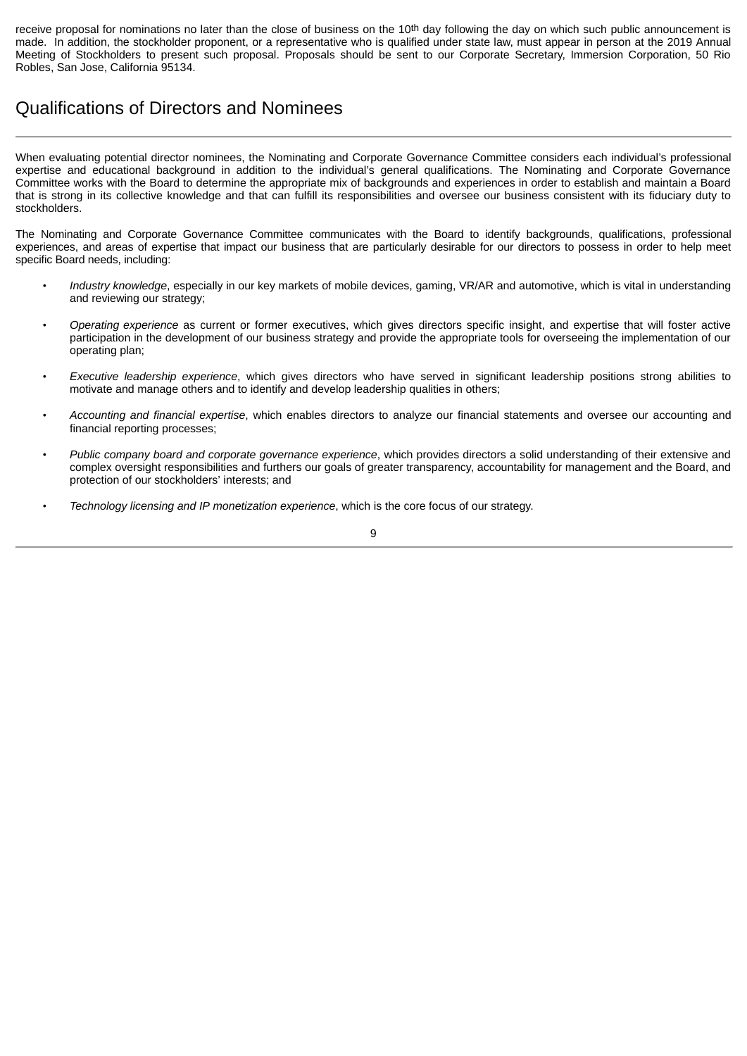receive proposal for nominations no later than the close of business on the 10th day following the day on which such public announcement is made. In addition, the stockholder proponent, or a representative who is qualified under state law, must appear in person at the 2019 Annual Meeting of Stockholders to present such proposal. Proposals should be sent to our Corporate Secretary, Immersion Corporation, 50 Rio Robles, San Jose, California 95134.

## Qualifications of Directors and Nominees

When evaluating potential director nominees, the Nominating and Corporate Governance Committee considers each individual's professional expertise and educational background in addition to the individual's general qualifications. The Nominating and Corporate Governance Committee works with the Board to determine the appropriate mix of backgrounds and experiences in order to establish and maintain a Board that is strong in its collective knowledge and that can fulfill its responsibilities and oversee our business consistent with its fiduciary duty to stockholders.

The Nominating and Corporate Governance Committee communicates with the Board to identify backgrounds, qualifications, professional experiences, and areas of expertise that impact our business that are particularly desirable for our directors to possess in order to help meet specific Board needs, including:

- *Industry knowledge*, especially in our key markets of mobile devices, gaming, VR/AR and automotive, which is vital in understanding and reviewing our strategy;
- *Operating experience* as current or former executives, which gives directors specific insight, and expertise that will foster active participation in the development of our business strategy and provide the appropriate tools for overseeing the implementation of our operating plan;
- *Executive leadership experience*, which gives directors who have served in significant leadership positions strong abilities to motivate and manage others and to identify and develop leadership qualities in others;
- *Accounting and financial expertise*, which enables directors to analyze our financial statements and oversee our accounting and financial reporting processes;
- *Public company board and corporate governance experience*, which provides directors a solid understanding of their extensive and complex oversight responsibilities and furthers our goals of greater transparency, accountability for management and the Board, and protection of our stockholders' interests; and
- *Technology licensing and IP monetization experience*, which is the core focus of our strategy.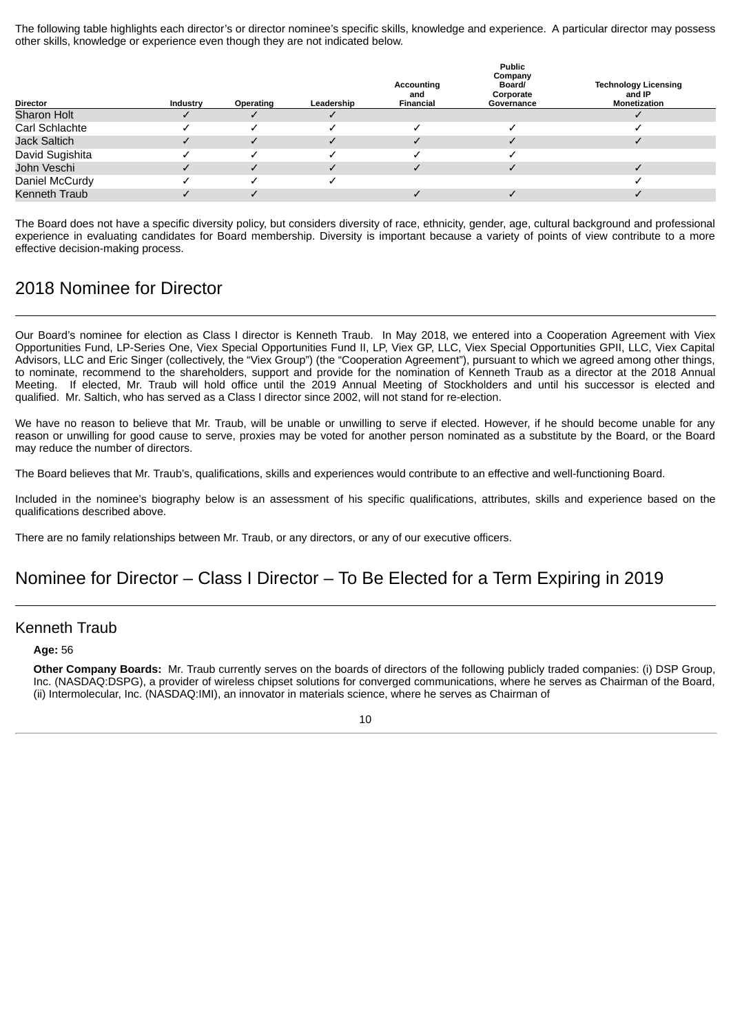The following table highlights each director's or director nominee's specific skills, knowledge and experience. A particular director may possess other skills, knowledge or experience even though they are not indicated below.

| Director | Industry | Operating | Leadership | Accounting and Financial | Public Company Board/ Corporate Governance | Technology Licensing and IP Monetization |
|---|---|---|---|---|---|---|
| Sharon Holt | ✓ | ✓ | ✓ | | | ✓ |
| Carl Schlachte | ✓ | ✓ | ✓ | ✓ | ✓ | ✓ |
| Jack Saltich | ✓ | ✓ | ✓ | ✓ | ✓ | ✓ |
| David Sugishita | ✓ | ✓ | ✓ | ✓ | ✓ | |
| John Veschi | ✓ | ✓ | ✓ | ✓ | ✓ | ✓ |
| Daniel McCurdy | ✓ | ✓ | ✓ | | | ✓ |
| Kenneth Traub | ✓ | ✓ | | ✓ | ✓ | ✓ |

The Board does not have a specific diversity policy, but considers diversity of race, ethnicity, gender, age, cultural background and professional experience in evaluating candidates for Board membership. Diversity is important because a variety of points of view contribute to a more effective decision-making process.

## 2018 Nominee for Director

Our Board's nominee for election as Class I director is Kenneth Traub. In May 2018, we entered into a Cooperation Agreement with Viex Opportunities Fund, LP-Series One, Viex Special Opportunities Fund II, LP, Viex GP, LLC, Viex Special Opportunities GPII, LLC, Viex Capital Advisors, LLC and Eric Singer (collectively, the "Viex Group") (the "Cooperation Agreement"), pursuant to which we agreed among other things, to nominate, recommend to the shareholders, support and provide for the nomination of Kenneth Traub as a director at the 2018 Annual Meeting. If elected, Mr. Traub will hold office until the 2019 Annual Meeting of Stockholders and until his successor is elected and qualified. Mr. Saltich, who has served as a Class I director since 2002, will not stand for re-election.

We have no reason to believe that Mr. Traub, will be unable or unwilling to serve if elected. However, if he should become unable for any reason or unwilling for good cause to serve, proxies may be voted for another person nominated as a substitute by the Board, or the Board may reduce the number of directors.

The Board believes that Mr. Traub's, qualifications, skills and experiences would contribute to an effective and well-functioning Board.

Included in the nominee's biography below is an assessment of his specific qualifications, attributes, skills and experience based on the qualifications described above.

There are no family relationships between Mr. Traub, or any directors, or any of our executive officers.

## Nominee for Director – Class I Director – To Be Elected for a Term Expiring in 2019

### Kenneth Traub

**Age:** 56

**Other Company Boards:** Mr. Traub currently serves on the boards of directors of the following publicly traded companies: (i) DSP Group, Inc. (NASDAQ:DSPG), a provider of wireless chipset solutions for converged communications, where he serves as Chairman of the Board, (ii) Intermolecular, Inc. (NASDAQ:IMI), an innovator in materials science, where he serves as Chairman of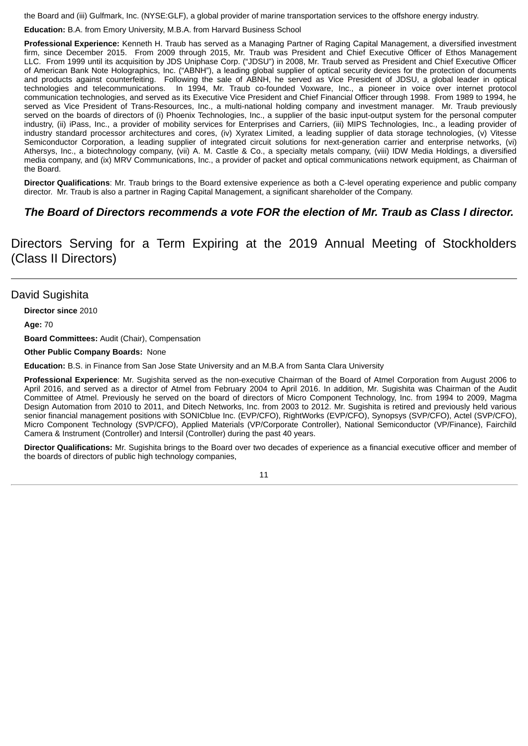the Board and (iii) Gulfmark, Inc. (NYSE:GLF), a global provider of marine transportation services to the offshore energy industry.

**Education:** B.A. from Emory University, M.B.A. from Harvard Business School

**Professional Experience:** Kenneth H. Traub has served as a Managing Partner of Raging Capital Management, a diversified investment firm, since December 2015. From 2009 through 2015, Mr. Traub was President and Chief Executive Officer of Ethos Management LLC. From 1999 until its acquisition by JDS Uniphase Corp. ("JDSU") in 2008, Mr. Traub served as President and Chief Executive Officer of American Bank Note Holographics, Inc. ("ABNH"), a leading global supplier of optical security devices for the protection of documents and products against counterfeiting. Following the sale of ABNH, he served as Vice President of JDSU, a global leader in optical technologies and telecommunications. In 1994, Mr. Traub co-founded Voxware, Inc., a pioneer in voice over internet protocol communication technologies, and served as its Executive Vice President and Chief Financial Officer through 1998. From 1989 to 1994, he served as Vice President of Trans-Resources, Inc., a multi-national holding company and investment manager. Mr. Traub previously served on the boards of directors of (i) Phoenix Technologies, Inc., a supplier of the basic input-output system for the personal computer industry, (ii) iPass, Inc., a provider of mobility services for Enterprises and Carriers, (iii) MIPS Technologies, Inc., a leading provider of industry standard processor architectures and cores, (iv) Xyratex Limited, a leading supplier of data storage technologies, (v) Vitesse Semiconductor Corporation, a leading supplier of integrated circuit solutions for next-generation carrier and enterprise networks, (vi) Athersys, Inc., a biotechnology company, (vii) A. M. Castle & Co., a specialty metals company, (viii) IDW Media Holdings, a diversified media company, and (ix) MRV Communications, Inc., a provider of packet and optical communications network equipment, as Chairman of the Board.

**Director Qualifications**: Mr. Traub brings to the Board extensive experience as both a C-level operating experience and public company director. Mr. Traub is also a partner in Raging Capital Management, a significant shareholder of the Company.

***The Board of Directors recommends a vote FOR the election of Mr. Traub as Class I director.***

## Directors Serving for a Term Expiring at the 2019 Annual Meeting of Stockholders (Class II Directors)

### David Sugishita

**Director since** 2010

**Age:** 70

**Board Committees:** Audit (Chair), Compensation

**Other Public Company Boards:** None

**Education:** B.S. in Finance from San Jose State University and an M.B.A from Santa Clara University

**Professional Experience**: Mr. Sugishita served as the non-executive Chairman of the Board of Atmel Corporation from August 2006 to April 2016, and served as a director of Atmel from February 2004 to April 2016. In addition, Mr. Sugishita was Chairman of the Audit Committee of Atmel. Previously he served on the board of directors of Micro Component Technology, Inc. from 1994 to 2009, Magma Design Automation from 2010 to 2011, and Ditech Networks, Inc. from 2003 to 2012. Mr. Sugishita is retired and previously held various senior financial management positions with SONICblue Inc. (EVP/CFO), RightWorks (EVP/CFO), Synopsys (SVP/CFO), Actel (SVP/CFO), Micro Component Technology (SVP/CFO), Applied Materials (VP/Corporate Controller), National Semiconductor (VP/Finance), Fairchild Camera & Instrument (Controller) and Intersil (Controller) during the past 40 years.

**Director Qualifications:** Mr. Sugishita brings to the Board over two decades of experience as a financial executive officer and member of the boards of directors of public high technology companies,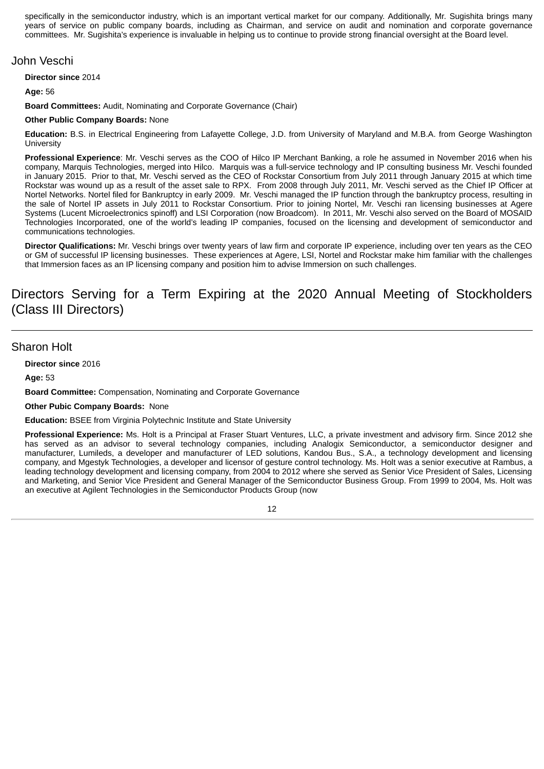specifically in the semiconductor industry, which is an important vertical market for our company. Additionally, Mr. Sugishita brings many years of service on public company boards, including as Chairman, and service on audit and nomination and corporate governance committees. Mr. Sugishita's experience is invaluable in helping us to continue to provide strong financial oversight at the Board level.

### John Veschi

**Director since** 2014

**Age:** 56

**Board Committees:** Audit, Nominating and Corporate Governance (Chair)

**Other Public Company Boards:** None

**Education:** B.S. in Electrical Engineering from Lafayette College, J.D. from University of Maryland and M.B.A. from George Washington University

**Professional Experience**: Mr. Veschi serves as the COO of Hilco IP Merchant Banking, a role he assumed in November 2016 when his company, Marquis Technologies, merged into Hilco. Marquis was a full-service technology and IP consulting business Mr. Veschi founded in January 2015. Prior to that, Mr. Veschi served as the CEO of Rockstar Consortium from July 2011 through January 2015 at which time Rockstar was wound up as a result of the asset sale to RPX. From 2008 through July 2011, Mr. Veschi served as the Chief IP Officer at Nortel Networks. Nortel filed for Bankruptcy in early 2009. Mr. Veschi managed the IP function through the bankruptcy process, resulting in the sale of Nortel IP assets in July 2011 to Rockstar Consortium. Prior to joining Nortel, Mr. Veschi ran licensing businesses at Agere Systems (Lucent Microelectronics spinoff) and LSI Corporation (now Broadcom). In 2011, Mr. Veschi also served on the Board of MOSAID Technologies Incorporated, one of the world's leading IP companies, focused on the licensing and development of semiconductor and communications technologies.

**Director Qualifications:** Mr. Veschi brings over twenty years of law firm and corporate IP experience, including over ten years as the CEO or GM of successful IP licensing businesses. These experiences at Agere, LSI, Nortel and Rockstar make him familiar with the challenges that Immersion faces as an IP licensing company and position him to advise Immersion on such challenges.

## Directors Serving for a Term Expiring at the 2020 Annual Meeting of Stockholders (Class III Directors)

### Sharon Holt

**Director since** 2016

**Age:** 53

**Board Committee:** Compensation, Nominating and Corporate Governance

**Other Pubic Company Boards:** None

**Education:** BSEE from Virginia Polytechnic Institute and State University

**Professional Experience:** Ms. Holt is a Principal at Fraser Stuart Ventures, LLC, a private investment and advisory firm. Since 2012 she has served as an advisor to several technology companies, including Analogix Semiconductor, a semiconductor designer and manufacturer, Lumileds, a developer and manufacturer of LED solutions, Kandou Bus., S.A., a technology development and licensing company, and Mgestyk Technologies, a developer and licensor of gesture control technology. Ms. Holt was a senior executive at Rambus, a leading technology development and licensing company, from 2004 to 2012 where she served as Senior Vice President of Sales, Licensing and Marketing, and Senior Vice President and General Manager of the Semiconductor Business Group. From 1999 to 2004, Ms. Holt was an executive at Agilent Technologies in the Semiconductor Products Group (now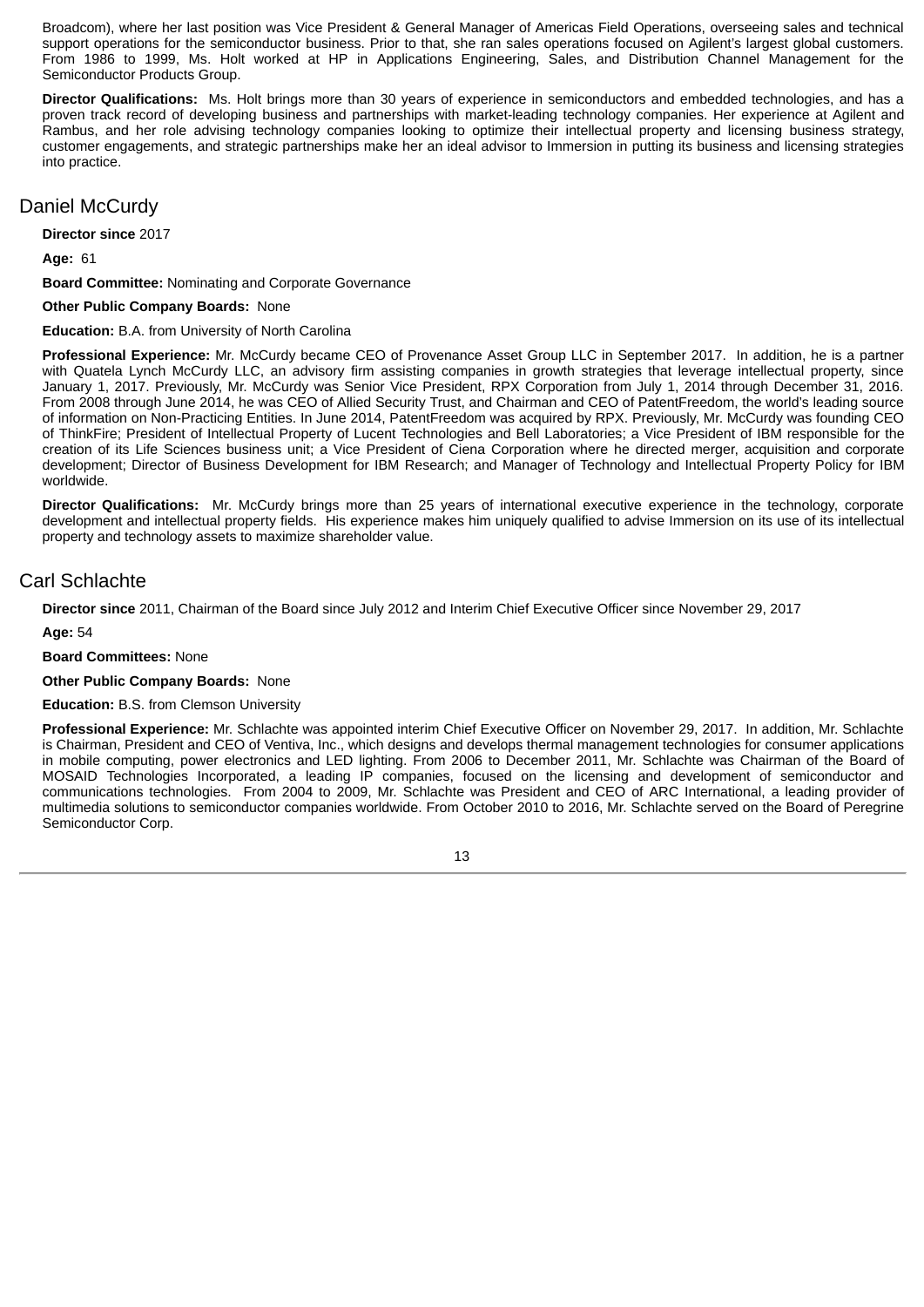Broadcom), where her last position was Vice President & General Manager of Americas Field Operations, overseeing sales and technical support operations for the semiconductor business. Prior to that, she ran sales operations focused on Agilent's largest global customers. From 1986 to 1999, Ms. Holt worked at HP in Applications Engineering, Sales, and Distribution Channel Management for the Semiconductor Products Group.

**Director Qualifications:** Ms. Holt brings more than 30 years of experience in semiconductors and embedded technologies, and has a proven track record of developing business and partnerships with market-leading technology companies. Her experience at Agilent and Rambus, and her role advising technology companies looking to optimize their intellectual property and licensing business strategy, customer engagements, and strategic partnerships make her an ideal advisor to Immersion in putting its business and licensing strategies into practice.

## Daniel McCurdy

**Director since** 2017

**Age:** 61

**Board Committee:** Nominating and Corporate Governance

**Other Public Company Boards:** None

**Education:** B.A. from University of North Carolina

**Professional Experience:** Mr. McCurdy became CEO of Provenance Asset Group LLC in September 2017. In addition, he is a partner with Quatela Lynch McCurdy LLC, an advisory firm assisting companies in growth strategies that leverage intellectual property, since January 1, 2017. Previously, Mr. McCurdy was Senior Vice President, RPX Corporation from July 1, 2014 through December 31, 2016. From 2008 through June 2014, he was CEO of Allied Security Trust, and Chairman and CEO of PatentFreedom, the world's leading source of information on Non-Practicing Entities. In June 2014, PatentFreedom was acquired by RPX. Previously, Mr. McCurdy was founding CEO of ThinkFire; President of Intellectual Property of Lucent Technologies and Bell Laboratories; a Vice President of IBM responsible for the creation of its Life Sciences business unit; a Vice President of Ciena Corporation where he directed merger, acquisition and corporate development; Director of Business Development for IBM Research; and Manager of Technology and Intellectual Property Policy for IBM worldwide.

**Director Qualifications:** Mr. McCurdy brings more than 25 years of international executive experience in the technology, corporate development and intellectual property fields. His experience makes him uniquely qualified to advise Immersion on its use of its intellectual property and technology assets to maximize shareholder value.

## Carl Schlachte

**Director since** 2011, Chairman of the Board since July 2012 and Interim Chief Executive Officer since November 29, 2017

**Age:** 54

**Board Committees:** None

**Other Public Company Boards:** None

**Education:** B.S. from Clemson University

**Professional Experience:** Mr. Schlachte was appointed interim Chief Executive Officer on November 29, 2017. In addition, Mr. Schlachte is Chairman, President and CEO of Ventiva, Inc., which designs and develops thermal management technologies for consumer applications in mobile computing, power electronics and LED lighting. From 2006 to December 2011, Mr. Schlachte was Chairman of the Board of MOSAID Technologies Incorporated, a leading IP companies, focused on the licensing and development of semiconductor and communications technologies. From 2004 to 2009, Mr. Schlachte was President and CEO of ARC International, a leading provider of multimedia solutions to semiconductor companies worldwide. From October 2010 to 2016, Mr. Schlachte served on the Board of Peregrine Semiconductor Corp.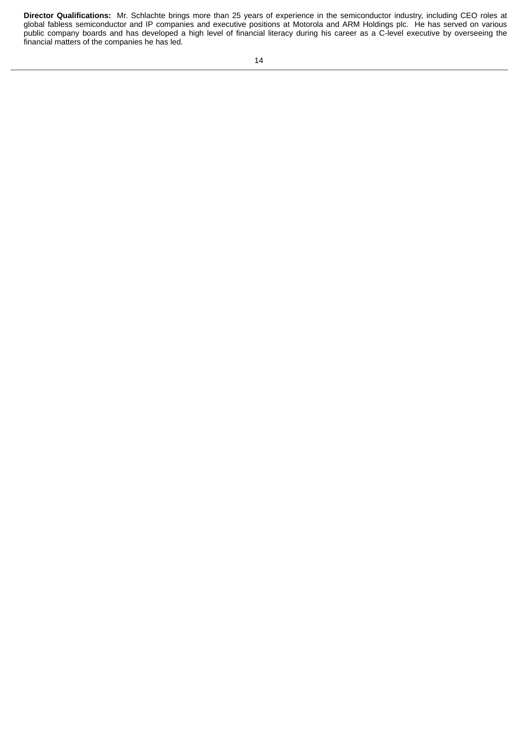**Director Qualifications:** Mr. Schlachte brings more than 25 years of experience in the semiconductor industry, including CEO roles at global fabless semiconductor and IP companies and executive positions at Motorola and ARM Holdings plc. He has served on various public company boards and has developed a high level of financial literacy during his career as a C-level executive by overseeing the financial matters of the companies he has led.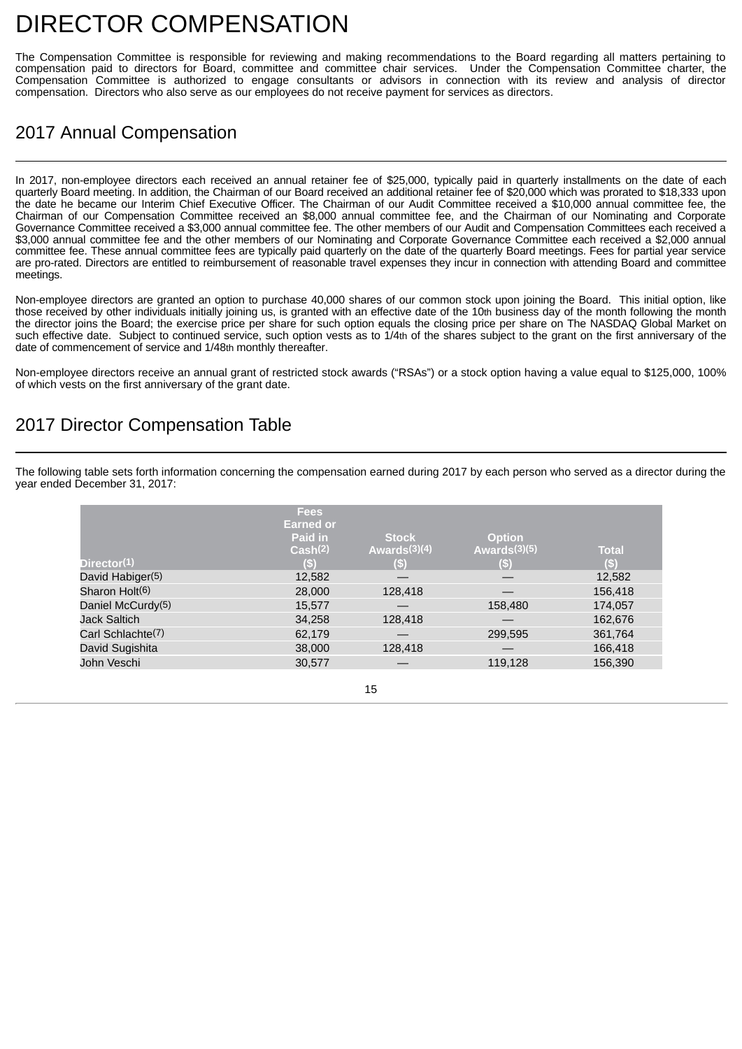# DIRECTOR COMPENSATION

The Compensation Committee is responsible for reviewing and making recommendations to the Board regarding all matters pertaining to compensation paid to directors for Board, committee and committee chair services. Under the Compensation Committee charter, the Compensation Committee is authorized to engage consultants or advisors in connection with its review and analysis of director compensation. Directors who also serve as our employees do not receive payment for services as directors.

## 2017 Annual Compensation

In 2017, non-employee directors each received an annual retainer fee of $25,000, typically paid in quarterly installments on the date of each quarterly Board meeting. In addition, the Chairman of our Board received an additional retainer fee of $20,000 which was prorated to $18,333 upon the date he became our Interim Chief Executive Officer. The Chairman of our Audit Committee received a $10,000 annual committee fee, the Chairman of our Compensation Committee received an $8,000 annual committee fee, and the Chairman of our Nominating and Corporate Governance Committee received a $3,000 annual committee fee. The other members of our Audit and Compensation Committees each received a $3,000 annual committee fee and the other members of our Nominating and Corporate Governance Committee each received a $2,000 annual committee fee. These annual committee fees are typically paid quarterly on the date of the quarterly Board meetings. Fees for partial year service are pro-rated. Directors are entitled to reimbursement of reasonable travel expenses they incur in connection with attending Board and committee meetings.

Non-employee directors are granted an option to purchase 40,000 shares of our common stock upon joining the Board. This initial option, like those received by other individuals initially joining us, is granted with an effective date of the 10th business day of the month following the month the director joins the Board; the exercise price per share for such option equals the closing price per share on The NASDAQ Global Market on such effective date. Subject to continued service, such option vests as to 1/4th of the shares subject to the grant on the first anniversary of the date of commencement of service and 1/48th monthly thereafter.

Non-employee directors receive an annual grant of restricted stock awards ("RSAs") or a stock option having a value equal to $125,000, 100% of which vests on the first anniversary of the grant date.

## 2017 Director Compensation Table

The following table sets forth information concerning the compensation earned during 2017 by each person who served as a director during the year ended December 31, 2017:

| Director[1] | Fees Earned or Paid in Cash[2] ($) | Stock Awards[3][4] ($) | Option Awards[3][5] ($) | Total ($) |
|---|---|---|---|---|
| David Habiger[5] | 12,582 | — | — | 12,582 |
| Sharon Holt[6] | 28,000 | 128,418 | — | 156,418 |
| Daniel McCurdy[5] | 15,577 | — | 158,480 | 174,057 |
| Jack Saltich | 34,258 | 128,418 | — | 162,676 |
| Carl Schlachte[7] | 62,179 | — | 299,595 | 361,764 |
| David Sugishita | 38,000 | 128,418 | — | 166,418 |
| John Veschi | 30,577 | — | 119,128 | 156,390 |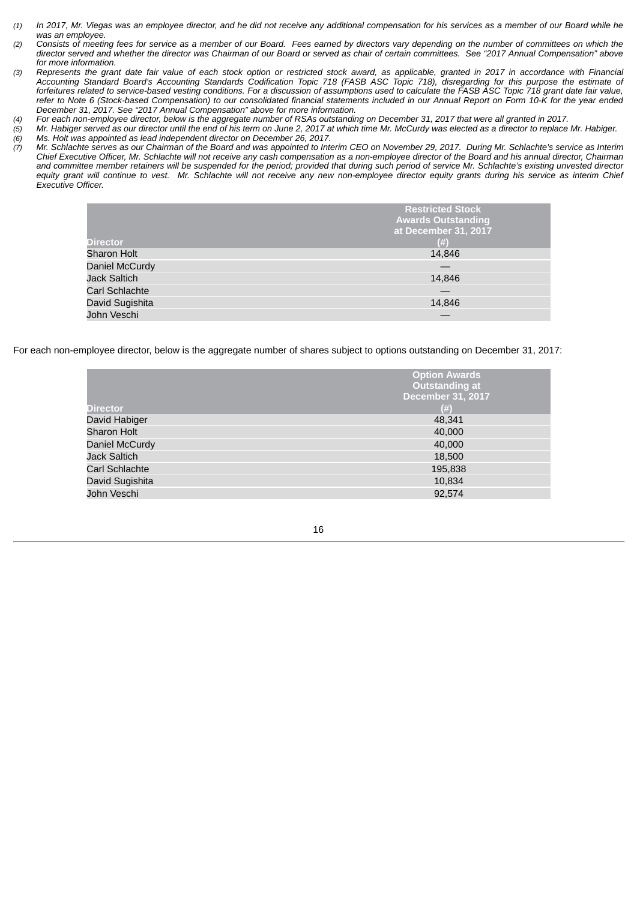*(1) In 2017, Mr. Viegas was an employee director, and he did not receive any additional compensation for his services as a member of our Board while he was an employee.*

*(2) Consists of meeting fees for service as a member of our Board. Fees earned by directors vary depending on the number of committees on which the director served and whether the director was Chairman of our Board or served as chair of certain committees. See "2017 Annual Compensation" above for more information.*

*(3) Represents the grant date fair value of each stock option or restricted stock award, as applicable, granted in 2017 in accordance with Financial Accounting Standard Board's Accounting Standards Codification Topic 718 (FASB ASC Topic 718), disregarding for this purpose the estimate of forfeitures related to service-based vesting conditions. For a discussion of assumptions used to calculate the FASB ASC Topic 718 grant date fair value, refer to Note 6 (Stock-based Compensation) to our consolidated financial statements included in our Annual Report on Form 10-K for the year ended December 31, 2017. See "2017 Annual Compensation" above for more information.*

*(4) For each non-employee director, below is the aggregate number of RSAs outstanding on December 31, 2017 that were all granted in 2017.*

*(5) Mr. Habiger served as our director until the end of his term on June 2, 2017 at which time Mr. McCurdy was elected as a director to replace Mr. Habiger.*

*(6) Ms. Holt was appointed as lead independent director on December 26, 2017.*

*(7) Mr. Schlachte serves as our Chairman of the Board and was appointed to Interim CEO on November 29, 2017. During Mr. Schlachte's service as Interim Chief Executive Officer, Mr. Schlachte will not receive any cash compensation as a non-employee director of the Board and his annual director, Chairman and committee member retainers will be suspended for the period; provided that during such period of service Mr. Schlachte's existing unvested director equity grant will continue to vest. Mr. Schlachte will not receive any new non-employee director equity grants during his service as interim Chief Executive Officer.*

| Director | Restricted Stock Awards Outstanding at December 31, 2017 (#) |
|---|---|
| Sharon Holt | 14,846 |
| Daniel McCurdy | — |
| Jack Saltich | 14,846 |
| Carl Schlachte | — |
| David Sugishita | 14,846 |
| John Veschi | — |

For each non-employee director, below is the aggregate number of shares subject to options outstanding on December 31, 2017:

| Director | Option Awards Outstanding at December 31, 2017 (#) |
|---|---|
| David Habiger | 48,341 |
| Sharon Holt | 40,000 |
| Daniel McCurdy | 40,000 |
| Jack Saltich | 18,500 |
| Carl Schlachte | 195,838 |
| David Sugishita | 10,834 |
| John Veschi | 92,574 |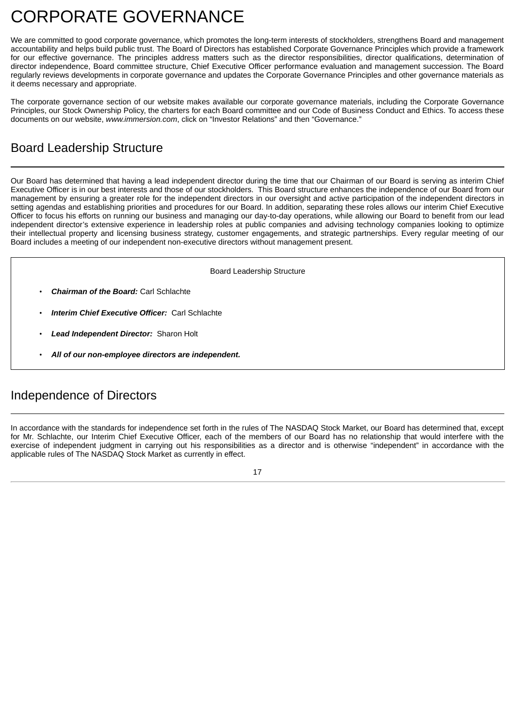# CORPORATE GOVERNANCE

We are committed to good corporate governance, which promotes the long-term interests of stockholders, strengthens Board and management accountability and helps build public trust. The Board of Directors has established Corporate Governance Principles which provide a framework for our effective governance. The principles address matters such as the director responsibilities, director qualifications, determination of director independence, Board committee structure, Chief Executive Officer performance evaluation and management succession. The Board regularly reviews developments in corporate governance and updates the Corporate Governance Principles and other governance materials as it deems necessary and appropriate.

The corporate governance section of our website makes available our corporate governance materials, including the Corporate Governance Principles, our Stock Ownership Policy, the charters for each Board committee and our Code of Business Conduct and Ethics. To access these documents on our website, *www.immersion.com*, click on "Investor Relations" and then "Governance."

## Board Leadership Structure

Our Board has determined that having a lead independent director during the time that our Chairman of our Board is serving as interim Chief Executive Officer is in our best interests and those of our stockholders. This Board structure enhances the independence of our Board from our management by ensuring a greater role for the independent directors in our oversight and active participation of the independent directors in setting agendas and establishing priorities and procedures for our Board. In addition, separating these roles allows our interim Chief Executive Officer to focus his efforts on running our business and managing our day-to-day operations, while allowing our Board to benefit from our lead independent director's extensive experience in leadership roles at public companies and advising technology companies looking to optimize their intellectual property and licensing business strategy, customer engagements, and strategic partnerships. Every regular meeting of our Board includes a meeting of our independent non-executive directors without management present.

Board Leadership Structure

- ***Chairman of the Board:*** Carl Schlachte
- ***Interim Chief Executive Officer:*** Carl Schlachte
- ***Lead Independent Director:*** Sharon Holt
- ***All of our non-employee directors are independent.***

## Independence of Directors

In accordance with the standards for independence set forth in the rules of The NASDAQ Stock Market, our Board has determined that, except for Mr. Schlachte, our Interim Chief Executive Officer, each of the members of our Board has no relationship that would interfere with the exercise of independent judgment in carrying out his responsibilities as a director and is otherwise "independent" in accordance with the applicable rules of The NASDAQ Stock Market as currently in effect.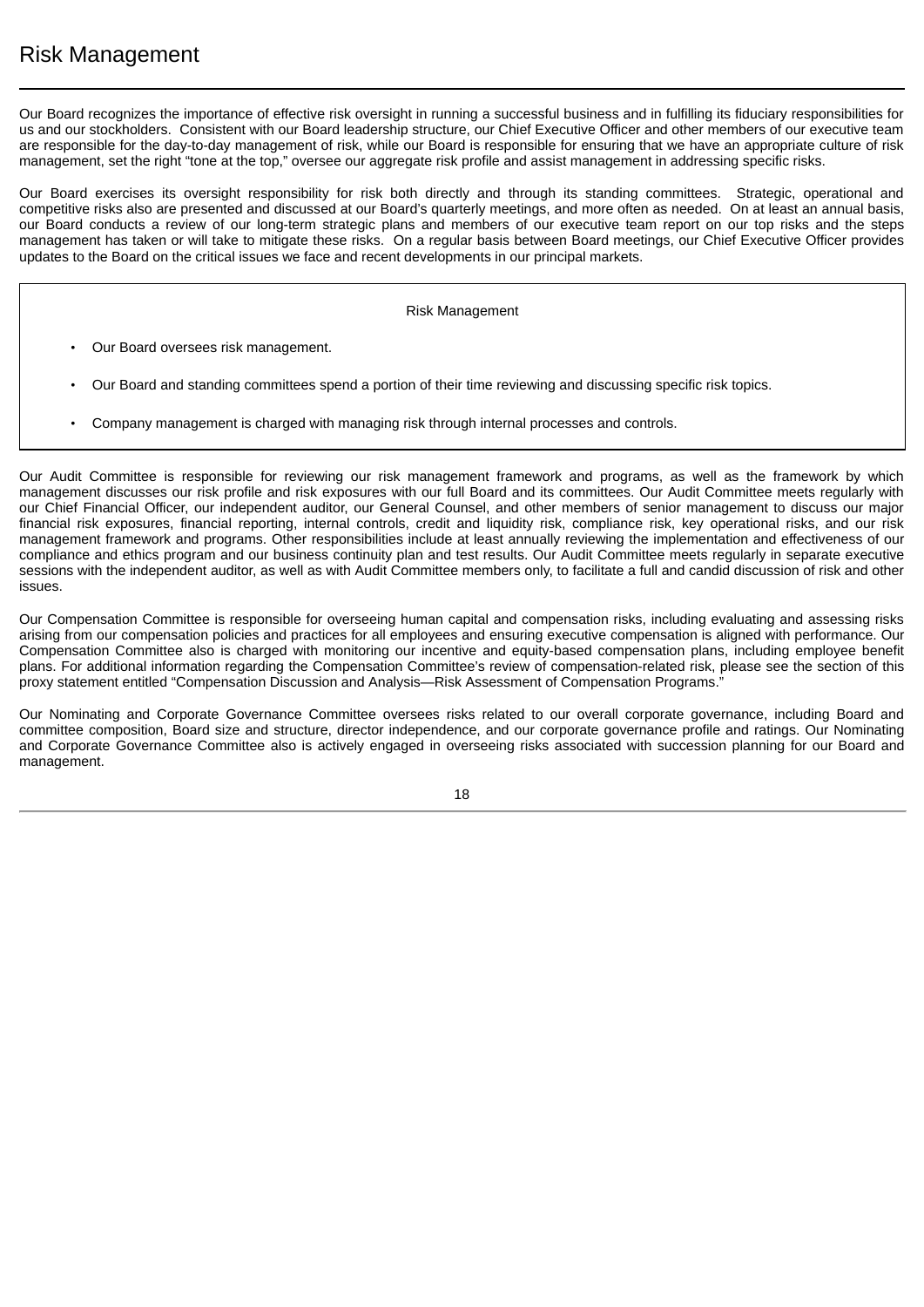# Risk Management

Our Board recognizes the importance of effective risk oversight in running a successful business and in fulfilling its fiduciary responsibilities for us and our stockholders. Consistent with our Board leadership structure, our Chief Executive Officer and other members of our executive team are responsible for the day-to-day management of risk, while our Board is responsible for ensuring that we have an appropriate culture of risk management, set the right "tone at the top," oversee our aggregate risk profile and assist management in addressing specific risks.

Our Board exercises its oversight responsibility for risk both directly and through its standing committees. Strategic, operational and competitive risks also are presented and discussed at our Board's quarterly meetings, and more often as needed. On at least an annual basis, our Board conducts a review of our long-term strategic plans and members of our executive team report on our top risks and the steps management has taken or will take to mitigate these risks. On a regular basis between Board meetings, our Chief Executive Officer provides updates to the Board on the critical issues we face and recent developments in our principal markets.

Risk Management

- Our Board oversees risk management.
- Our Board and standing committees spend a portion of their time reviewing and discussing specific risk topics.
- Company management is charged with managing risk through internal processes and controls.

Our Audit Committee is responsible for reviewing our risk management framework and programs, as well as the framework by which management discusses our risk profile and risk exposures with our full Board and its committees. Our Audit Committee meets regularly with our Chief Financial Officer, our independent auditor, our General Counsel, and other members of senior management to discuss our major financial risk exposures, financial reporting, internal controls, credit and liquidity risk, compliance risk, key operational risks, and our risk management framework and programs. Other responsibilities include at least annually reviewing the implementation and effectiveness of our compliance and ethics program and our business continuity plan and test results. Our Audit Committee meets regularly in separate executive sessions with the independent auditor, as well as with Audit Committee members only, to facilitate a full and candid discussion of risk and other issues.

Our Compensation Committee is responsible for overseeing human capital and compensation risks, including evaluating and assessing risks arising from our compensation policies and practices for all employees and ensuring executive compensation is aligned with performance. Our Compensation Committee also is charged with monitoring our incentive and equity-based compensation plans, including employee benefit plans. For additional information regarding the Compensation Committee's review of compensation-related risk, please see the section of this proxy statement entitled "Compensation Discussion and Analysis—Risk Assessment of Compensation Programs."

Our Nominating and Corporate Governance Committee oversees risks related to our overall corporate governance, including Board and committee composition, Board size and structure, director independence, and our corporate governance profile and ratings. Our Nominating and Corporate Governance Committee also is actively engaged in overseeing risks associated with succession planning for our Board and management.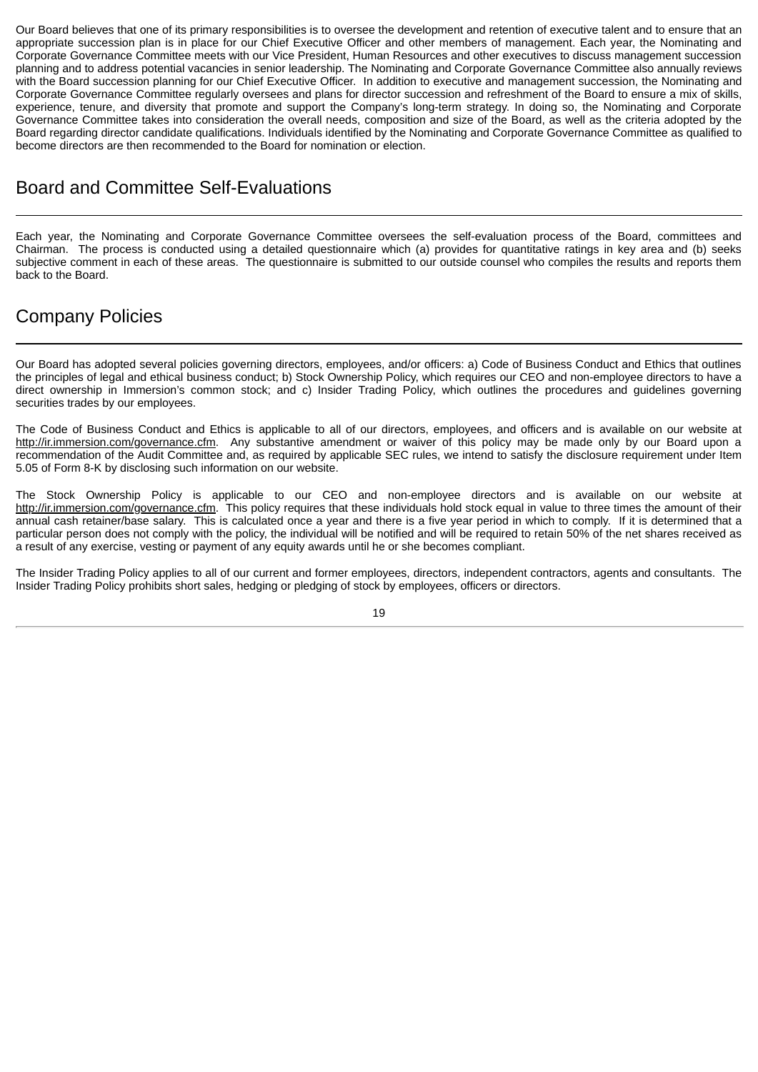Our Board believes that one of its primary responsibilities is to oversee the development and retention of executive talent and to ensure that an appropriate succession plan is in place for our Chief Executive Officer and other members of management. Each year, the Nominating and Corporate Governance Committee meets with our Vice President, Human Resources and other executives to discuss management succession planning and to address potential vacancies in senior leadership. The Nominating and Corporate Governance Committee also annually reviews with the Board succession planning for our Chief Executive Officer. In addition to executive and management succession, the Nominating and Corporate Governance Committee regularly oversees and plans for director succession and refreshment of the Board to ensure a mix of skills, experience, tenure, and diversity that promote and support the Company's long-term strategy. In doing so, the Nominating and Corporate Governance Committee takes into consideration the overall needs, composition and size of the Board, as well as the criteria adopted by the Board regarding director candidate qualifications. Individuals identified by the Nominating and Corporate Governance Committee as qualified to become directors are then recommended to the Board for nomination or election.

## Board and Committee Self-Evaluations

Each year, the Nominating and Corporate Governance Committee oversees the self-evaluation process of the Board, committees and Chairman. The process is conducted using a detailed questionnaire which (a) provides for quantitative ratings in key area and (b) seeks subjective comment in each of these areas. The questionnaire is submitted to our outside counsel who compiles the results and reports them back to the Board.

## Company Policies

Our Board has adopted several policies governing directors, employees, and/or officers: a) Code of Business Conduct and Ethics that outlines the principles of legal and ethical business conduct; b) Stock Ownership Policy, which requires our CEO and non-employee directors to have a direct ownership in Immersion's common stock; and c) Insider Trading Policy, which outlines the procedures and guidelines governing securities trades by our employees.

The Code of Business Conduct and Ethics is applicable to all of our directors, employees, and officers and is available on our website at http://ir.immersion.com/governance.cfm. Any substantive amendment or waiver of this policy may be made only by our Board upon a recommendation of the Audit Committee and, as required by applicable SEC rules, we intend to satisfy the disclosure requirement under Item 5.05 of Form 8-K by disclosing such information on our website.

The Stock Ownership Policy is applicable to our CEO and non-employee directors and is available on our website at http://ir.immersion.com/governance.cfm. This policy requires that these individuals hold stock equal in value to three times the amount of their annual cash retainer/base salary. This is calculated once a year and there is a five year period in which to comply. If it is determined that a particular person does not comply with the policy, the individual will be notified and will be required to retain 50% of the net shares received as a result of any exercise, vesting or payment of any equity awards until he or she becomes compliant.

The Insider Trading Policy applies to all of our current and former employees, directors, independent contractors, agents and consultants. The Insider Trading Policy prohibits short sales, hedging or pledging of stock by employees, officers or directors.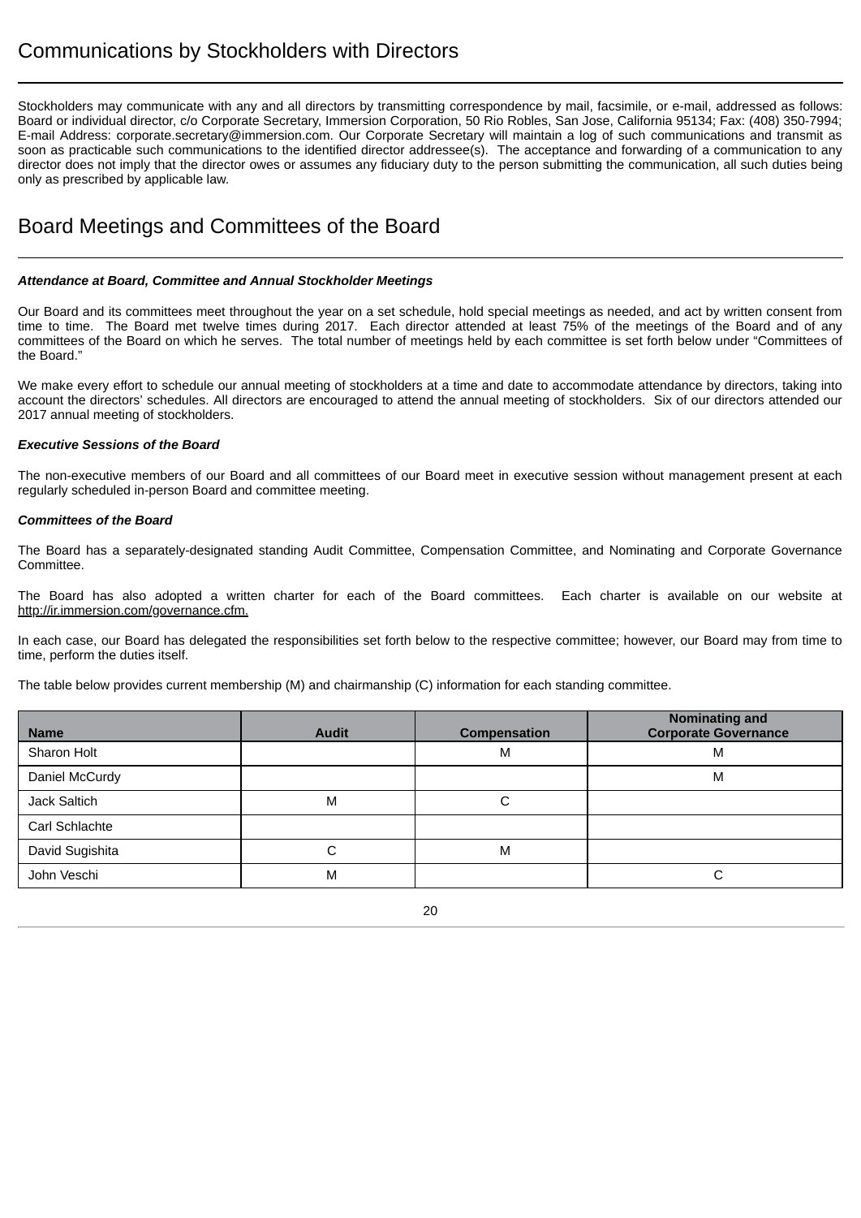## Communications by Stockholders with Directors

Stockholders may communicate with any and all directors by transmitting correspondence by mail, facsimile, or e-mail, addressed as follows: Board or individual director, c/o Corporate Secretary, Immersion Corporation, 50 Rio Robles, San Jose, California 95134; Fax: (408) 350-7994; E-mail Address: corporate.secretary@immersion.com. Our Corporate Secretary will maintain a log of such communications and transmit as soon as practicable such communications to the identified director addressee(s). The acceptance and forwarding of a communication to any director does not imply that the director owes or assumes any fiduciary duty to the person submitting the communication, all such duties being only as prescribed by applicable law.

## Board Meetings and Committees of the Board

***Attendance at Board, Committee and Annual Stockholder Meetings***

Our Board and its committees meet throughout the year on a set schedule, hold special meetings as needed, and act by written consent from time to time. The Board met twelve times during 2017. Each director attended at least 75% of the meetings of the Board and of any committees of the Board on which he serves. The total number of meetings held by each committee is set forth below under "Committees of the Board."

We make every effort to schedule our annual meeting of stockholders at a time and date to accommodate attendance by directors, taking into account the directors' schedules. All directors are encouraged to attend the annual meeting of stockholders. Six of our directors attended our 2017 annual meeting of stockholders.

***Executive Sessions of the Board***

The non-executive members of our Board and all committees of our Board meet in executive session without management present at each regularly scheduled in-person Board and committee meeting.

***Committees of the Board***

The Board has a separately-designated standing Audit Committee, Compensation Committee, and Nominating and Corporate Governance Committee.

The Board has also adopted a written charter for each of the Board committees. Each charter is available on our website at http://ir.immersion.com/governance.cfm.

In each case, our Board has delegated the responsibilities set forth below to the respective committee; however, our Board may from time to time, perform the duties itself.

The table below provides current membership (M) and chairmanship (C) information for each standing committee.

| Name | Audit | Compensation | Nominating and Corporate Governance |
|---|---|---|---|
| Sharon Holt | | M | M |
| Daniel McCurdy | | | M |
| Jack Saltich | M | C | |
| Carl Schlachte | | | |
| David Sugishita | C | M | |
| John Veschi | M | | C |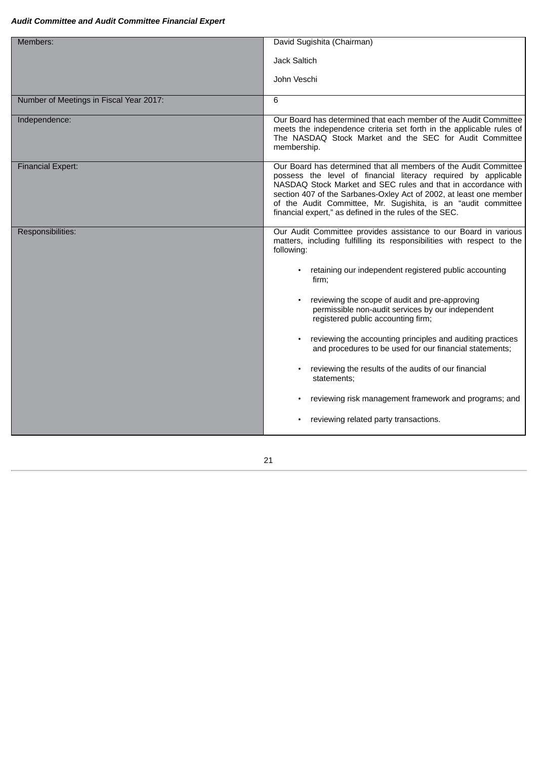***Audit Committee and Audit Committee Financial Expert***

| | |
|---|---|
| Members: | David Sugishita (Chairman)<br><br>Jack Saltich<br><br>John Veschi |
| Number of Meetings in Fiscal Year 2017: | 6 |
| Independence: | Our Board has determined that each member of the Audit Committee meets the independence criteria set forth in the applicable rules of The NASDAQ Stock Market and the SEC for Audit Committee membership. |
| Financial Expert: | Our Board has determined that all members of the Audit Committee possess the level of financial literacy required by applicable NASDAQ Stock Market and SEC rules and that in accordance with section 407 of the Sarbanes-Oxley Act of 2002, at least one member of the Audit Committee, Mr. Sugishita, is an "audit committee financial expert," as defined in the rules of the SEC. |
| Responsibilities: | Our Audit Committee provides assistance to our Board in various matters, including fulfilling its responsibilities with respect to the following:<br><br>• retaining our independent registered public accounting firm;<br><br>• reviewing the scope of audit and pre-approving permissible non-audit services by our independent registered public accounting firm;<br><br>• reviewing the accounting principles and auditing practices and procedures to be used for our financial statements;<br><br>• reviewing the results of the audits of our financial statements;<br><br>• reviewing risk management framework and programs; and<br><br>• reviewing related party transactions. |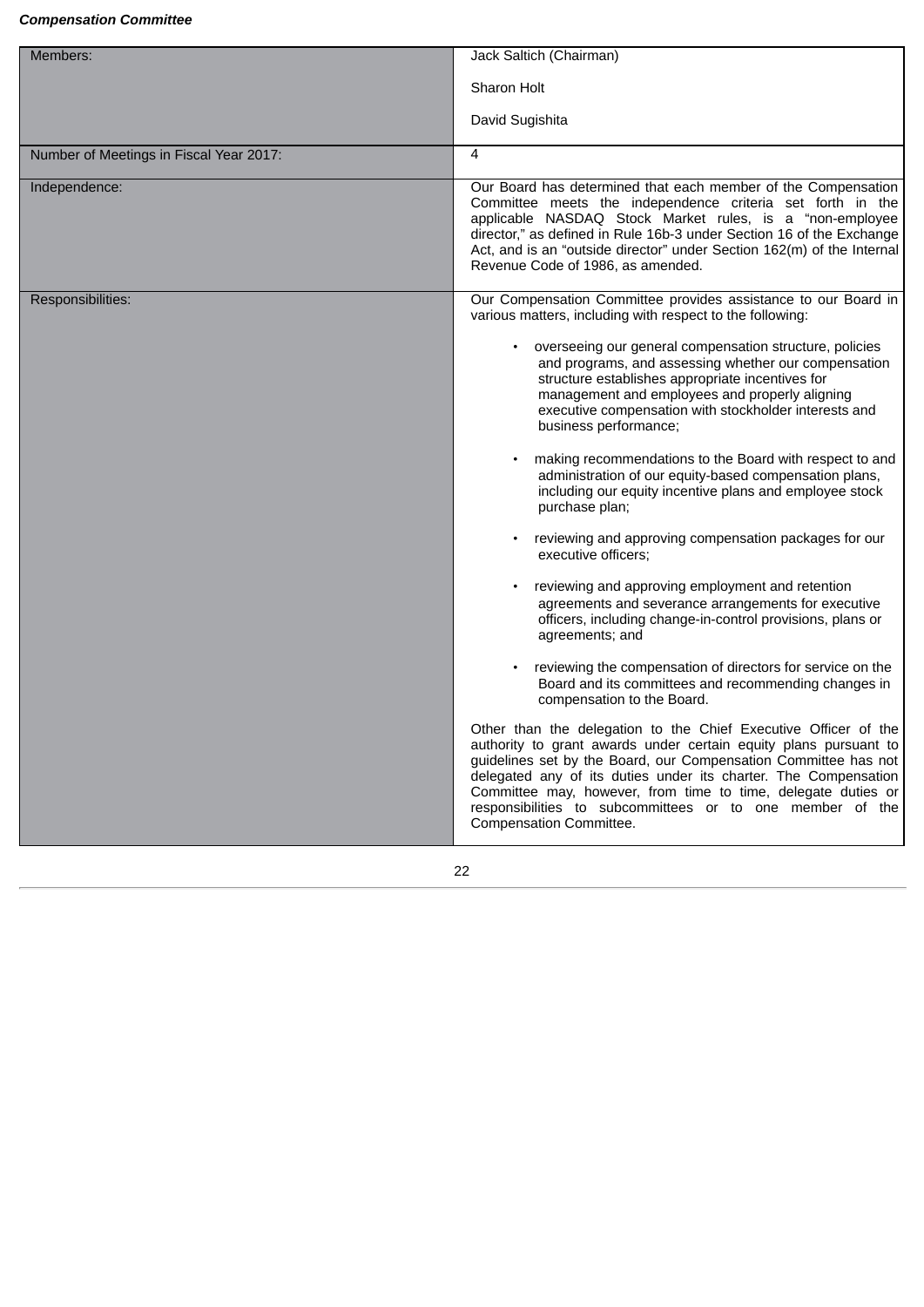***Compensation Committee***

| | |
|---|---|
| Members: | Jack Saltich (Chairman)<br><br>Sharon Holt<br><br>David Sugishita |
| Number of Meetings in Fiscal Year 2017: | 4 |
| Independence: | Our Board has determined that each member of the Compensation Committee meets the independence criteria set forth in the applicable NASDAQ Stock Market rules, is a "non-employee director," as defined in Rule 16b-3 under Section 16 of the Exchange Act, and is an "outside director" under Section 162(m) of the Internal Revenue Code of 1986, as amended. |
| Responsibilities: | Our Compensation Committee provides assistance to our Board in various matters, including with respect to the following:<br><br>• overseeing our general compensation structure, policies and programs, and assessing whether our compensation structure establishes appropriate incentives for management and employees and properly aligning executive compensation with stockholder interests and business performance;<br><br>• making recommendations to the Board with respect to and administration of our equity-based compensation plans, including our equity incentive plans and employee stock purchase plan;<br><br>• reviewing and approving compensation packages for our executive officers;<br><br>• reviewing and approving employment and retention agreements and severance arrangements for executive officers, including change-in-control provisions, plans or agreements; and<br><br>• reviewing the compensation of directors for service on the Board and its committees and recommending changes in compensation to the Board.<br><br>Other than the delegation to the Chief Executive Officer of the authority to grant awards under certain equity plans pursuant to guidelines set by the Board, our Compensation Committee has not delegated any of its duties under its charter. The Compensation Committee may, however, from time to time, delegate duties or responsibilities to subcommittees or to one member of the Compensation Committee. |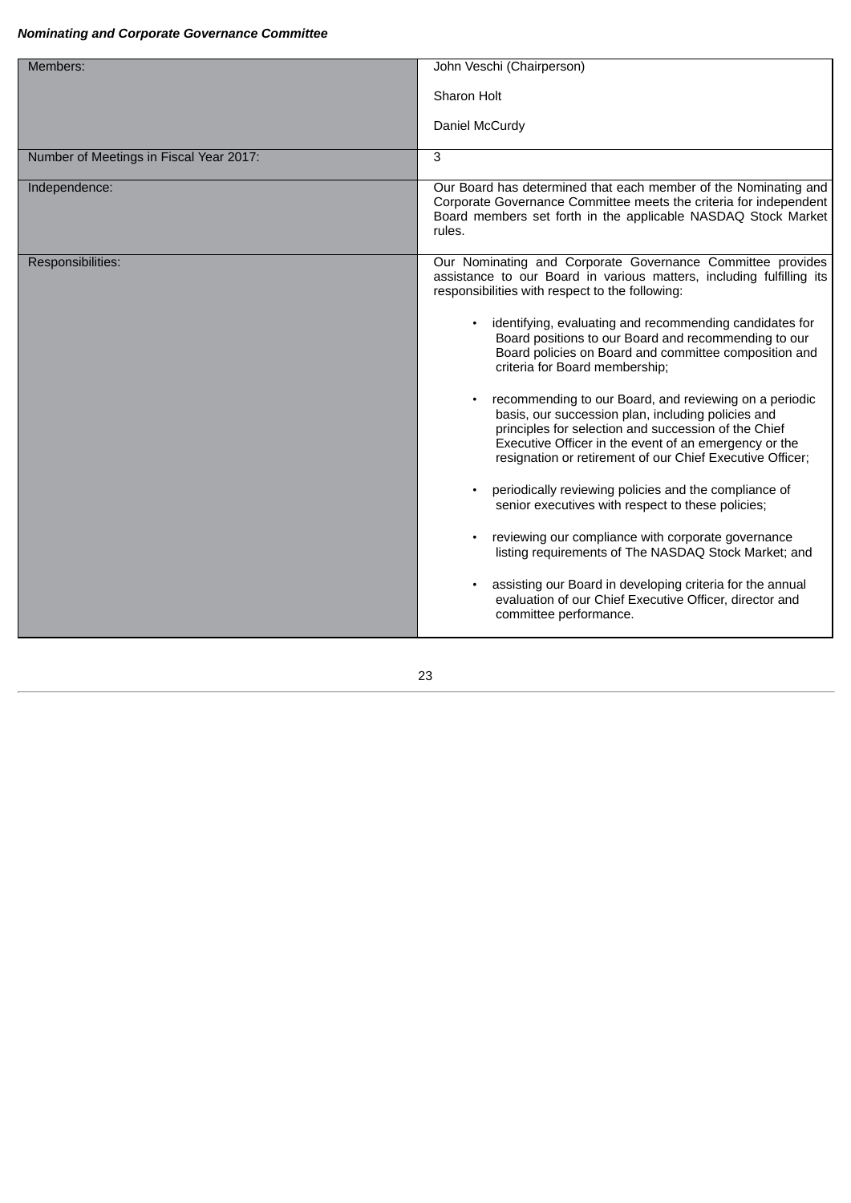***Nominating and Corporate Governance Committee***

| | |
|---|---|
| Members: | John Veschi (Chairperson)<br><br>Sharon Holt<br><br>Daniel McCurdy |
| Number of Meetings in Fiscal Year 2017: | 3 |
| Independence: | Our Board has determined that each member of the Nominating and Corporate Governance Committee meets the criteria for independent Board members set forth in the applicable NASDAQ Stock Market rules. |
| Responsibilities: | Our Nominating and Corporate Governance Committee provides assistance to our Board in various matters, including fulfilling its responsibilities with respect to the following:<br><br>• identifying, evaluating and recommending candidates for Board positions to our Board and recommending to our Board policies on Board and committee composition and criteria for Board membership;<br><br>• recommending to our Board, and reviewing on a periodic basis, our succession plan, including policies and principles for selection and succession of the Chief Executive Officer in the event of an emergency or the resignation or retirement of our Chief Executive Officer;<br><br>• periodically reviewing policies and the compliance of senior executives with respect to these policies;<br><br>• reviewing our compliance with corporate governance listing requirements of The NASDAQ Stock Market; and<br><br>• assisting our Board in developing criteria for the annual evaluation of our Chief Executive Officer, director and committee performance. |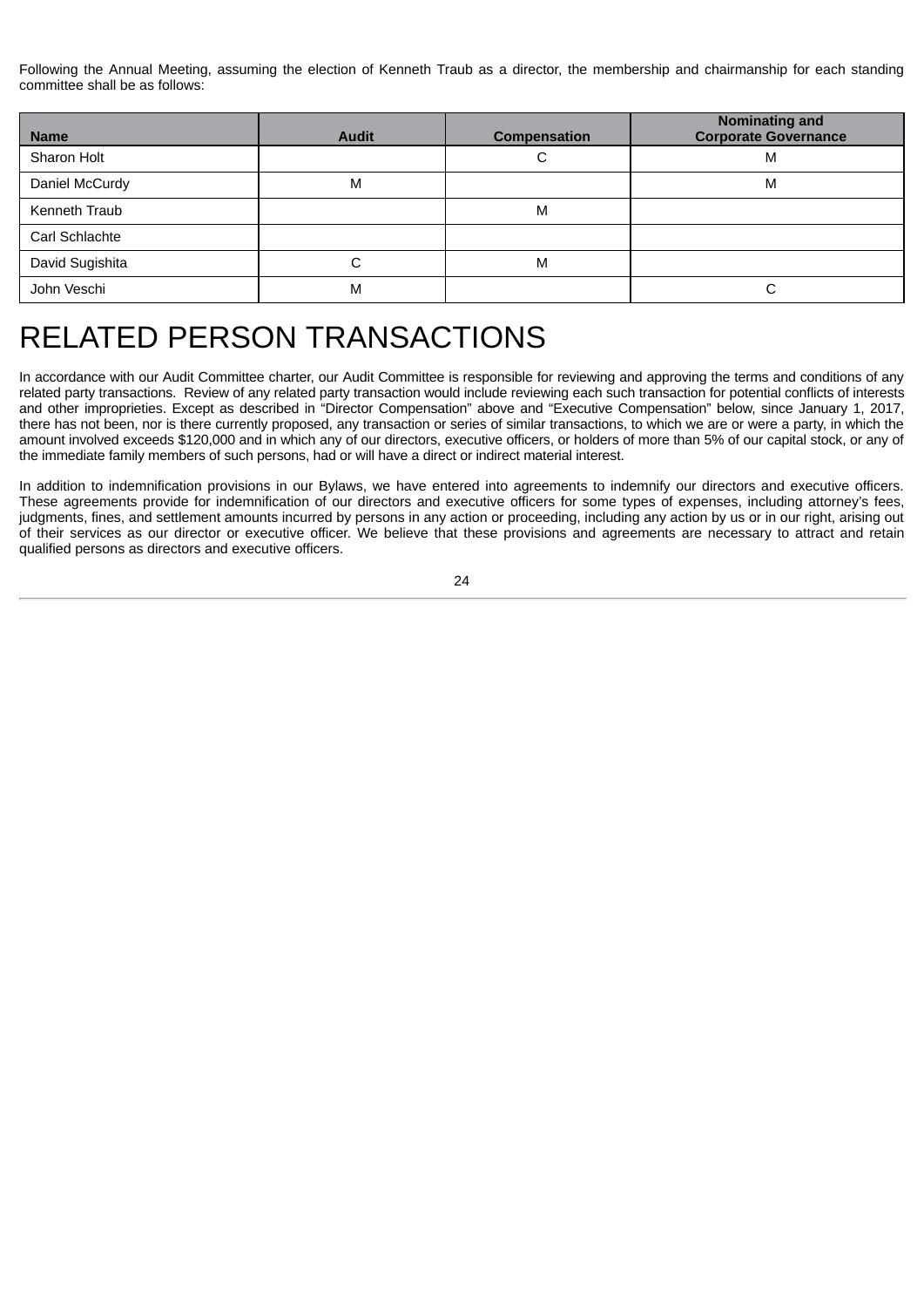Following the Annual Meeting, assuming the election of Kenneth Traub as a director, the membership and chairmanship for each standing committee shall be as follows:

| Name | Audit | Compensation | Nominating and Corporate Governance |
| --- | --- | --- | --- |
| Sharon Holt | | C | M |
| Daniel McCurdy | M | | M |
| Kenneth Traub | | M | |
| Carl Schlachte | | | |
| David Sugishita | C | M | |
| John Veschi | M | | C |

# RELATED PERSON TRANSACTIONS

In accordance with our Audit Committee charter, our Audit Committee is responsible for reviewing and approving the terms and conditions of any related party transactions. Review of any related party transaction would include reviewing each such transaction for potential conflicts of interests and other improprieties. Except as described in "Director Compensation" above and "Executive Compensation" below, since January 1, 2017, there has not been, nor is there currently proposed, any transaction or series of similar transactions, to which we are or were a party, in which the amount involved exceeds $120,000 and in which any of our directors, executive officers, or holders of more than 5% of our capital stock, or any of the immediate family members of such persons, had or will have a direct or indirect material interest.

In addition to indemnification provisions in our Bylaws, we have entered into agreements to indemnify our directors and executive officers. These agreements provide for indemnification of our directors and executive officers for some types of expenses, including attorney's fees, judgments, fines, and settlement amounts incurred by persons in any action or proceeding, including any action by us or in our right, arising out of their services as our director or executive officer. We believe that these provisions and agreements are necessary to attract and retain qualified persons as directors and executive officers.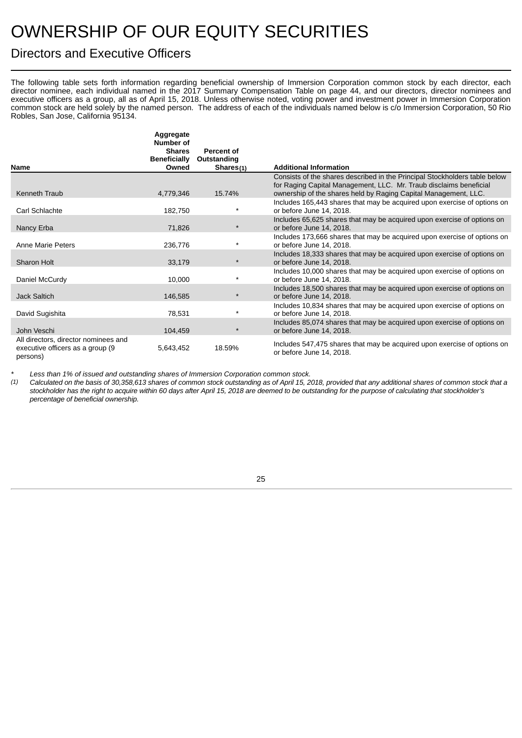# OWNERSHIP OF OUR EQUITY SECURITIES

## Directors and Executive Officers

The following table sets forth information regarding beneficial ownership of Immersion Corporation common stock by each director, each director nominee, each individual named in the 2017 Summary Compensation Table on page 44, and our directors, director nominees and executive officers as a group, all as of April 15, 2018. Unless otherwise noted, voting power and investment power in Immersion Corporation common stock are held solely by the named person. The address of each of the individuals named below is c/o Immersion Corporation, 50 Rio Robles, San Jose, California 95134.

| Name | Aggregate Number of Shares Beneficially Owned | Percent of Outstanding Shares(1) | Additional Information |
|---|---|---|---|
| Kenneth Traub | 4,779,346 | 15.74% | Consists of the shares described in the Principal Stockholders table below for Raging Capital Management, LLC. Mr. Traub disclaims beneficial ownership of the shares held by Raging Capital Management, LLC. |
| Carl Schlachte | 182,750 | * | Includes 165,443 shares that may be acquired upon exercise of options on or before June 14, 2018. |
| Nancy Erba | 71,826 | * | Includes 65,625 shares that may be acquired upon exercise of options on or before June 14, 2018. |
| Anne Marie Peters | 236,776 | * | Includes 173,666 shares that may be acquired upon exercise of options on or before June 14, 2018. |
| Sharon Holt | 33,179 | * | Includes 18,333 shares that may be acquired upon exercise of options on or before June 14, 2018. |
| Daniel McCurdy | 10,000 | * | Includes 10,000 shares that may be acquired upon exercise of options on or before June 14, 2018. |
| Jack Saltich | 146,585 | * | Includes 18,500 shares that may be acquired upon exercise of options on or before June 14, 2018. |
| David Sugishita | 78,531 | * | Includes 10,834 shares that may be acquired upon exercise of options on or before June 14, 2018. |
| John Veschi | 104,459 | * | Includes 85,074 shares that may be acquired upon exercise of options on or before June 14, 2018. |
| All directors, director nominees and executive officers as a group (9 persons) | 5,643,452 | 18.59% | Includes 547,475 shares that may be acquired upon exercise of options on or before June 14, 2018. |

\* *Less than 1% of issued and outstanding shares of Immersion Corporation common stock.*

(1) *Calculated on the basis of 30,358,613 shares of common stock outstanding as of April 15, 2018, provided that any additional shares of common stock that a stockholder has the right to acquire within 60 days after April 15, 2018 are deemed to be outstanding for the purpose of calculating that stockholder's percentage of beneficial ownership.*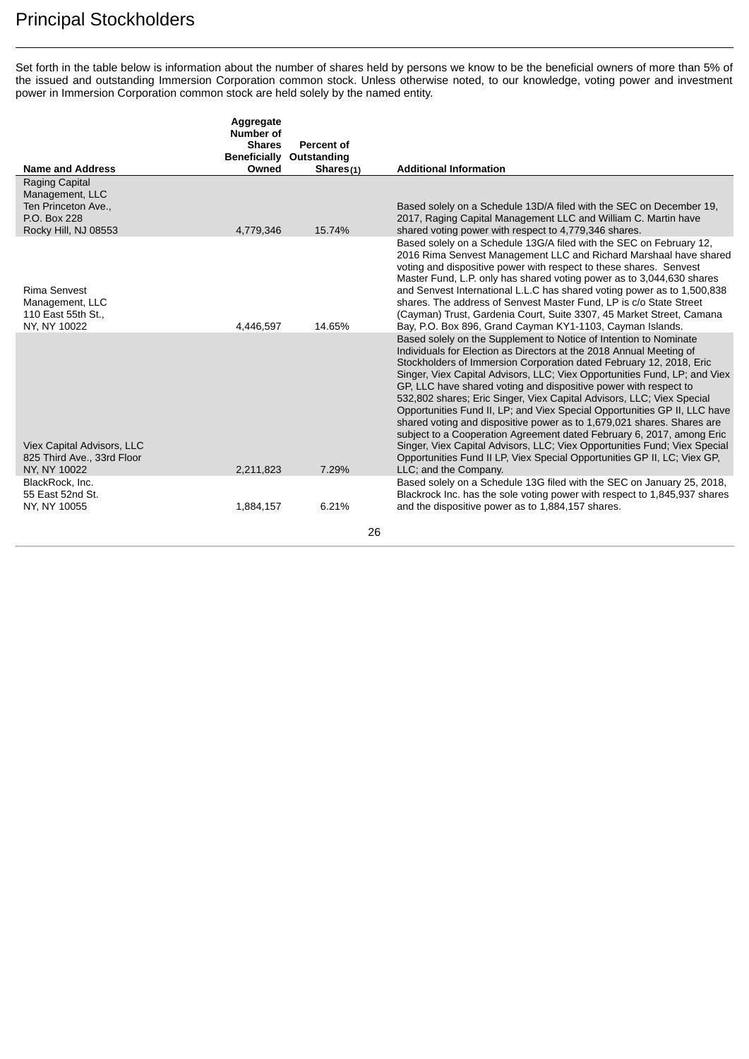# Principal Stockholders

Set forth in the table below is information about the number of shares held by persons we know to be the beneficial owners of more than 5% of the issued and outstanding Immersion Corporation common stock. Unless otherwise noted, to our knowledge, voting power and investment power in Immersion Corporation common stock are held solely by the named entity.

| Name and Address | Aggregate Number of Shares Beneficially Owned | Percent of Outstanding Shares(1) | Additional Information |
|---|---|---|---|
| Raging Capital Management, LLC<br>Ten Princeton Ave.,<br>P.O. Box 228<br>Rocky Hill, NJ 08553 | 4,779,346 | 15.74% | Based solely on a Schedule 13D/A filed with the SEC on December 19, 2017, Raging Capital Management LLC and William C. Martin have shared voting power with respect to 4,779,346 shares. |
| Rima Senvest Management, LLC<br>110 East 55th St.,<br>NY, NY 10022 | 4,446,597 | 14.65% | Based solely on a Schedule 13G/A filed with the SEC on February 12, 2016 Rima Senvest Management LLC and Richard Marshaal have shared voting and dispositive power with respect to these shares. Senvest Master Fund, L.P. only has shared voting power as to 3,044,630 shares and Senvest International L.L.C has shared voting power as to 1,500,838 shares. The address of Senvest Master Fund, LP is c/o State Street (Cayman) Trust, Gardenia Court, Suite 3307, 45 Market Street, Camana Bay, P.O. Box 896, Grand Cayman KY1-1103, Cayman Islands. |
| Viex Capital Advisors, LLC<br>825 Third Ave., 33rd Floor<br>NY, NY 10022 | 2,211,823 | 7.29% | Based solely on the Supplement to Notice of Intention to Nominate Individuals for Election as Directors at the 2018 Annual Meeting of Stockholders of Immersion Corporation dated February 12, 2018, Eric Singer, Viex Capital Advisors, LLC; Viex Opportunities Fund, LP; and Viex GP, LLC have shared voting and dispositive power with respect to 532,802 shares; Eric Singer, Viex Capital Advisors, LLC; Viex Special Opportunities Fund II, LP; and Viex Special Opportunities GP II, LLC have shared voting and dispositive power as to 1,679,021 shares. Shares are subject to a Cooperation Agreement dated February 6, 2017, among Eric Singer, Viex Capital Advisors, LLC; Viex Opportunities Fund; Viex Special Opportunities Fund II LP, Viex Special Opportunities GP II, LC; Viex GP, LLC; and the Company. |
| BlackRock, Inc.<br>55 East 52nd St.<br>NY, NY 10055 | 1,884,157 | 6.21% | Based solely on a Schedule 13G filed with the SEC on January 25, 2018, Blackrock Inc. has the sole voting power with respect to 1,845,937 shares and the dispositive power as to 1,884,157 shares. |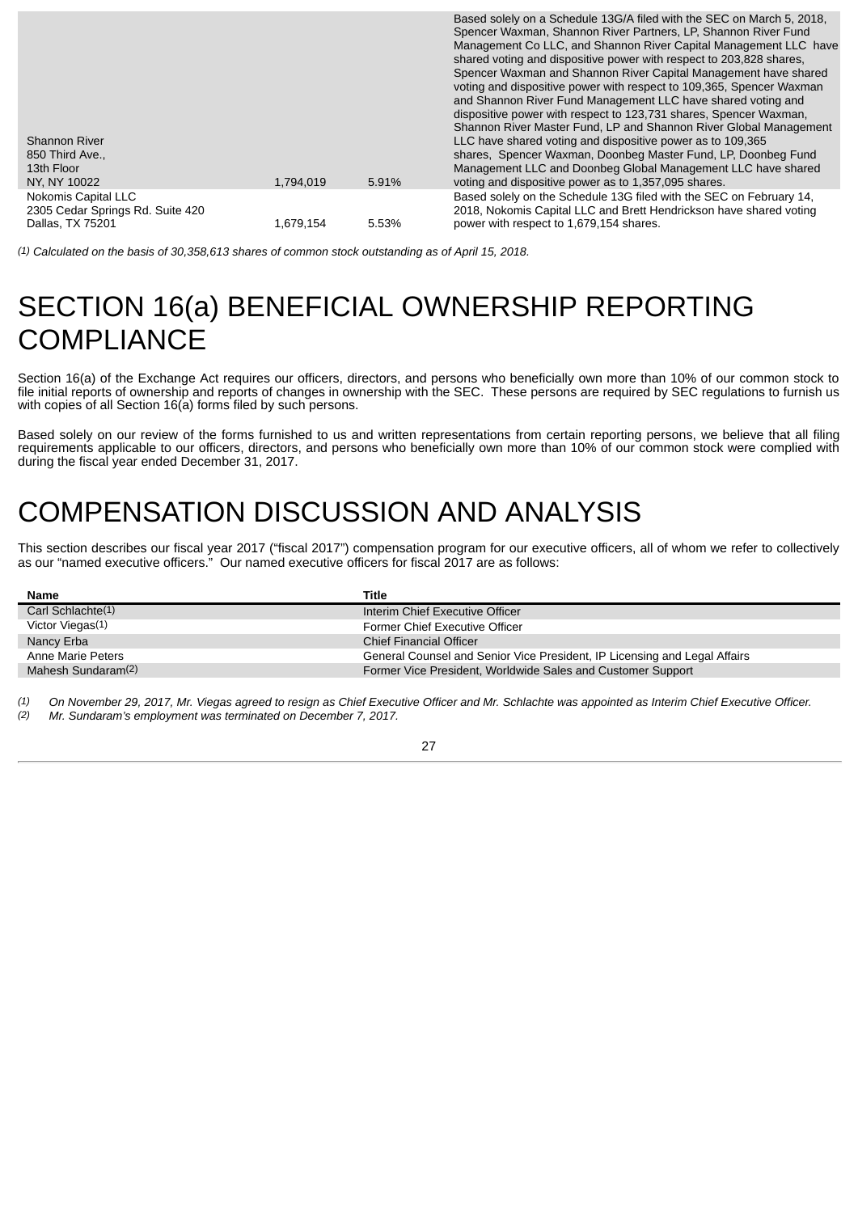| | | | |
|---|---|---|---|
| Shannon River<br>850 Third Ave.,<br>13th Floor<br>NY, NY 10022 | 1,794,019 | 5.91% | Based solely on a Schedule 13G/A filed with the SEC on March 5, 2018, Spencer Waxman, Shannon River Partners, LP, Shannon River Fund Management Co LLC, and Shannon River Capital Management LLC have shared voting and dispositive power with respect to 203,828 shares, Spencer Waxman and Shannon River Capital Management have shared voting and dispositive power with respect to 109,365, Spencer Waxman and Shannon River Fund Management LLC have shared voting and dispositive power with respect to 123,731 shares, Spencer Waxman, Shannon River Master Fund, LP and Shannon River Global Management LLC have shared voting and dispositive power as to 109,365 shares, Spencer Waxman, Doonbeg Master Fund, LP, Doonbeg Fund Management LLC and Doonbeg Global Management LLC have shared voting and dispositive power as to 1,357,095 shares. |
| Nokomis Capital LLC<br>2305 Cedar Springs Rd. Suite 420<br>Dallas, TX 75201 | 1,679,154 | 5.53% | Based solely on the Schedule 13G filed with the SEC on February 14, 2018, Nokomis Capital LLC and Brett Hendrickson have shared voting power with respect to 1,679,154 shares. |

*(1) Calculated on the basis of 30,358,613 shares of common stock outstanding as of April 15, 2018.*

# SECTION 16(a) BENEFICIAL OWNERSHIP REPORTING COMPLIANCE

Section 16(a) of the Exchange Act requires our officers, directors, and persons who beneficially own more than 10% of our common stock to file initial reports of ownership and reports of changes in ownership with the SEC. These persons are required by SEC regulations to furnish us with copies of all Section 16(a) forms filed by such persons.

Based solely on our review of the forms furnished to us and written representations from certain reporting persons, we believe that all filing requirements applicable to our officers, directors, and persons who beneficially own more than 10% of our common stock were complied with during the fiscal year ended December 31, 2017.

# COMPENSATION DISCUSSION AND ANALYSIS

This section describes our fiscal year 2017 ("fiscal 2017") compensation program for our executive officers, all of whom we refer to collectively as our "named executive officers." Our named executive officers for fiscal 2017 are as follows:

| Name | Title |
|---|---|
| Carl Schlachte(1) | Interim Chief Executive Officer |
| Victor Viegas(1) | Former Chief Executive Officer |
| Nancy Erba | Chief Financial Officer |
| Anne Marie Peters | General Counsel and Senior Vice President, IP Licensing and Legal Affairs |
| Mahesh Sundaram(2) | Former Vice President, Worldwide Sales and Customer Support |

*(1) On November 29, 2017, Mr. Viegas agreed to resign as Chief Executive Officer and Mr. Schlachte was appointed as Interim Chief Executive Officer.*
*(2) Mr. Sundaram's employment was terminated on December 7, 2017.*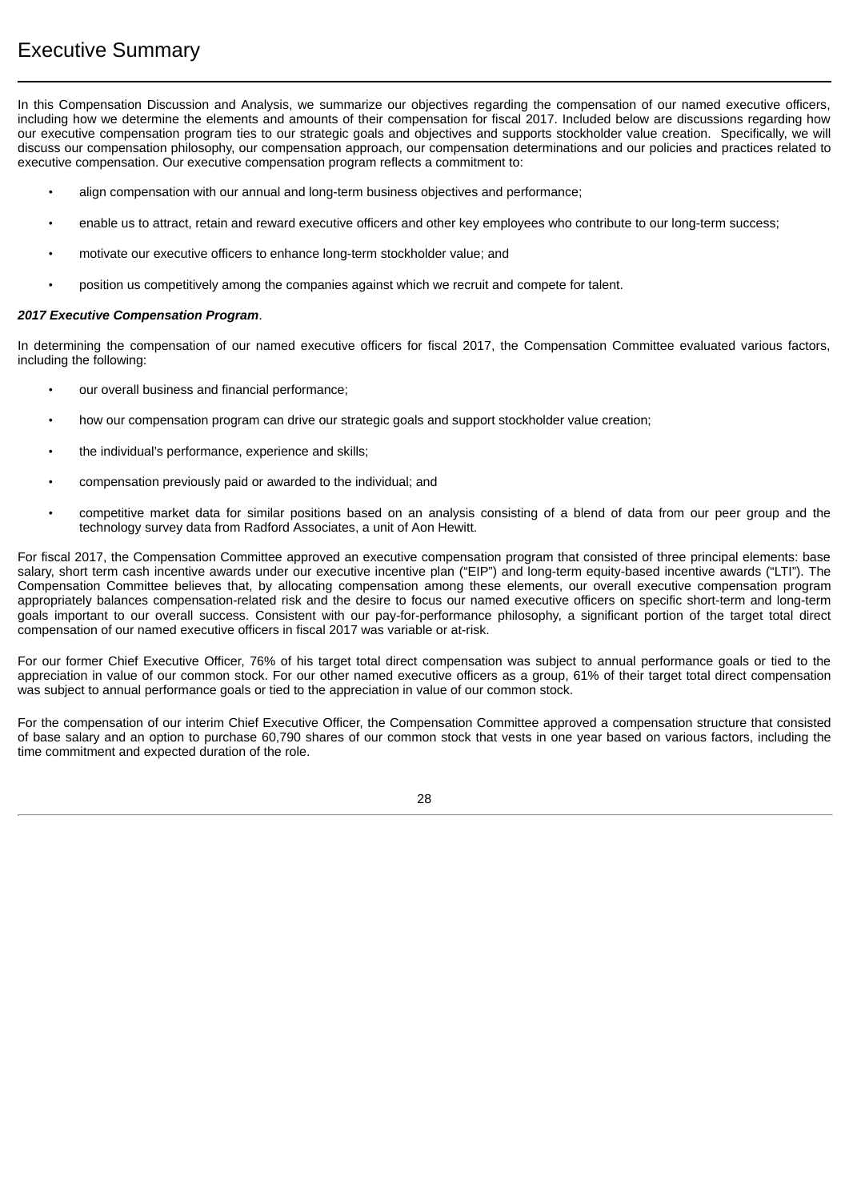# Executive Summary

In this Compensation Discussion and Analysis, we summarize our objectives regarding the compensation of our named executive officers, including how we determine the elements and amounts of their compensation for fiscal 2017. Included below are discussions regarding how our executive compensation program ties to our strategic goals and objectives and supports stockholder value creation. Specifically, we will discuss our compensation philosophy, our compensation approach, our compensation determinations and our policies and practices related to executive compensation. Our executive compensation program reflects a commitment to:

- align compensation with our annual and long-term business objectives and performance;
- enable us to attract, retain and reward executive officers and other key employees who contribute to our long-term success;
- motivate our executive officers to enhance long-term stockholder value; and
- position us competitively among the companies against which we recruit and compete for talent.

***2017 Executive Compensation Program***.

In determining the compensation of our named executive officers for fiscal 2017, the Compensation Committee evaluated various factors, including the following:

- our overall business and financial performance;
- how our compensation program can drive our strategic goals and support stockholder value creation;
- the individual's performance, experience and skills;
- compensation previously paid or awarded to the individual; and
- competitive market data for similar positions based on an analysis consisting of a blend of data from our peer group and the technology survey data from Radford Associates, a unit of Aon Hewitt.

For fiscal 2017, the Compensation Committee approved an executive compensation program that consisted of three principal elements: base salary, short term cash incentive awards under our executive incentive plan ("EIP") and long-term equity-based incentive awards ("LTI"). The Compensation Committee believes that, by allocating compensation among these elements, our overall executive compensation program appropriately balances compensation-related risk and the desire to focus our named executive officers on specific short-term and long-term goals important to our overall success. Consistent with our pay-for-performance philosophy, a significant portion of the target total direct compensation of our named executive officers in fiscal 2017 was variable or at-risk.

For our former Chief Executive Officer, 76% of his target total direct compensation was subject to annual performance goals or tied to the appreciation in value of our common stock. For our other named executive officers as a group, 61% of their target total direct compensation was subject to annual performance goals or tied to the appreciation in value of our common stock.

For the compensation of our interim Chief Executive Officer, the Compensation Committee approved a compensation structure that consisted of base salary and an option to purchase 60,790 shares of our common stock that vests in one year based on various factors, including the time commitment and expected duration of the role.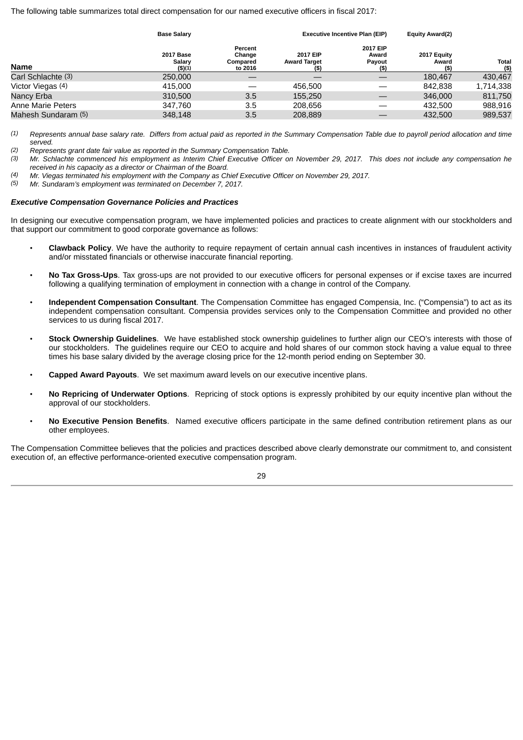The following table summarizes total direct compensation for our named executive officers in fiscal 2017:

| | Base Salary | | Executive Incentive Plan (EIP) | | Equity Award(2) | |
|---|---|---|---|---|---|---|
| **Name** | 2017 Base Salary ($)(1) | Percent Change Compared to 2016 | 2017 EIP Award Target ($) | 2017 EIP Award Payout ($) | 2017 Equity Award ($) | Total ($) |
| Carl Schlachte (3) | 250,000 | — | — | — | 180,467 | 430,467 |
| Victor Viegas (4) | 415,000 | — | 456,500 | — | 842,838 | 1,714,338 |
| Nancy Erba | 310,500 | 3.5 | 155,250 | — | 346,000 | 811,750 |
| Anne Marie Peters | 347,760 | 3.5 | 208,656 | — | 432,500 | 988,916 |
| Mahesh Sundaram (5) | 348,148 | 3.5 | 208,889 | — | 432,500 | 989,537 |

(1) *Represents annual base salary rate. Differs from actual paid as reported in the Summary Compensation Table due to payroll period allocation and time served.*

(2) *Represents grant date fair value as reported in the Summary Compensation Table.*

(3) *Mr. Schlachte commenced his employment as Interim Chief Executive Officer on November 29, 2017. This does not include any compensation he received in his capacity as a director or Chairman of the Board.*

(4) *Mr. Viegas terminated his employment with the Company as Chief Executive Officer on November 29, 2017.*

(5) *Mr. Sundaram's employment was terminated on December 7, 2017.*

***Executive Compensation Governance Policies and Practices***

In designing our executive compensation program, we have implemented policies and practices to create alignment with our stockholders and that support our commitment to good corporate governance as follows:

- **Clawback Policy**. We have the authority to require repayment of certain annual cash incentives in instances of fraudulent activity and/or misstated financials or otherwise inaccurate financial reporting.
- **No Tax Gross-Ups**. Tax gross-ups are not provided to our executive officers for personal expenses or if excise taxes are incurred following a qualifying termination of employment in connection with a change in control of the Company.
- **Independent Compensation Consultant**. The Compensation Committee has engaged Compensia, Inc. ("Compensia") to act as its independent compensation consultant. Compensia provides services only to the Compensation Committee and provided no other services to us during fiscal 2017.
- **Stock Ownership Guidelines**. We have established stock ownership guidelines to further align our CEO's interests with those of our stockholders. The guidelines require our CEO to acquire and hold shares of our common stock having a value equal to three times his base salary divided by the average closing price for the 12-month period ending on September 30.
- **Capped Award Payouts**. We set maximum award levels on our executive incentive plans.
- **No Repricing of Underwater Options**. Repricing of stock options is expressly prohibited by our equity incentive plan without the approval of our stockholders.
- **No Executive Pension Benefits**. Named executive officers participate in the same defined contribution retirement plans as our other employees.

The Compensation Committee believes that the policies and practices described above clearly demonstrate our commitment to, and consistent execution of, an effective performance-oriented executive compensation program.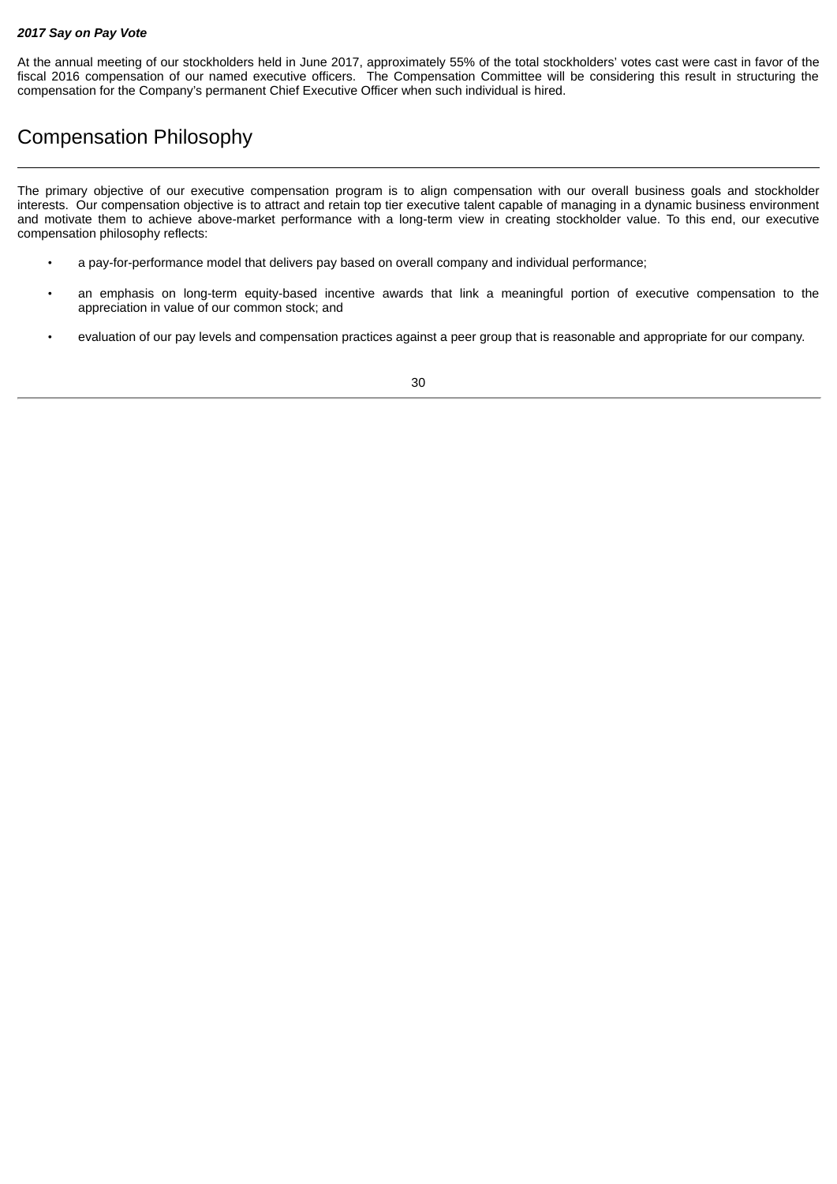***2017 Say on Pay Vote***

At the annual meeting of our stockholders held in June 2017, approximately 55% of the total stockholders' votes cast were cast in favor of the fiscal 2016 compensation of our named executive officers. The Compensation Committee will be considering this result in structuring the compensation for the Company's permanent Chief Executive Officer when such individual is hired.

## Compensation Philosophy

The primary objective of our executive compensation program is to align compensation with our overall business goals and stockholder interests. Our compensation objective is to attract and retain top tier executive talent capable of managing in a dynamic business environment and motivate them to achieve above-market performance with a long-term view in creating stockholder value. To this end, our executive compensation philosophy reflects:

- a pay-for-performance model that delivers pay based on overall company and individual performance;
- an emphasis on long-term equity-based incentive awards that link a meaningful portion of executive compensation to the appreciation in value of our common stock; and
- evaluation of our pay levels and compensation practices against a peer group that is reasonable and appropriate for our company.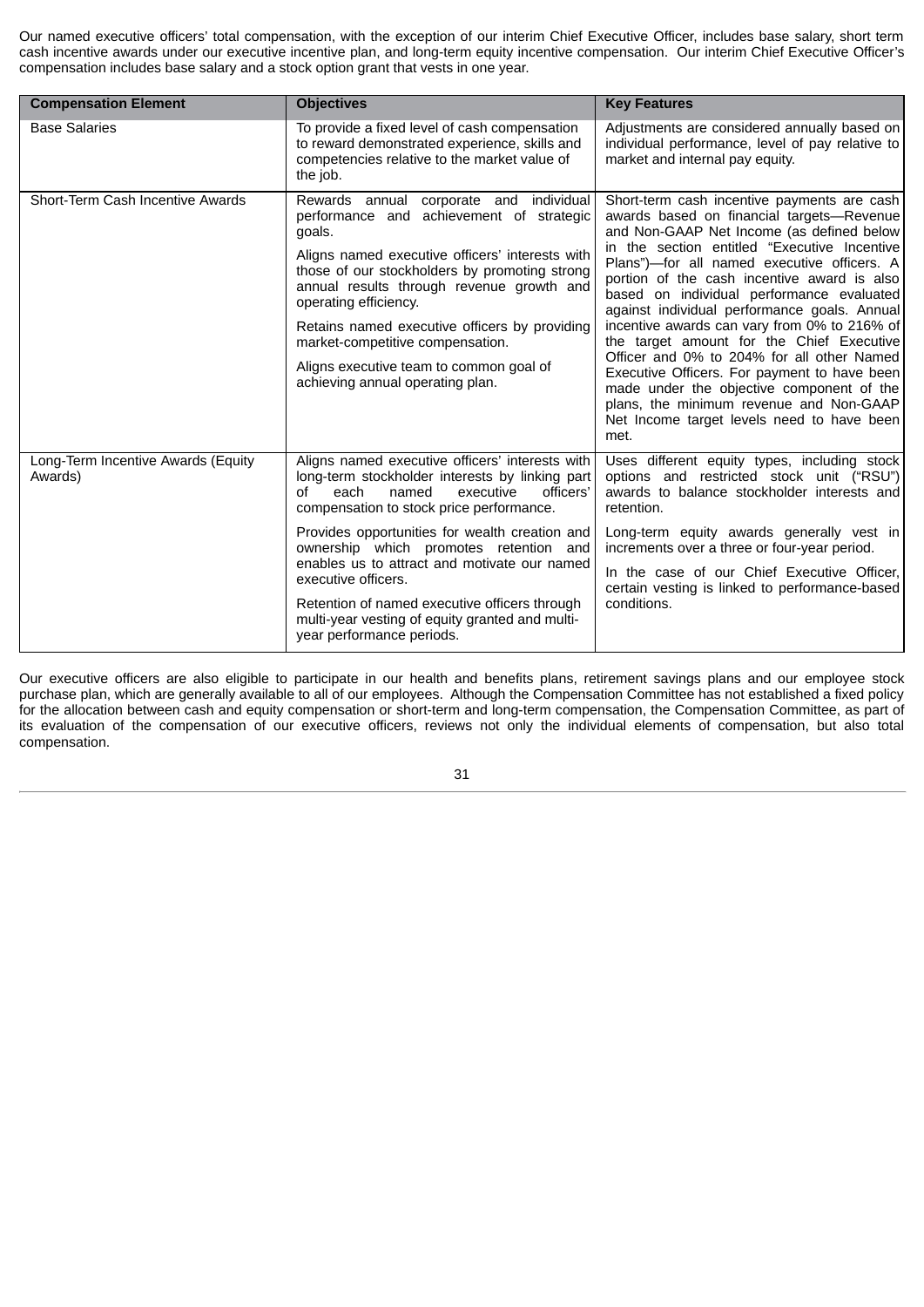Our named executive officers' total compensation, with the exception of our interim Chief Executive Officer, includes base salary, short term cash incentive awards under our executive incentive plan, and long-term equity incentive compensation. Our interim Chief Executive Officer's compensation includes base salary and a stock option grant that vests in one year.

| Compensation Element | Objectives | Key Features |
| --- | --- | --- |
| Base Salaries | To provide a fixed level of cash compensation to reward demonstrated experience, skills and competencies relative to the market value of the job. | Adjustments are considered annually based on individual performance, level of pay relative to market and internal pay equity. |
| Short-Term Cash Incentive Awards | Rewards annual corporate and individual performance and achievement of strategic goals.<br><br>Aligns named executive officers' interests with those of our stockholders by promoting strong annual results through revenue growth and operating efficiency.<br><br>Retains named executive officers by providing market-competitive compensation.<br><br>Aligns executive team to common goal of achieving annual operating plan. | Short-term cash incentive payments are cash awards based on financial targets—Revenue and Non-GAAP Net Income (as defined below in the section entitled "Executive Incentive Plans")—for all named executive officers. A portion of the cash incentive award is also based on individual performance evaluated against individual performance goals. Annual incentive awards can vary from 0% to 216% of the target amount for the Chief Executive Officer and 0% to 204% for all other Named Executive Officers. For payment to have been made under the objective component of the plans, the minimum revenue and Non-GAAP Net Income target levels need to have been met. |
| Long-Term Incentive Awards (Equity Awards) | Aligns named executive officers' interests with long-term stockholder interests by linking part of each named executive officers' compensation to stock price performance.<br><br>Provides opportunities for wealth creation and ownership which promotes retention and enables us to attract and motivate our named executive officers.<br><br>Retention of named executive officers through multi-year vesting of equity granted and multi-year performance periods. | Uses different equity types, including stock options and restricted stock unit ("RSU") awards to balance stockholder interests and retention.<br><br>Long-term equity awards generally vest in increments over a three or four-year period.<br><br>In the case of our Chief Executive Officer, certain vesting is linked to performance-based conditions. |

Our executive officers are also eligible to participate in our health and benefits plans, retirement savings plans and our employee stock purchase plan, which are generally available to all of our employees. Although the Compensation Committee has not established a fixed policy for the allocation between cash and equity compensation or short-term and long-term compensation, the Compensation Committee, as part of its evaluation of the compensation of our executive officers, reviews not only the individual elements of compensation, but also total compensation.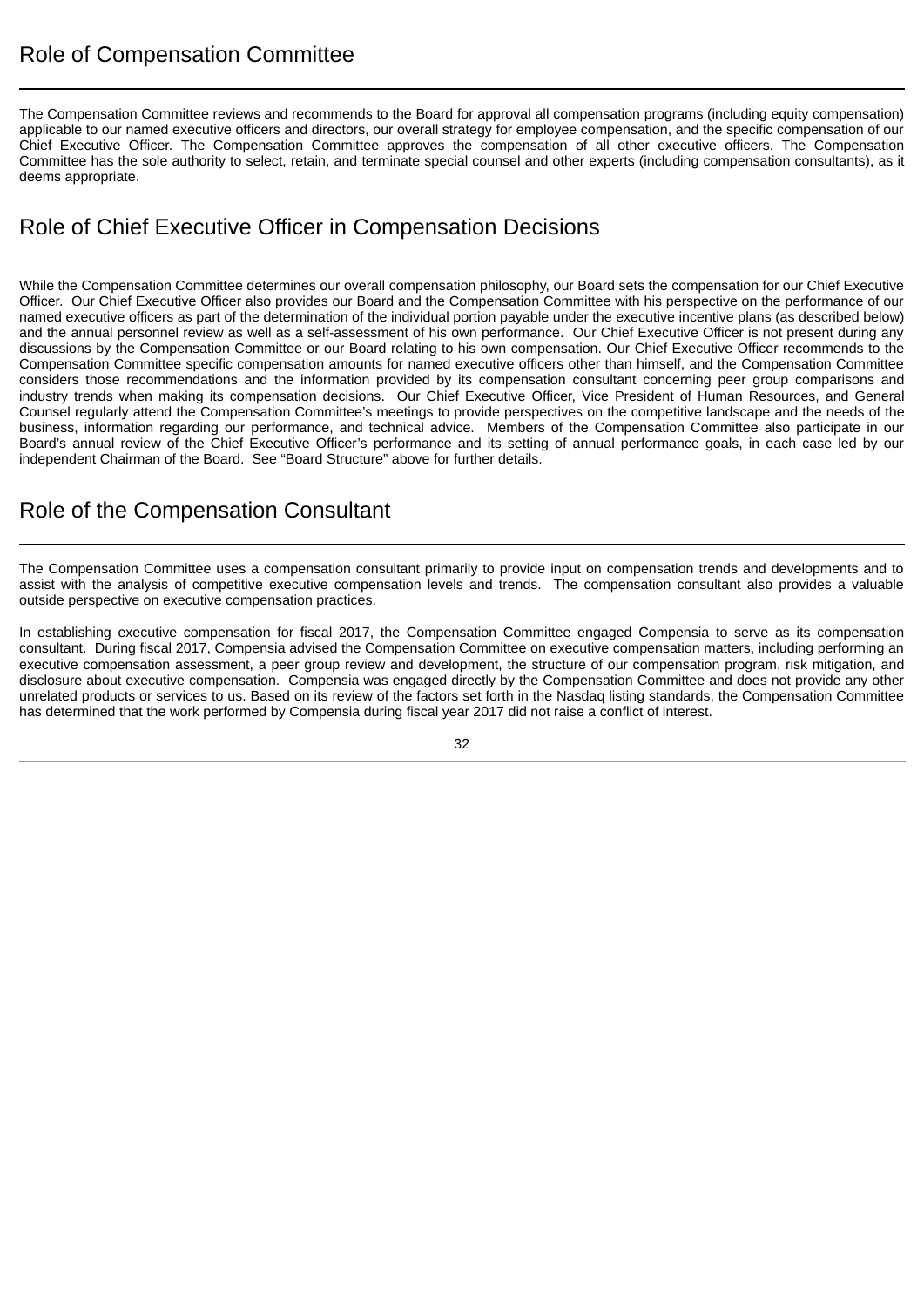## Role of Compensation Committee

The Compensation Committee reviews and recommends to the Board for approval all compensation programs (including equity compensation) applicable to our named executive officers and directors, our overall strategy for employee compensation, and the specific compensation of our Chief Executive Officer. The Compensation Committee approves the compensation of all other executive officers. The Compensation Committee has the sole authority to select, retain, and terminate special counsel and other experts (including compensation consultants), as it deems appropriate.

## Role of Chief Executive Officer in Compensation Decisions

While the Compensation Committee determines our overall compensation philosophy, our Board sets the compensation for our Chief Executive Officer. Our Chief Executive Officer also provides our Board and the Compensation Committee with his perspective on the performance of our named executive officers as part of the determination of the individual portion payable under the executive incentive plans (as described below) and the annual personnel review as well as a self-assessment of his own performance. Our Chief Executive Officer is not present during any discussions by the Compensation Committee or our Board relating to his own compensation. Our Chief Executive Officer recommends to the Compensation Committee specific compensation amounts for named executive officers other than himself, and the Compensation Committee considers those recommendations and the information provided by its compensation consultant concerning peer group comparisons and industry trends when making its compensation decisions. Our Chief Executive Officer, Vice President of Human Resources, and General Counsel regularly attend the Compensation Committee's meetings to provide perspectives on the competitive landscape and the needs of the business, information regarding our performance, and technical advice. Members of the Compensation Committee also participate in our Board's annual review of the Chief Executive Officer's performance and its setting of annual performance goals, in each case led by our independent Chairman of the Board. See "Board Structure" above for further details.

## Role of the Compensation Consultant

The Compensation Committee uses a compensation consultant primarily to provide input on compensation trends and developments and to assist with the analysis of competitive executive compensation levels and trends. The compensation consultant also provides a valuable outside perspective on executive compensation practices.

In establishing executive compensation for fiscal 2017, the Compensation Committee engaged Compensia to serve as its compensation consultant. During fiscal 2017, Compensia advised the Compensation Committee on executive compensation matters, including performing an executive compensation assessment, a peer group review and development, the structure of our compensation program, risk mitigation, and disclosure about executive compensation. Compensia was engaged directly by the Compensation Committee and does not provide any other unrelated products or services to us. Based on its review of the factors set forth in the Nasdaq listing standards, the Compensation Committee has determined that the work performed by Compensia during fiscal year 2017 did not raise a conflict of interest.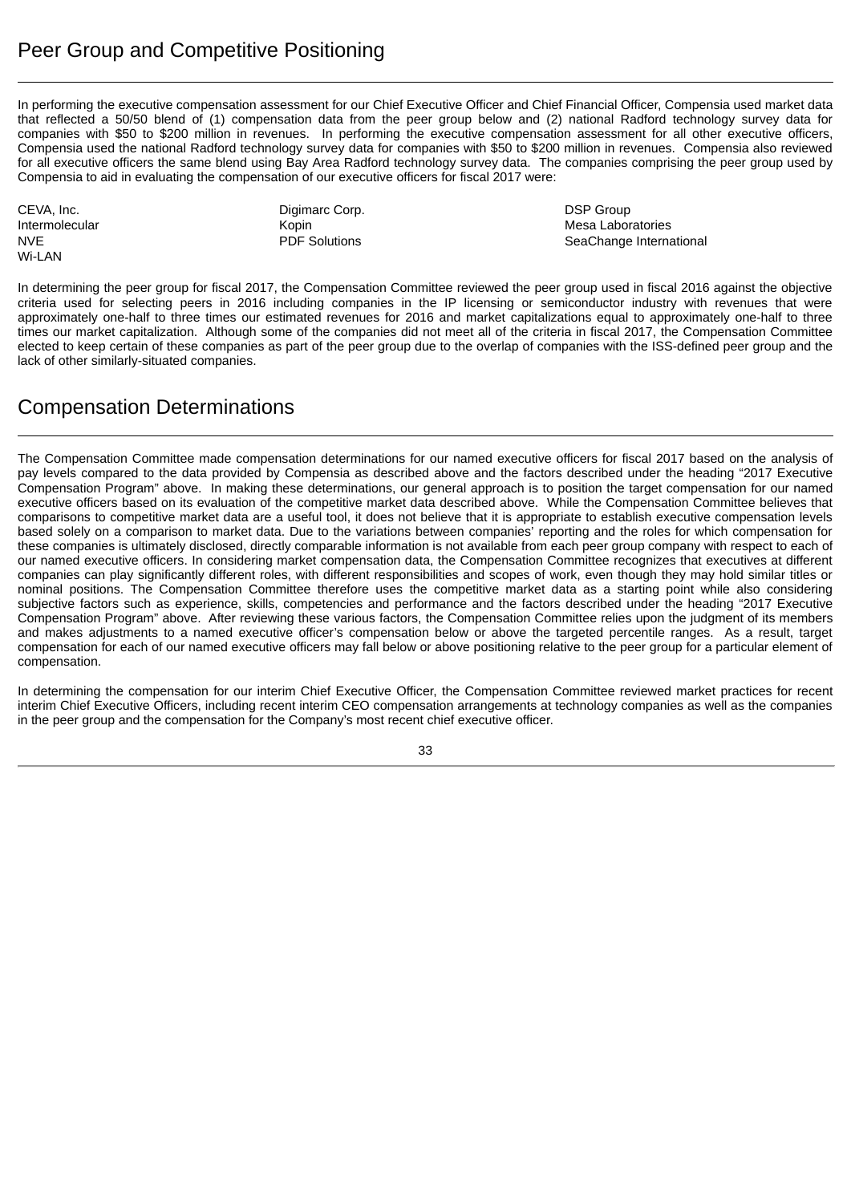## Peer Group and Competitive Positioning

In performing the executive compensation assessment for our Chief Executive Officer and Chief Financial Officer, Compensia used market data that reflected a 50/50 blend of (1) compensation data from the peer group below and (2) national Radford technology survey data for companies with $50 to $200 million in revenues. In performing the executive compensation assessment for all other executive officers, Compensia used the national Radford technology survey data for companies with $50 to $200 million in revenues. Compensia also reviewed for all executive officers the same blend using Bay Area Radford technology survey data. The companies comprising the peer group used by Compensia to aid in evaluating the compensation of our executive officers for fiscal 2017 were:

| | | |
|---|---|---|
| CEVA, Inc. | Digimarc Corp. | DSP Group |
| Intermolecular | Kopin | Mesa Laboratories |
| NVE | PDF Solutions | SeaChange International |
| Wi-LAN | | |

In determining the peer group for fiscal 2017, the Compensation Committee reviewed the peer group used in fiscal 2016 against the objective criteria used for selecting peers in 2016 including companies in the IP licensing or semiconductor industry with revenues that were approximately one-half to three times our estimated revenues for 2016 and market capitalizations equal to approximately one-half to three times our market capitalization. Although some of the companies did not meet all of the criteria in fiscal 2017, the Compensation Committee elected to keep certain of these companies as part of the peer group due to the overlap of companies with the ISS-defined peer group and the lack of other similarly-situated companies.

## Compensation Determinations

The Compensation Committee made compensation determinations for our named executive officers for fiscal 2017 based on the analysis of pay levels compared to the data provided by Compensia as described above and the factors described under the heading "2017 Executive Compensation Program" above. In making these determinations, our general approach is to position the target compensation for our named executive officers based on its evaluation of the competitive market data described above. While the Compensation Committee believes that comparisons to competitive market data are a useful tool, it does not believe that it is appropriate to establish executive compensation levels based solely on a comparison to market data. Due to the variations between companies' reporting and the roles for which compensation for these companies is ultimately disclosed, directly comparable information is not available from each peer group company with respect to each of our named executive officers. In considering market compensation data, the Compensation Committee recognizes that executives at different companies can play significantly different roles, with different responsibilities and scopes of work, even though they may hold similar titles or nominal positions. The Compensation Committee therefore uses the competitive market data as a starting point while also considering subjective factors such as experience, skills, competencies and performance and the factors described under the heading "2017 Executive Compensation Program" above. After reviewing these various factors, the Compensation Committee relies upon the judgment of its members and makes adjustments to a named executive officer's compensation below or above the targeted percentile ranges. As a result, target compensation for each of our named executive officers may fall below or above positioning relative to the peer group for a particular element of compensation.

In determining the compensation for our interim Chief Executive Officer, the Compensation Committee reviewed market practices for recent interim Chief Executive Officers, including recent interim CEO compensation arrangements at technology companies as well as the companies in the peer group and the compensation for the Company's most recent chief executive officer.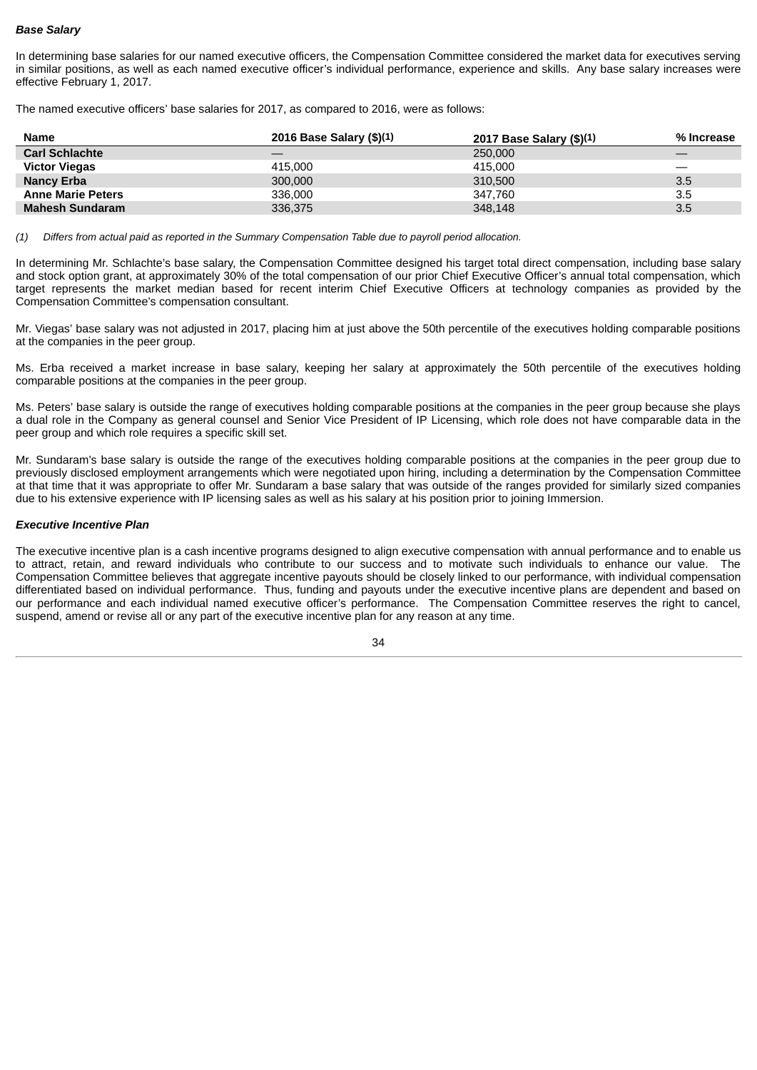***Base Salary***

In determining base salaries for our named executive officers, the Compensation Committee considered the market data for executives serving in similar positions, as well as each named executive officer's individual performance, experience and skills. Any base salary increases were effective February 1, 2017.

The named executive officers' base salaries for 2017, as compared to 2016, were as follows:

| Name | 2016 Base Salary ($)(1) | 2017 Base Salary ($)(1) | % Increase |
|---|---|---|---|
| **Carl Schlachte** | — | 250,000 | — |
| **Victor Viegas** | 415,000 | 415,000 | — |
| **Nancy Erba** | 300,000 | 310,500 | 3.5 |
| **Anne Marie Peters** | 336,000 | 347,760 | 3.5 |
| **Mahesh Sundaram** | 336,375 | 348,148 | 3.5 |

*(1) Differs from actual paid as reported in the Summary Compensation Table due to payroll period allocation.*

In determining Mr. Schlachte's base salary, the Compensation Committee designed his target total direct compensation, including base salary and stock option grant, at approximately 30% of the total compensation of our prior Chief Executive Officer's annual total compensation, which target represents the market median based for recent interim Chief Executive Officers at technology companies as provided by the Compensation Committee's compensation consultant.

Mr. Viegas' base salary was not adjusted in 2017, placing him at just above the 50th percentile of the executives holding comparable positions at the companies in the peer group.

Ms. Erba received a market increase in base salary, keeping her salary at approximately the 50th percentile of the executives holding comparable positions at the companies in the peer group.

Ms. Peters' base salary is outside the range of executives holding comparable positions at the companies in the peer group because she plays a dual role in the Company as general counsel and Senior Vice President of IP Licensing, which role does not have comparable data in the peer group and which role requires a specific skill set.

Mr. Sundaram's base salary is outside the range of the executives holding comparable positions at the companies in the peer group due to previously disclosed employment arrangements which were negotiated upon hiring, including a determination by the Compensation Committee at that time that it was appropriate to offer Mr. Sundaram a base salary that was outside of the ranges provided for similarly sized companies due to his extensive experience with IP licensing sales as well as his salary at his position prior to joining Immersion.

***Executive Incentive Plan***

The executive incentive plan is a cash incentive programs designed to align executive compensation with annual performance and to enable us to attract, retain, and reward individuals who contribute to our success and to motivate such individuals to enhance our value. The Compensation Committee believes that aggregate incentive payouts should be closely linked to our performance, with individual compensation differentiated based on individual performance. Thus, funding and payouts under the executive incentive plans are dependent and based on our performance and each individual named executive officer's performance. The Compensation Committee reserves the right to cancel, suspend, amend or revise all or any part of the executive incentive plan for any reason at any time.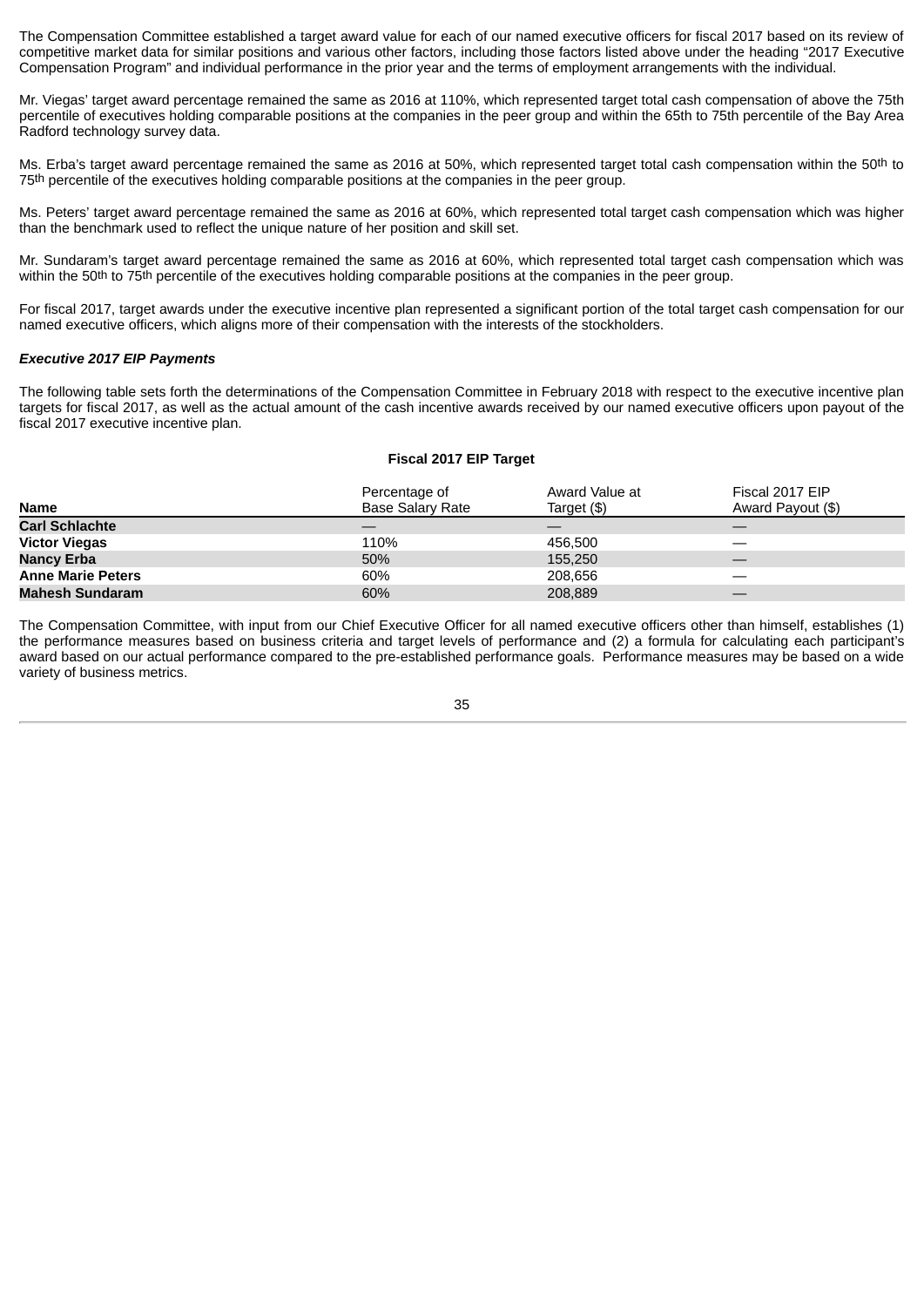The Compensation Committee established a target award value for each of our named executive officers for fiscal 2017 based on its review of competitive market data for similar positions and various other factors, including those factors listed above under the heading "2017 Executive Compensation Program" and individual performance in the prior year and the terms of employment arrangements with the individual.

Mr. Viegas' target award percentage remained the same as 2016 at 110%, which represented target total cash compensation of above the 75th percentile of executives holding comparable positions at the companies in the peer group and within the 65th to 75th percentile of the Bay Area Radford technology survey data.

Ms. Erba's target award percentage remained the same as 2016 at 50%, which represented target total cash compensation within the 50th to 75th percentile of the executives holding comparable positions at the companies in the peer group.

Ms. Peters' target award percentage remained the same as 2016 at 60%, which represented total target cash compensation which was higher than the benchmark used to reflect the unique nature of her position and skill set.

Mr. Sundaram's target award percentage remained the same as 2016 at 60%, which represented total target cash compensation which was within the 50th to 75th percentile of the executives holding comparable positions at the companies in the peer group.

For fiscal 2017, target awards under the executive incentive plan represented a significant portion of the total target cash compensation for our named executive officers, which aligns more of their compensation with the interests of the stockholders.

***Executive 2017 EIP Payments***

The following table sets forth the determinations of the Compensation Committee in February 2018 with respect to the executive incentive plan targets for fiscal 2017, as well as the actual amount of the cash incentive awards received by our named executive officers upon payout of the fiscal 2017 executive incentive plan.

| | Fiscal 2017 EIP Target | | |
|---|---|---|---|
| **Name** | Percentage of Base Salary Rate | Award Value at Target ($) | Fiscal 2017 EIP Award Payout ($) |
| **Carl Schlachte** | — | — | — |
| **Victor Viegas** | 110% | 456,500 | — |
| **Nancy Erba** | 50% | 155,250 | — |
| **Anne Marie Peters** | 60% | 208,656 | — |
| **Mahesh Sundaram** | 60% | 208,889 | — |

The Compensation Committee, with input from our Chief Executive Officer for all named executive officers other than himself, establishes (1) the performance measures based on business criteria and target levels of performance and (2) a formula for calculating each participant's award based on our actual performance compared to the pre-established performance goals. Performance measures may be based on a wide variety of business metrics.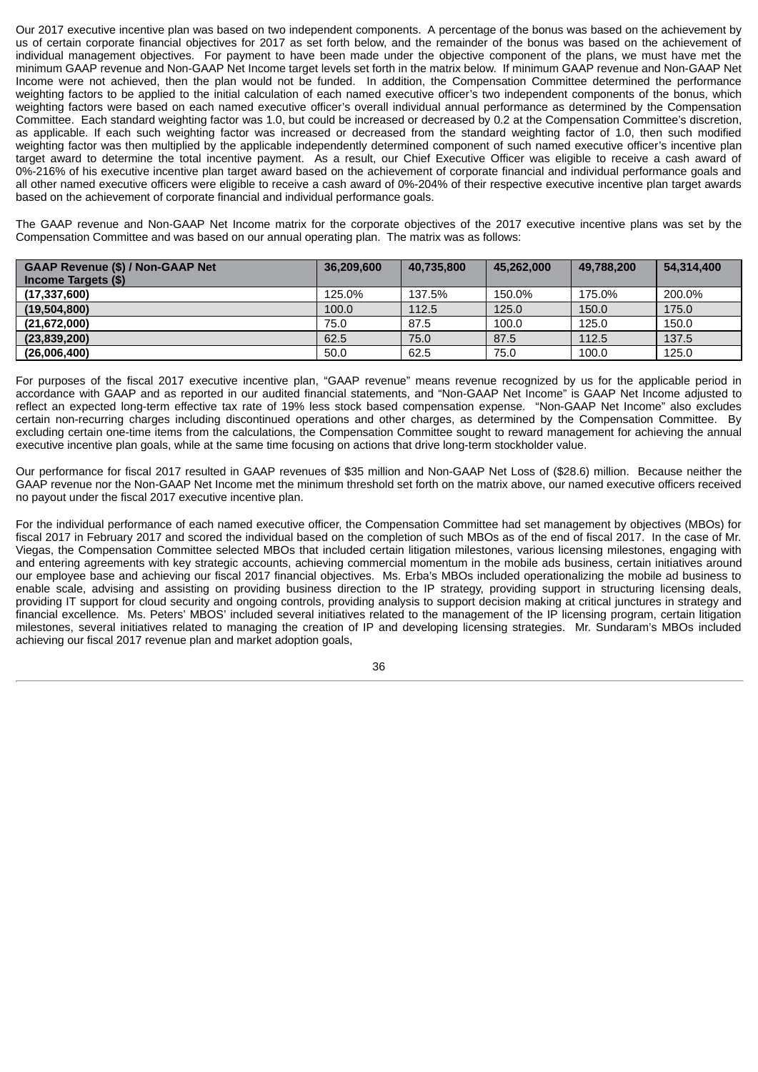Our 2017 executive incentive plan was based on two independent components. A percentage of the bonus was based on the achievement by us of certain corporate financial objectives for 2017 as set forth below, and the remainder of the bonus was based on the achievement of individual management objectives. For payment to have been made under the objective component of the plans, we must have met the minimum GAAP revenue and Non-GAAP Net Income target levels set forth in the matrix below. If minimum GAAP revenue and Non-GAAP Net Income were not achieved, then the plan would not be funded. In addition, the Compensation Committee determined the performance weighting factors to be applied to the initial calculation of each named executive officer's two independent components of the bonus, which weighting factors were based on each named executive officer's overall individual annual performance as determined by the Compensation Committee. Each standard weighting factor was 1.0, but could be increased or decreased by 0.2 at the Compensation Committee's discretion, as applicable. If each such weighting factor was increased or decreased from the standard weighting factor of 1.0, then such modified weighting factor was then multiplied by the applicable independently determined component of such named executive officer's incentive plan target award to determine the total incentive payment. As a result, our Chief Executive Officer was eligible to receive a cash award of 0%-216% of his executive incentive plan target award based on the achievement of corporate financial and individual performance goals and all other named executive officers were eligible to receive a cash award of 0%-204% of their respective executive incentive plan target awards based on the achievement of corporate financial and individual performance goals.

The GAAP revenue and Non-GAAP Net Income matrix for the corporate objectives of the 2017 executive incentive plans was set by the Compensation Committee and was based on our annual operating plan. The matrix was as follows:

| **GAAP Revenue ($) / Non-GAAP Net Income Targets ($)** | **36,209,600** | **40,735,800** | **45,262,000** | **49,788,200** | **54,314,400** |
|---|---|---|---|---|---|
| **(17,337,600)** | 125.0% | 137.5% | 150.0% | 175.0% | 200.0% |
| **(19,504,800)** | 100.0 | 112.5 | 125.0 | 150.0 | 175.0 |
| **(21,672,000)** | 75.0 | 87.5 | 100.0 | 125.0 | 150.0 |
| **(23,839,200)** | 62.5 | 75.0 | 87.5 | 112.5 | 137.5 |
| **(26,006,400)** | 50.0 | 62.5 | 75.0 | 100.0 | 125.0 |

For purposes of the fiscal 2017 executive incentive plan, "GAAP revenue" means revenue recognized by us for the applicable period in accordance with GAAP and as reported in our audited financial statements, and "Non-GAAP Net Income" is GAAP Net Income adjusted to reflect an expected long-term effective tax rate of 19% less stock based compensation expense. "Non-GAAP Net Income" also excludes certain non-recurring charges including discontinued operations and other charges, as determined by the Compensation Committee. By excluding certain one-time items from the calculations, the Compensation Committee sought to reward management for achieving the annual executive incentive plan goals, while at the same time focusing on actions that drive long-term stockholder value.

Our performance for fiscal 2017 resulted in GAAP revenues of $35 million and Non-GAAP Net Loss of ($28.6) million. Because neither the GAAP revenue nor the Non-GAAP Net Income met the minimum threshold set forth on the matrix above, our named executive officers received no payout under the fiscal 2017 executive incentive plan.

For the individual performance of each named executive officer, the Compensation Committee had set management by objectives (MBOs) for fiscal 2017 in February 2017 and scored the individual based on the completion of such MBOs as of the end of fiscal 2017. In the case of Mr. Viegas, the Compensation Committee selected MBOs that included certain litigation milestones, various licensing milestones, engaging with and entering agreements with key strategic accounts, achieving commercial momentum in the mobile ads business, certain initiatives around our employee base and achieving our fiscal 2017 financial objectives. Ms. Erba's MBOs included operationalizing the mobile ad business to enable scale, advising and assisting on providing business direction to the IP strategy, providing support in structuring licensing deals, providing IT support for cloud security and ongoing controls, providing analysis to support decision making at critical junctures in strategy and financial excellence. Ms. Peters' MBOS' included several initiatives related to the management of the IP licensing program, certain litigation milestones, several initiatives related to managing the creation of IP and developing licensing strategies. Mr. Sundaram's MBOs included achieving our fiscal 2017 revenue plan and market adoption goals,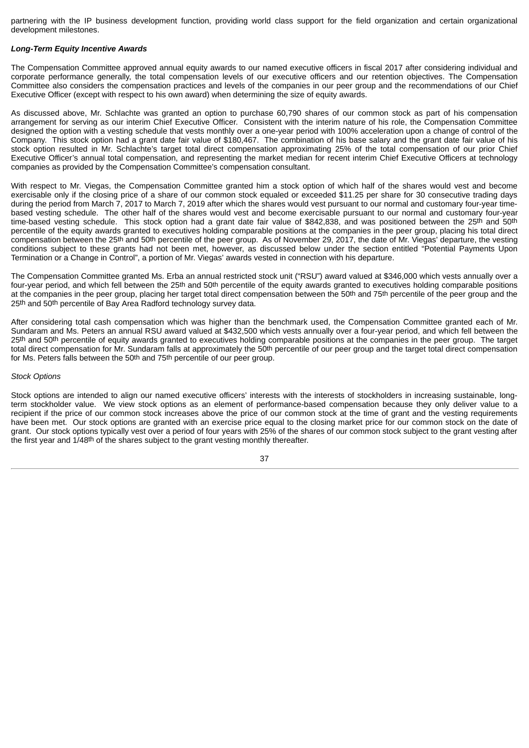partnering with the IP business development function, providing world class support for the field organization and certain organizational development milestones.

***Long-Term Equity Incentive Awards***

The Compensation Committee approved annual equity awards to our named executive officers in fiscal 2017 after considering individual and corporate performance generally, the total compensation levels of our executive officers and our retention objectives. The Compensation Committee also considers the compensation practices and levels of the companies in our peer group and the recommendations of our Chief Executive Officer (except with respect to his own award) when determining the size of equity awards.

As discussed above, Mr. Schlachte was granted an option to purchase 60,790 shares of our common stock as part of his compensation arrangement for serving as our interim Chief Executive Officer. Consistent with the interim nature of his role, the Compensation Committee designed the option with a vesting schedule that vests monthly over a one-year period with 100% acceleration upon a change of control of the Company. This stock option had a grant date fair value of $180,467. The combination of his base salary and the grant date fair value of his stock option resulted in Mr. Schlachte's target total direct compensation approximating 25% of the total compensation of our prior Chief Executive Officer's annual total compensation, and representing the market median for recent interim Chief Executive Officers at technology companies as provided by the Compensation Committee's compensation consultant.

With respect to Mr. Viegas, the Compensation Committee granted him a stock option of which half of the shares would vest and become exercisable only if the closing price of a share of our common stock equaled or exceeded $11.25 per share for 30 consecutive trading days during the period from March 7, 2017 to March 7, 2019 after which the shares would vest pursuant to our normal and customary four-year time-based vesting schedule. The other half of the shares would vest and become exercisable pursuant to our normal and customary four-year time-based vesting schedule. This stock option had a grant date fair value of $842,838, and was positioned between the 25th and 50th percentile of the equity awards granted to executives holding comparable positions at the companies in the peer group, placing his total direct compensation between the 25th and 50th percentile of the peer group. As of November 29, 2017, the date of Mr. Viegas' departure, the vesting conditions subject to these grants had not been met, however, as discussed below under the section entitled "Potential Payments Upon Termination or a Change in Control", a portion of Mr. Viegas' awards vested in connection with his departure.

The Compensation Committee granted Ms. Erba an annual restricted stock unit ("RSU") award valued at $346,000 which vests annually over a four-year period, and which fell between the 25th and 50th percentile of the equity awards granted to executives holding comparable positions at the companies in the peer group, placing her target total direct compensation between the 50th and 75th percentile of the peer group and the 25th and 50th percentile of Bay Area Radford technology survey data.

After considering total cash compensation which was higher than the benchmark used, the Compensation Committee granted each of Mr. Sundaram and Ms. Peters an annual RSU award valued at $432,500 which vests annually over a four-year period, and which fell between the 25th and 50th percentile of equity awards granted to executives holding comparable positions at the companies in the peer group. The target total direct compensation for Mr. Sundaram falls at approximately the 50th percentile of our peer group and the target total direct compensation for Ms. Peters falls between the 50th and 75th percentile of our peer group.

*Stock Options*

Stock options are intended to align our named executive officers' interests with the interests of stockholders in increasing sustainable, long-term stockholder value. We view stock options as an element of performance-based compensation because they only deliver value to a recipient if the price of our common stock increases above the price of our common stock at the time of grant and the vesting requirements have been met. Our stock options are granted with an exercise price equal to the closing market price for our common stock on the date of grant. Our stock options typically vest over a period of four years with 25% of the shares of our common stock subject to the grant vesting after the first year and 1/48th of the shares subject to the grant vesting monthly thereafter.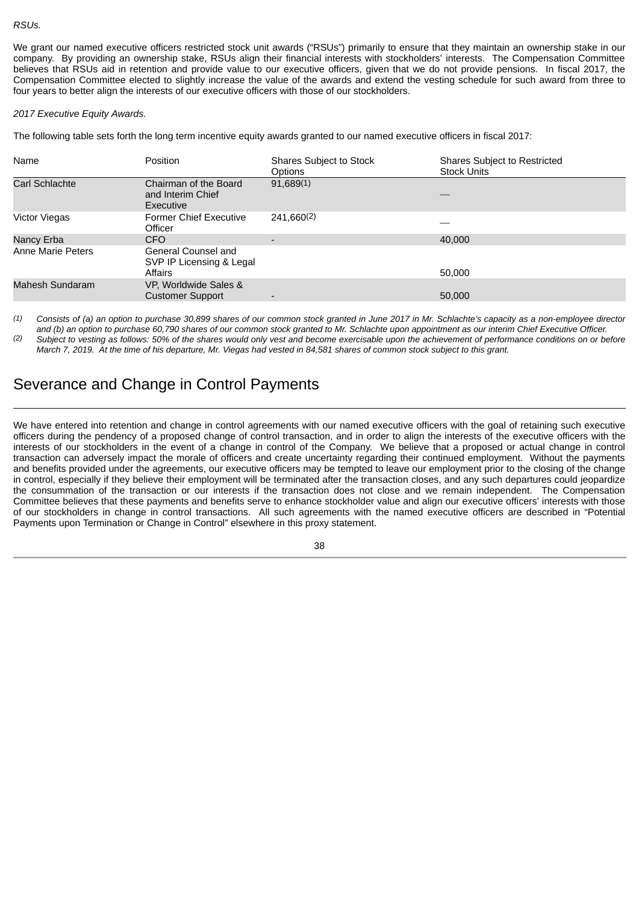*RSUs.*

We grant our named executive officers restricted stock unit awards (“RSUs”) primarily to ensure that they maintain an ownership stake in our company. By providing an ownership stake, RSUs align their financial interests with stockholders’ interests. The Compensation Committee believes that RSUs aid in retention and provide value to our executive officers, given that we do not provide pensions. In fiscal 2017, the Compensation Committee elected to slightly increase the value of the awards and extend the vesting schedule for such award from three to four years to better align the interests of our executive officers with those of our stockholders.

*2017 Executive Equity Awards.*

The following table sets forth the long term incentive equity awards granted to our named executive officers in fiscal 2017:

| Name | Position | Shares Subject to Stock Options | Shares Subject to Restricted Stock Units |
|---|---|---|---|
| Carl Schlachte | Chairman of the Board and Interim Chief Executive | 91,689(1) | — |
| Victor Viegas | Former Chief Executive Officer | 241,660(2) | — |
| Nancy Erba | CFO | - | 40,000 |
| Anne Marie Peters | General Counsel and SVP IP Licensing & Legal Affairs | | 50,000 |
| Mahesh Sundaram | VP, Worldwide Sales & Customer Support | - | 50,000 |

(1) *Consists of (a) an option to purchase 30,899 shares of our common stock granted in June 2017 in Mr. Schlachte’s capacity as a non-employee director and (b) an option to purchase 60,790 shares of our common stock granted to Mr. Schlachte upon appointment as our interim Chief Executive Officer.*

(2) *Subject to vesting as follows: 50% of the shares would only vest and become exercisable upon the achievement of performance conditions on or before March 7, 2019. At the time of his departure, Mr. Viegas had vested in 84,581 shares of common stock subject to this grant.*

## Severance and Change in Control Payments

We have entered into retention and change in control agreements with our named executive officers with the goal of retaining such executive officers during the pendency of a proposed change of control transaction, and in order to align the interests of the executive officers with the interests of our stockholders in the event of a change in control of the Company. We believe that a proposed or actual change in control transaction can adversely impact the morale of officers and create uncertainty regarding their continued employment. Without the payments and benefits provided under the agreements, our executive officers may be tempted to leave our employment prior to the closing of the change in control, especially if they believe their employment will be terminated after the transaction closes, and any such departures could jeopardize the consummation of the transaction or our interests if the transaction does not close and we remain independent. The Compensation Committee believes that these payments and benefits serve to enhance stockholder value and align our executive officers’ interests with those of our stockholders in change in control transactions. All such agreements with the named executive officers are described in “Potential Payments upon Termination or Change in Control” elsewhere in this proxy statement.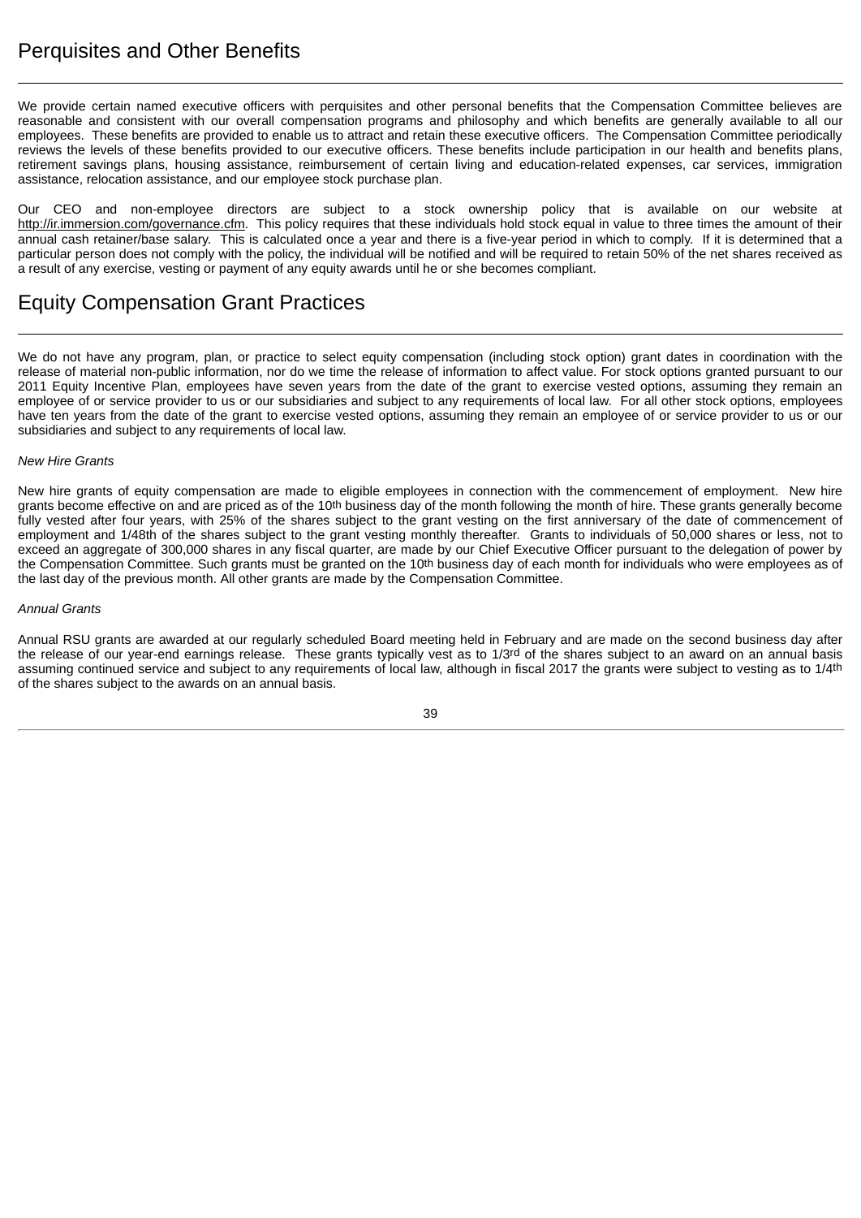## Perquisites and Other Benefits

We provide certain named executive officers with perquisites and other personal benefits that the Compensation Committee believes are reasonable and consistent with our overall compensation programs and philosophy and which benefits are generally available to all our employees. These benefits are provided to enable us to attract and retain these executive officers. The Compensation Committee periodically reviews the levels of these benefits provided to our executive officers. These benefits include participation in our health and benefits plans, retirement savings plans, housing assistance, reimbursement of certain living and education-related expenses, car services, immigration assistance, relocation assistance, and our employee stock purchase plan.

Our CEO and non-employee directors are subject to a stock ownership policy that is available on our website at http://ir.immersion.com/governance.cfm. This policy requires that these individuals hold stock equal in value to three times the amount of their annual cash retainer/base salary. This is calculated once a year and there is a five-year period in which to comply. If it is determined that a particular person does not comply with the policy, the individual will be notified and will be required to retain 50% of the net shares received as a result of any exercise, vesting or payment of any equity awards until he or she becomes compliant.

## Equity Compensation Grant Practices

We do not have any program, plan, or practice to select equity compensation (including stock option) grant dates in coordination with the release of material non-public information, nor do we time the release of information to affect value. For stock options granted pursuant to our 2011 Equity Incentive Plan, employees have seven years from the date of the grant to exercise vested options, assuming they remain an employee of or service provider to us or our subsidiaries and subject to any requirements of local law. For all other stock options, employees have ten years from the date of the grant to exercise vested options, assuming they remain an employee of or service provider to us or our subsidiaries and subject to any requirements of local law.

*New Hire Grants*

New hire grants of equity compensation are made to eligible employees in connection with the commencement of employment. New hire grants become effective on and are priced as of the 10th business day of the month following the month of hire. These grants generally become fully vested after four years, with 25% of the shares subject to the grant vesting on the first anniversary of the date of commencement of employment and 1/48th of the shares subject to the grant vesting monthly thereafter. Grants to individuals of 50,000 shares or less, not to exceed an aggregate of 300,000 shares in any fiscal quarter, are made by our Chief Executive Officer pursuant to the delegation of power by the Compensation Committee. Such grants must be granted on the 10th business day of each month for individuals who were employees as of the last day of the previous month. All other grants are made by the Compensation Committee.

*Annual Grants*

Annual RSU grants are awarded at our regularly scheduled Board meeting held in February and are made on the second business day after the release of our year-end earnings release. These grants typically vest as to 1/3rd of the shares subject to an award on an annual basis assuming continued service and subject to any requirements of local law, although in fiscal 2017 the grants were subject to vesting as to 1/4th of the shares subject to the awards on an annual basis.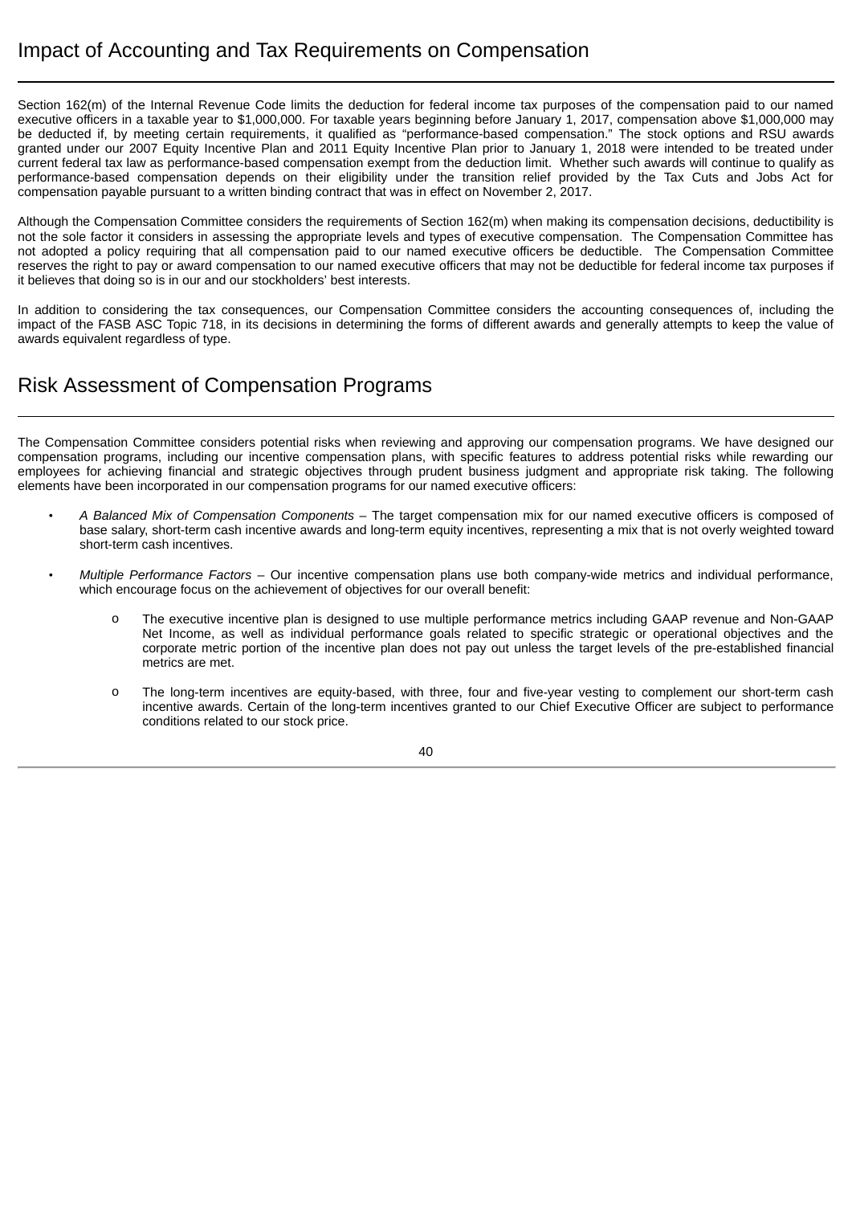## Impact of Accounting and Tax Requirements on Compensation

Section 162(m) of the Internal Revenue Code limits the deduction for federal income tax purposes of the compensation paid to our named executive officers in a taxable year to $1,000,000. For taxable years beginning before January 1, 2017, compensation above $1,000,000 may be deducted if, by meeting certain requirements, it qualified as "performance-based compensation." The stock options and RSU awards granted under our 2007 Equity Incentive Plan and 2011 Equity Incentive Plan prior to January 1, 2018 were intended to be treated under current federal tax law as performance-based compensation exempt from the deduction limit. Whether such awards will continue to qualify as performance-based compensation depends on their eligibility under the transition relief provided by the Tax Cuts and Jobs Act for compensation payable pursuant to a written binding contract that was in effect on November 2, 2017.

Although the Compensation Committee considers the requirements of Section 162(m) when making its compensation decisions, deductibility is not the sole factor it considers in assessing the appropriate levels and types of executive compensation. The Compensation Committee has not adopted a policy requiring that all compensation paid to our named executive officers be deductible. The Compensation Committee reserves the right to pay or award compensation to our named executive officers that may not be deductible for federal income tax purposes if it believes that doing so is in our and our stockholders' best interests.

In addition to considering the tax consequences, our Compensation Committee considers the accounting consequences of, including the impact of the FASB ASC Topic 718, in its decisions in determining the forms of different awards and generally attempts to keep the value of awards equivalent regardless of type.

## Risk Assessment of Compensation Programs

The Compensation Committee considers potential risks when reviewing and approving our compensation programs. We have designed our compensation programs, including our incentive compensation plans, with specific features to address potential risks while rewarding our employees for achieving financial and strategic objectives through prudent business judgment and appropriate risk taking. The following elements have been incorporated in our compensation programs for our named executive officers:

- *A Balanced Mix of Compensation Components* – The target compensation mix for our named executive officers is composed of base salary, short-term cash incentive awards and long-term equity incentives, representing a mix that is not overly weighted toward short-term cash incentives.

- *Multiple Performance Factors* – Our incentive compensation plans use both company-wide metrics and individual performance, which encourage focus on the achievement of objectives for our overall benefit:

  - The executive incentive plan is designed to use multiple performance metrics including GAAP revenue and Non-GAAP Net Income, as well as individual performance goals related to specific strategic or operational objectives and the corporate metric portion of the incentive plan does not pay out unless the target levels of the pre-established financial metrics are met.

  - The long-term incentives are equity-based, with three, four and five-year vesting to complement our short-term cash incentive awards. Certain of the long-term incentives granted to our Chief Executive Officer are subject to performance conditions related to our stock price.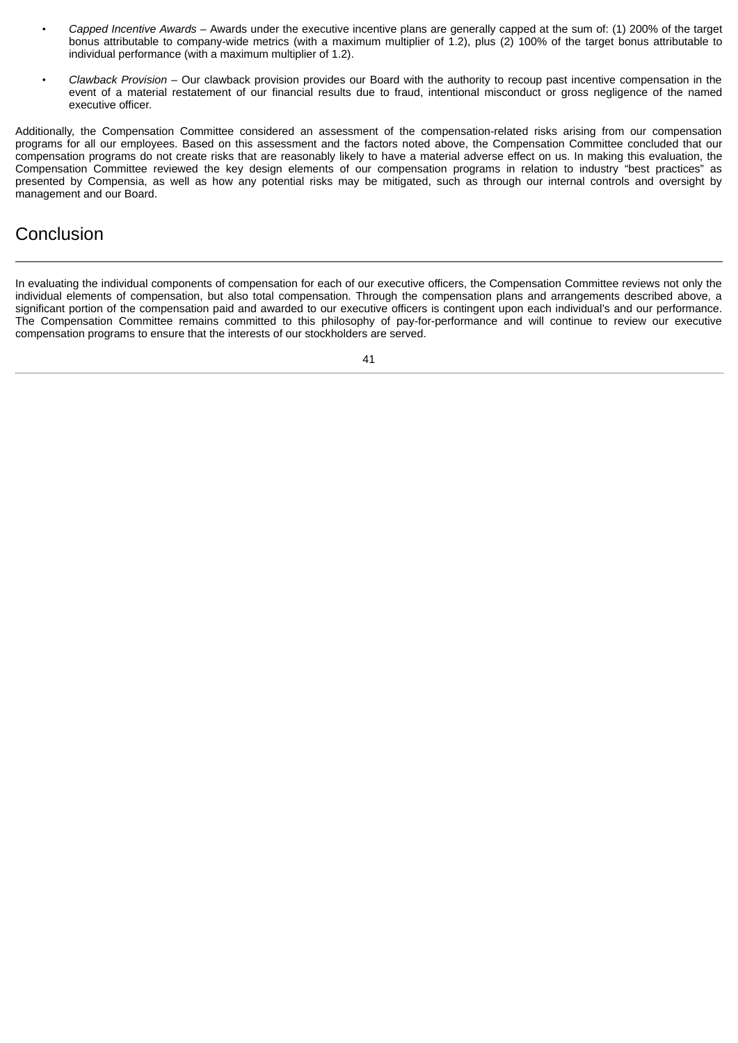- *Capped Incentive Awards* – Awards under the executive incentive plans are generally capped at the sum of: (1) 200% of the target bonus attributable to company-wide metrics (with a maximum multiplier of 1.2), plus (2) 100% of the target bonus attributable to individual performance (with a maximum multiplier of 1.2).
- *Clawback Provision* – Our clawback provision provides our Board with the authority to recoup past incentive compensation in the event of a material restatement of our financial results due to fraud, intentional misconduct or gross negligence of the named executive officer.

Additionally, the Compensation Committee considered an assessment of the compensation-related risks arising from our compensation programs for all our employees. Based on this assessment and the factors noted above, the Compensation Committee concluded that our compensation programs do not create risks that are reasonably likely to have a material adverse effect on us. In making this evaluation, the Compensation Committee reviewed the key design elements of our compensation programs in relation to industry "best practices" as presented by Compensia, as well as how any potential risks may be mitigated, such as through our internal controls and oversight by management and our Board.

## Conclusion

In evaluating the individual components of compensation for each of our executive officers, the Compensation Committee reviews not only the individual elements of compensation, but also total compensation. Through the compensation plans and arrangements described above, a significant portion of the compensation paid and awarded to our executive officers is contingent upon each individual's and our performance. The Compensation Committee remains committed to this philosophy of pay-for-performance and will continue to review our executive compensation programs to ensure that the interests of our stockholders are served.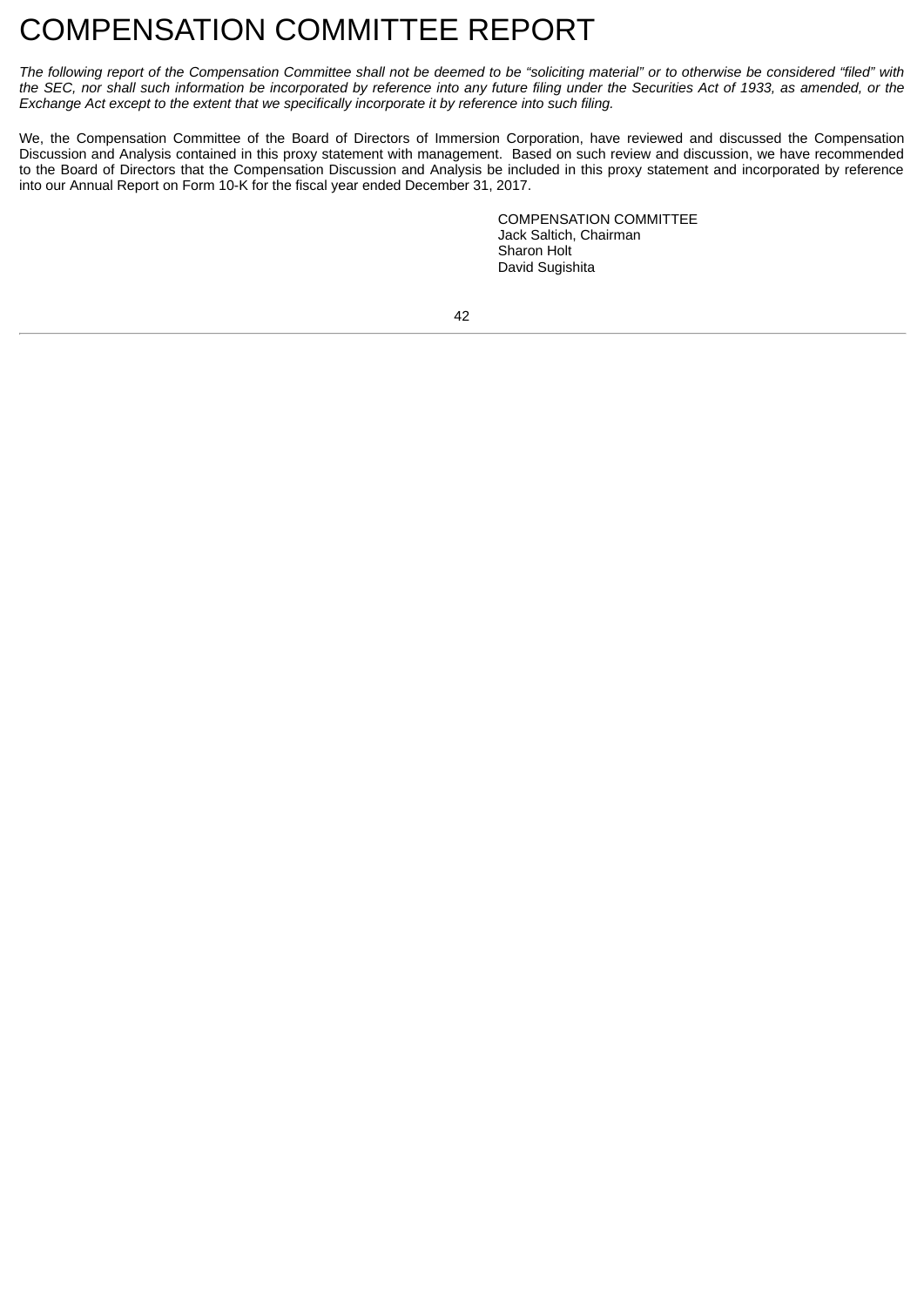# COMPENSATION COMMITTEE REPORT

*The following report of the Compensation Committee shall not be deemed to be "soliciting material" or to otherwise be considered "filed" with the SEC, nor shall such information be incorporated by reference into any future filing under the Securities Act of 1933, as amended, or the Exchange Act except to the extent that we specifically incorporate it by reference into such filing.*

We, the Compensation Committee of the Board of Directors of Immersion Corporation, have reviewed and discussed the Compensation Discussion and Analysis contained in this proxy statement with management. Based on such review and discussion, we have recommended to the Board of Directors that the Compensation Discussion and Analysis be included in this proxy statement and incorporated by reference into our Annual Report on Form 10-K for the fiscal year ended December 31, 2017.

COMPENSATION COMMITTEE
Jack Saltich, Chairman
Sharon Holt
David Sugishita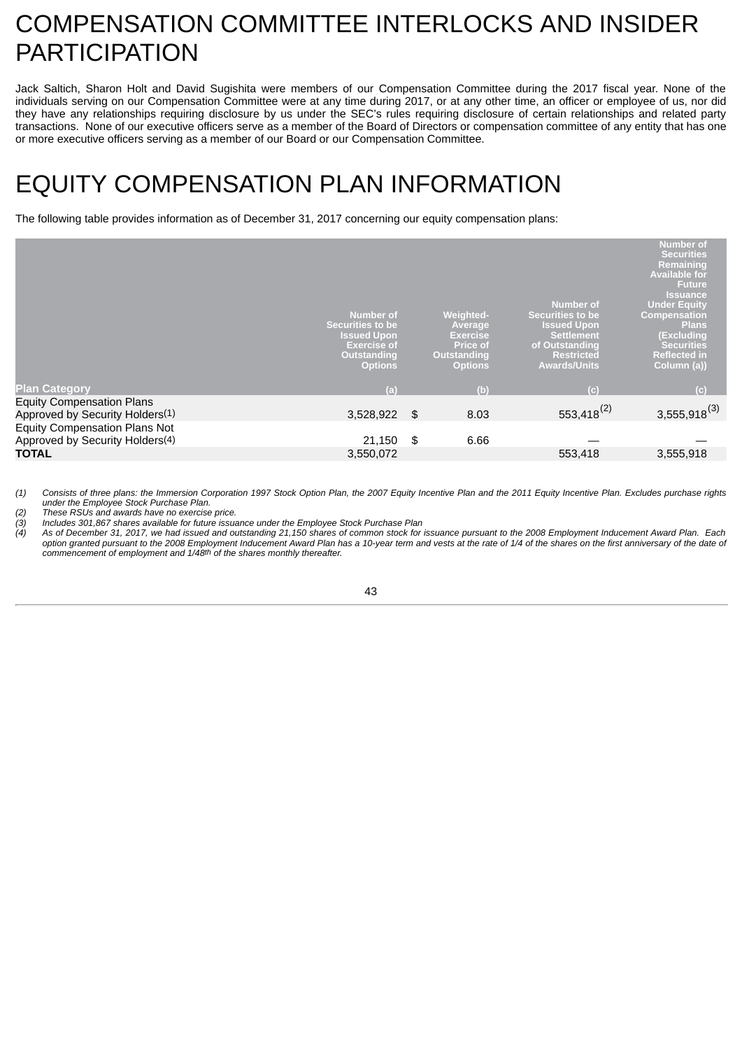# COMPENSATION COMMITTEE INTERLOCKS AND INSIDER PARTICIPATION

Jack Saltich, Sharon Holt and David Sugishita were members of our Compensation Committee during the 2017 fiscal year. None of the individuals serving on our Compensation Committee were at any time during 2017, or at any other time, an officer or employee of us, nor did they have any relationships requiring disclosure by us under the SEC's rules requiring disclosure of certain relationships and related party transactions. None of our executive officers serve as a member of the Board of Directors or compensation committee of any entity that has one or more executive officers serving as a member of our Board or our Compensation Committee.

# EQUITY COMPENSATION PLAN INFORMATION

The following table provides information as of December 31, 2017 concerning our equity compensation plans:

| Plan Category | Number of Securities to be Issued Upon Exercise of Outstanding Options (a) | Weighted-Average Exercise Price of Outstanding Options (b) | Number of Securities to be Issued Upon Settlement of Outstanding Restricted Awards/Units (c) | Number of Securities Remaining Available for Future Issuance Under Equity Compensation Plans (Excluding Securities Reflected in Column (a)) (c) |
|---|---|---|---|---|
| Equity Compensation Plans Approved by Security Holders(1) | 3,528,922 | $ 8.03 | 553,418(2) | 3,555,918(3) |
| Equity Compensation Plans Not Approved by Security Holders(4) | 21,150 | $ 6.66 | — | — |
| **TOTAL** | 3,550,072 | | 553,418 | 3,555,918 |

*(1) Consists of three plans: the Immersion Corporation 1997 Stock Option Plan, the 2007 Equity Incentive Plan and the 2011 Equity Incentive Plan. Excludes purchase rights under the Employee Stock Purchase Plan.*

*(2) These RSUs and awards have no exercise price.*

*(3) Includes 301,867 shares available for future issuance under the Employee Stock Purchase Plan*

*(4) As of December 31, 2017, we had issued and outstanding 21,150 shares of common stock for issuance pursuant to the 2008 Employment Inducement Award Plan. Each option granted pursuant to the 2008 Employment Inducement Award Plan has a 10-year term and vests at the rate of 1/4 of the shares on the first anniversary of the date of commencement of employment and 1/48th of the shares monthly thereafter.*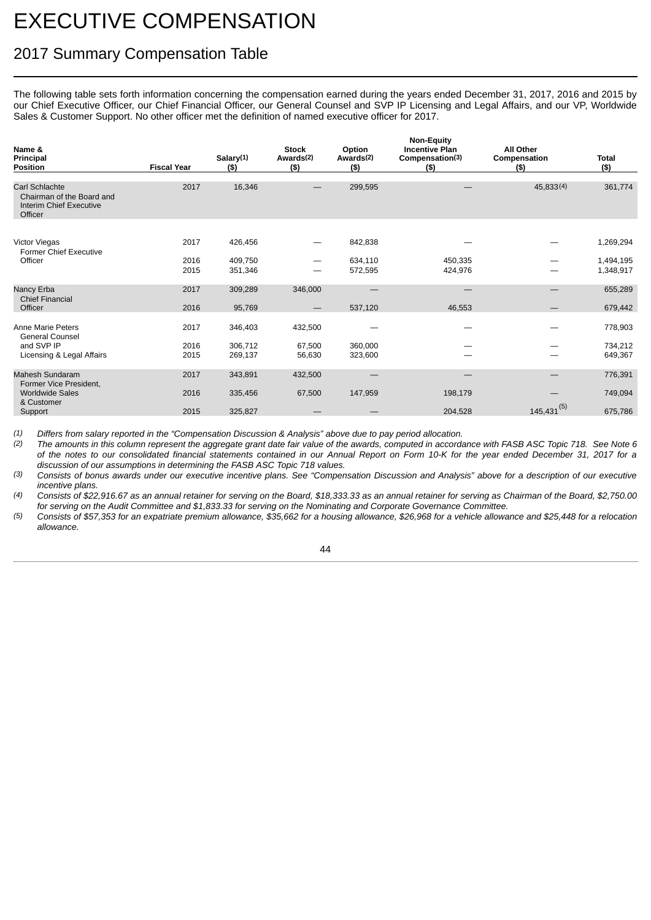# EXECUTIVE COMPENSATION

## 2017 Summary Compensation Table

The following table sets forth information concerning the compensation earned during the years ended December 31, 2017, 2016 and 2015 by our Chief Executive Officer, our Chief Financial Officer, our General Counsel and SVP IP Licensing and Legal Affairs, and our VP, Worldwide Sales & Customer Support. No other officer met the definition of named executive officer for 2017.

| Name & Principal Position | Fiscal Year | Salary(1) ($) | Stock Awards(2) ($) | Option Awards(2) ($) | Non-Equity Incentive Plan Compensation(3) ($) | All Other Compensation ($) | Total ($) |
|---|---|---|---|---|---|---|---|
| Carl Schlachte<br>Chairman of the Board and Interim Chief Executive Officer | 2017 | 16,346 | — | 299,595 | — | 45,833(4) | 361,774 |
| Victor Viegas<br>Former Chief Executive Officer | 2017 | 426,456 | — | 842,838 | — | — | 1,269,294 |
| | 2016 | 409,750 | — | 634,110 | 450,335 | — | 1,494,195 |
| | 2015 | 351,346 | — | 572,595 | 424,976 | — | 1,348,917 |
| Nancy Erba<br>Chief Financial Officer | 2017 | 309,289 | 346,000 | — | — | — | 655,289 |
| | 2016 | 95,769 | — | 537,120 | 46,553 | — | 679,442 |
| Anne Marie Peters<br>General Counsel and SVP IP Licensing & Legal Affairs | 2017 | 346,403 | 432,500 | — | — | — | 778,903 |
| | 2016 | 306,712 | 67,500 | 360,000 | — | — | 734,212 |
| | 2015 | 269,137 | 56,630 | 323,600 | — | — | 649,367 |
| Mahesh Sundaram<br>Former Vice President, Worldwide Sales & Customer Support | 2017 | 343,891 | 432,500 | — | — | — | 776,391 |
| | 2016 | 335,456 | 67,500 | 147,959 | 198,179 | — | 749,094 |
| | 2015 | 325,827 | — | — | 204,528 | 145,431(5) | 675,786 |

(1) *Differs from salary reported in the "Compensation Discussion & Analysis" above due to pay period allocation.*

(2) *The amounts in this column represent the aggregate grant date fair value of the awards, computed in accordance with FASB ASC Topic 718. See Note 6 of the notes to our consolidated financial statements contained in our Annual Report on Form 10-K for the year ended December 31, 2017 for a discussion of our assumptions in determining the FASB ASC Topic 718 values.*

(3) *Consists of bonus awards under our executive incentive plans. See "Compensation Discussion and Analysis" above for a description of our executive incentive plans.*

(4) *Consists of $22,916.67 as an annual retainer for serving on the Board, $18,333.33 as an annual retainer for serving as Chairman of the Board, $2,750.00 for serving on the Audit Committee and $1,833.33 for serving on the Nominating and Corporate Governance Committee.*

(5) *Consists of $57,353 for an expatriate premium allowance, $35,662 for a housing allowance, $26,968 for a vehicle allowance and $25,448 for a relocation allowance.*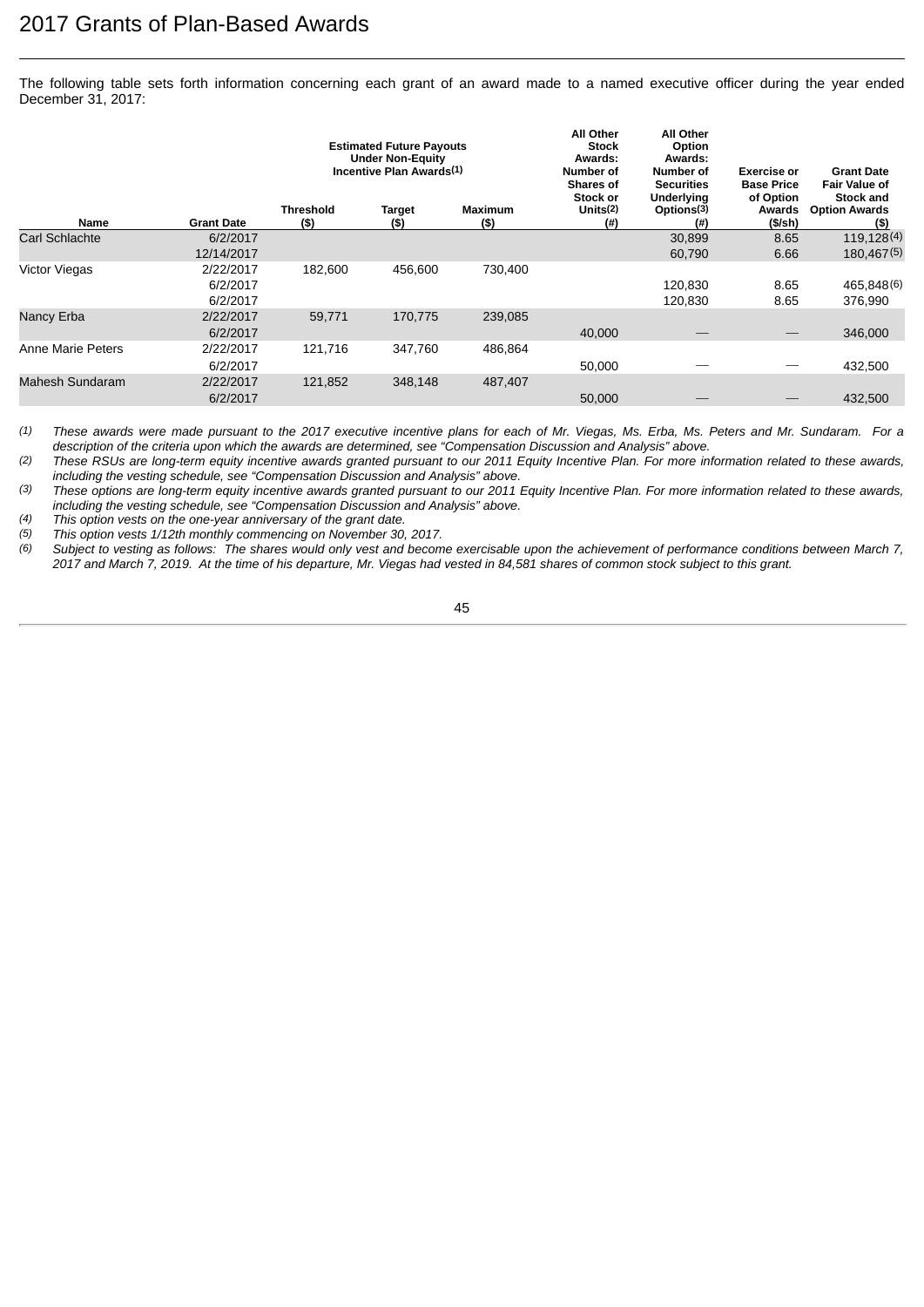# 2017 Grants of Plan-Based Awards

The following table sets forth information concerning each grant of an award made to a named executive officer during the year ended December 31, 2017:

| Name | Grant Date | Estimated Future Payouts Under Non-Equity Incentive Plan Awards(1) | | | All Other Stock Awards: Number of Shares of Stock or Units(2) | All Other Option Awards: Number of Securities Underlying Options(3) | Exercise or Base Price of Option Awards | Grant Date Fair Value of Stock and Option Awards |
|---|---|---|---|---|---|---|---|---|
| | | Threshold ($) | Target ($) | Maximum ($) | (#) | (#) | ($/sh) | ($) |
| Carl Schlachte | 6/2/2017 | | | | | 30,899 | 8.65 | 119,128(4) |
| | 12/14/2017 | | | | | 60,790 | 6.66 | 180,467(5) |
| Victor Viegas | 2/22/2017 | 182,600 | 456,600 | 730,400 | | | | |
| | 6/2/2017 | | | | | 120,830 | 8.65 | 465,848(6) |
| | 6/2/2017 | | | | | 120,830 | 8.65 | 376,990 |
| Nancy Erba | 2/22/2017 | 59,771 | 170,775 | 239,085 | | | | |
| | 6/2/2017 | | | | 40,000 | — | — | 346,000 |
| Anne Marie Peters | 2/22/2017 | 121,716 | 347,760 | 486,864 | | | | |
| | 6/2/2017 | | | | 50,000 | — | — | 432,500 |
| Mahesh Sundaram | 2/22/2017 | 121,852 | 348,148 | 487,407 | | | | |
| | 6/2/2017 | | | | 50,000 | — | — | 432,500 |

(1) *These awards were made pursuant to the 2017 executive incentive plans for each of Mr. Viegas, Ms. Erba, Ms. Peters and Mr. Sundaram. For a description of the criteria upon which the awards are determined, see "Compensation Discussion and Analysis" above.*

(2) *These RSUs are long-term equity incentive awards granted pursuant to our 2011 Equity Incentive Plan. For more information related to these awards, including the vesting schedule, see "Compensation Discussion and Analysis" above.*

(3) *These options are long-term equity incentive awards granted pursuant to our 2011 Equity Incentive Plan. For more information related to these awards, including the vesting schedule, see "Compensation Discussion and Analysis" above.*

(4) *This option vests on the one-year anniversary of the grant date.*

(5) *This option vests 1/12th monthly commencing on November 30, 2017.*

(6) *Subject to vesting as follows: The shares would only vest and become exercisable upon the achievement of performance conditions between March 7, 2017 and March 7, 2019. At the time of his departure, Mr. Viegas had vested in 84,581 shares of common stock subject to this grant.*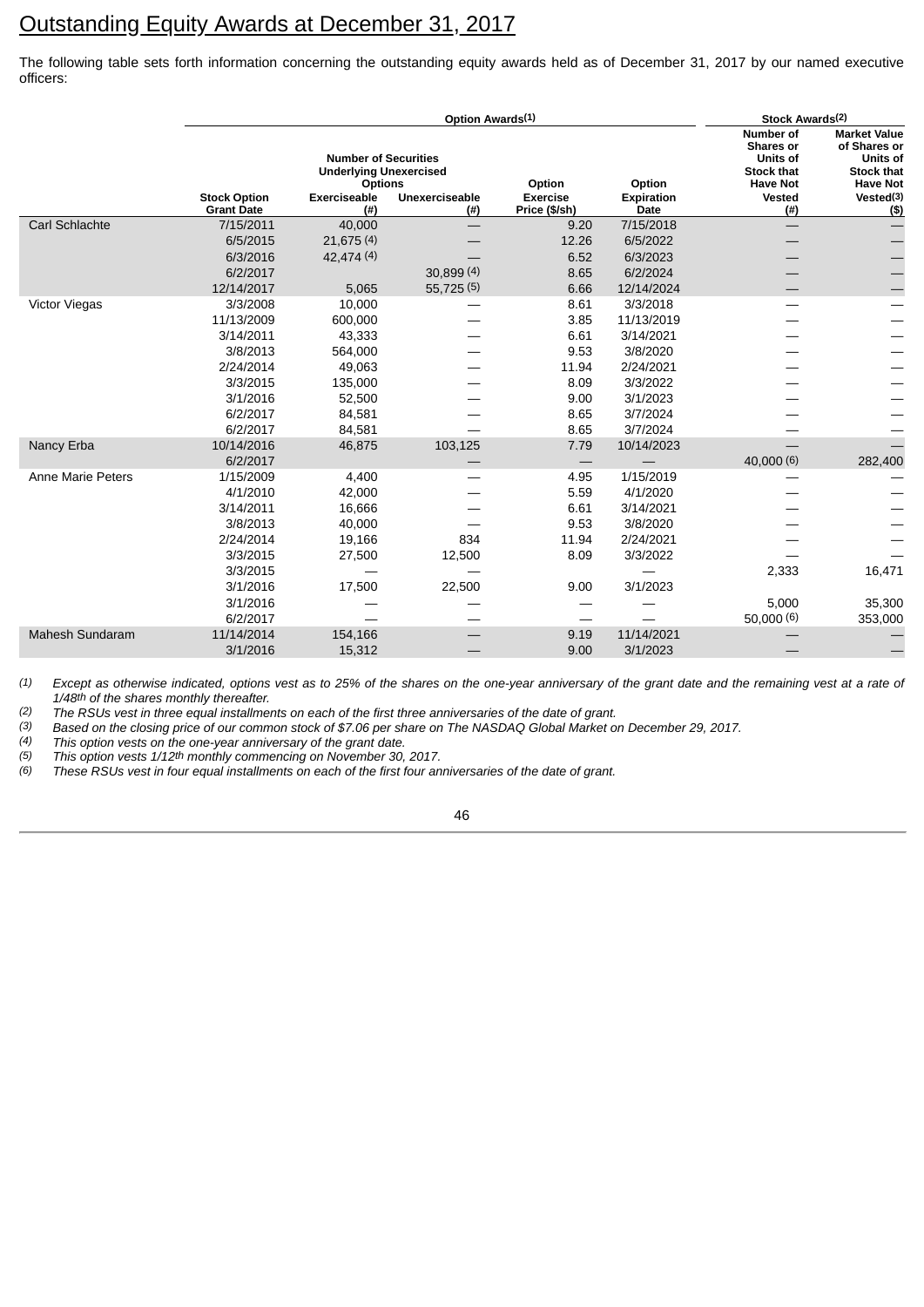## Outstanding Equity Awards at December 31, 2017

The following table sets forth information concerning the outstanding equity awards held as of December 31, 2017 by our named executive officers:

| | Option Awards[(1)] | | | | | Stock Awards[(2)] | |
|---|---|---|---|---|---|---|---|
| | | Number of Securities Underlying Unexercised Options | | | | | |
| | Stock Option Grant Date | Exerciseable (#) | Unexerciseable (#) | Option Exercise Price ($/sh) | Option Expiration Date | Number of Shares or Units of Stock that Have Not Vested (#) | Market Value of Shares or Units of Stock that Have Not Vested[(3)] ($) |
| Carl Schlachte | 7/15/2011 | 40,000 | — | 9.20 | 7/15/2018 | — | — |
| | 6/5/2015 | 21,675 [(4)] | — | 12.26 | 6/5/2022 | — | — |
| | 6/3/2016 | 42,474 [(4)] | — | 6.52 | 6/3/2023 | — | — |
| | 6/2/2017 | | 30,899 [(4)] | 8.65 | 6/2/2024 | — | — |
| | 12/14/2017 | 5,065 | 55,725 [(5)] | 6.66 | 12/14/2024 | — | — |
| Victor Viegas | 3/3/2008 | 10,000 | — | 8.61 | 3/3/2018 | — | — |
| | 11/13/2009 | 600,000 | — | 3.85 | 11/13/2019 | — | — |
| | 3/14/2011 | 43,333 | — | 6.61 | 3/14/2021 | — | — |
| | 3/8/2013 | 564,000 | — | 9.53 | 3/8/2020 | — | — |
| | 2/24/2014 | 49,063 | — | 11.94 | 2/24/2021 | — | — |
| | 3/3/2015 | 135,000 | — | 8.09 | 3/3/2022 | — | — |
| | 3/1/2016 | 52,500 | — | 9.00 | 3/1/2023 | — | — |
| | 6/2/2017 | 84,581 | — | 8.65 | 3/7/2024 | — | — |
| | 6/2/2017 | 84,581 | — | 8.65 | 3/7/2024 | — | — |
| Nancy Erba | 10/14/2016 | 46,875 | 103,125 | 7.79 | 10/14/2023 | — | — |
| | 6/2/2017 | | — | — | — | 40,000 [(6)] | 282,400 |
| Anne Marie Peters | 1/15/2009 | 4,400 | — | 4.95 | 1/15/2019 | — | — |
| | 4/1/2010 | 42,000 | — | 5.59 | 4/1/2020 | — | — |
| | 3/14/2011 | 16,666 | — | 6.61 | 3/14/2021 | — | — |
| | 3/8/2013 | 40,000 | — | 9.53 | 3/8/2020 | — | — |
| | 2/24/2014 | 19,166 | 834 | 11.94 | 2/24/2021 | — | — |
| | 3/3/2015 | 27,500 | 12,500 | 8.09 | 3/3/2022 | — | — |
| | 3/3/2015 | — | — | | — | 2,333 | 16,471 |
| | 3/1/2016 | 17,500 | 22,500 | 9.00 | 3/1/2023 | | |
| | 3/1/2016 | — | — | — | — | 5,000 | 35,300 |
| | 6/2/2017 | — | — | — | — | 50,000 [(6)] | 353,000 |
| Mahesh Sundaram | 11/14/2014 | 154,166 | — | 9.19 | 11/14/2021 | — | — |
| | 3/1/2016 | 15,312 | — | 9.00 | 3/1/2023 | — | — |

(1) *Except as otherwise indicated, options vest as to 25% of the shares on the one-year anniversary of the grant date and the remaining vest at a rate of 1/48th of the shares monthly thereafter.*

(2) *The RSUs vest in three equal installments on each of the first three anniversaries of the date of grant.*

(3) *Based on the closing price of our common stock of $7.06 per share on The NASDAQ Global Market on December 29, 2017.*

(4) *This option vests on the one-year anniversary of the grant date.*

(5) *This option vests 1/12th monthly commencing on November 30, 2017.*

(6) *These RSUs vest in four equal installments on each of the first four anniversaries of the date of grant.*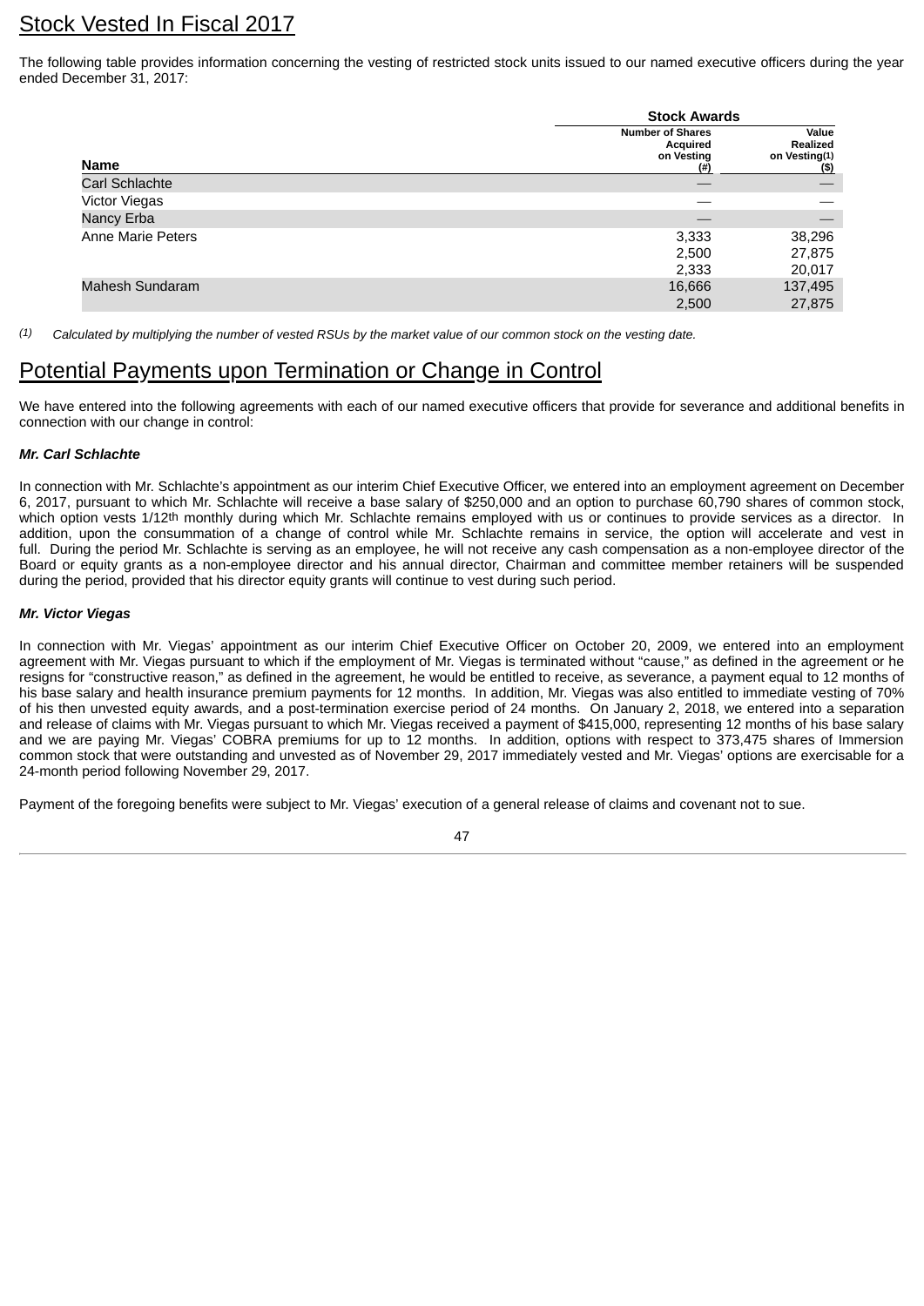## Stock Vested In Fiscal 2017

The following table provides information concerning the vesting of restricted stock units issued to our named executive officers during the year ended December 31, 2017:

| | Stock Awards | |
|---|---|---|
| Name | Number of Shares Acquired on Vesting (#) | Value Realized on Vesting(1) ($) |
| Carl Schlachte | — | — |
| Victor Viegas | — | — |
| Nancy Erba | — | — |
| Anne Marie Peters | 3,333 | 38,296 |
| | 2,500 | 27,875 |
| | 2,333 | 20,017 |
| Mahesh Sundaram | 16,666 | 137,495 |
| | 2,500 | 27,875 |

(1) *Calculated by multiplying the number of vested RSUs by the market value of our common stock on the vesting date.*

## Potential Payments upon Termination or Change in Control

We have entered into the following agreements with each of our named executive officers that provide for severance and additional benefits in connection with our change in control:

***Mr. Carl Schlachte***

In connection with Mr. Schlachte's appointment as our interim Chief Executive Officer, we entered into an employment agreement on December 6, 2017, pursuant to which Mr. Schlachte will receive a base salary of $250,000 and an option to purchase 60,790 shares of common stock, which option vests 1/12th monthly during which Mr. Schlachte remains employed with us or continues to provide services as a director. In addition, upon the consummation of a change of control while Mr. Schlachte remains in service, the option will accelerate and vest in full. During the period Mr. Schlachte is serving as an employee, he will not receive any cash compensation as a non-employee director of the Board or equity grants as a non-employee director and his annual director, Chairman and committee member retainers will be suspended during the period, provided that his director equity grants will continue to vest during such period.

***Mr. Victor Viegas***

In connection with Mr. Viegas' appointment as our interim Chief Executive Officer on October 20, 2009, we entered into an employment agreement with Mr. Viegas pursuant to which if the employment of Mr. Viegas is terminated without "cause," as defined in the agreement or he resigns for "constructive reason," as defined in the agreement, he would be entitled to receive, as severance, a payment equal to 12 months of his base salary and health insurance premium payments for 12 months. In addition, Mr. Viegas was also entitled to immediate vesting of 70% of his then unvested equity awards, and a post-termination exercise period of 24 months. On January 2, 2018, we entered into a separation and release of claims with Mr. Viegas pursuant to which Mr. Viegas received a payment of $415,000, representing 12 months of his base salary and we are paying Mr. Viegas' COBRA premiums for up to 12 months. In addition, options with respect to 373,475 shares of Immersion common stock that were outstanding and unvested as of November 29, 2017 immediately vested and Mr. Viegas' options are exercisable for a 24-month period following November 29, 2017.

Payment of the foregoing benefits were subject to Mr. Viegas' execution of a general release of claims and covenant not to sue.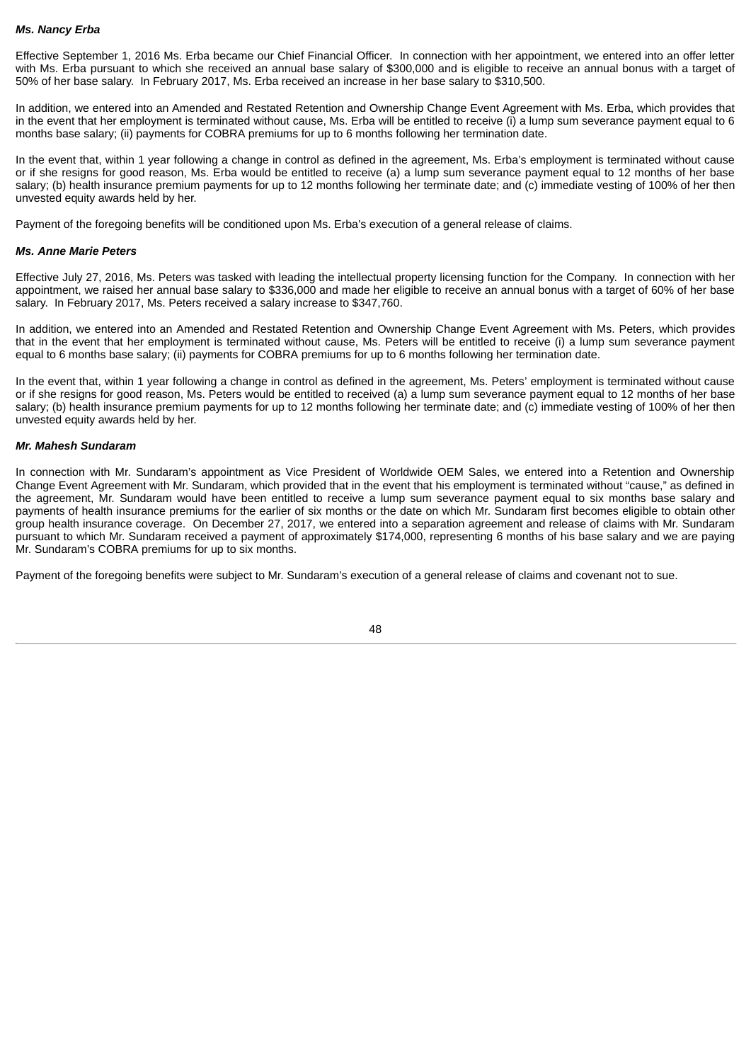***Ms. Nancy Erba***

Effective September 1, 2016 Ms. Erba became our Chief Financial Officer. In connection with her appointment, we entered into an offer letter with Ms. Erba pursuant to which she received an annual base salary of $300,000 and is eligible to receive an annual bonus with a target of 50% of her base salary. In February 2017, Ms. Erba received an increase in her base salary to $310,500.

In addition, we entered into an Amended and Restated Retention and Ownership Change Event Agreement with Ms. Erba, which provides that in the event that her employment is terminated without cause, Ms. Erba will be entitled to receive (i) a lump sum severance payment equal to 6 months base salary; (ii) payments for COBRA premiums for up to 6 months following her termination date.

In the event that, within 1 year following a change in control as defined in the agreement, Ms. Erba's employment is terminated without cause or if she resigns for good reason, Ms. Erba would be entitled to receive (a) a lump sum severance payment equal to 12 months of her base salary; (b) health insurance premium payments for up to 12 months following her terminate date; and (c) immediate vesting of 100% of her then unvested equity awards held by her.

Payment of the foregoing benefits will be conditioned upon Ms. Erba's execution of a general release of claims.

***Ms. Anne Marie Peters***

Effective July 27, 2016, Ms. Peters was tasked with leading the intellectual property licensing function for the Company. In connection with her appointment, we raised her annual base salary to $336,000 and made her eligible to receive an annual bonus with a target of 60% of her base salary. In February 2017, Ms. Peters received a salary increase to $347,760.

In addition, we entered into an Amended and Restated Retention and Ownership Change Event Agreement with Ms. Peters, which provides that in the event that her employment is terminated without cause, Ms. Peters will be entitled to receive (i) a lump sum severance payment equal to 6 months base salary; (ii) payments for COBRA premiums for up to 6 months following her termination date.

In the event that, within 1 year following a change in control as defined in the agreement, Ms. Peters' employment is terminated without cause or if she resigns for good reason, Ms. Peters would be entitled to received (a) a lump sum severance payment equal to 12 months of her base salary; (b) health insurance premium payments for up to 12 months following her terminate date; and (c) immediate vesting of 100% of her then unvested equity awards held by her.

***Mr. Mahesh Sundaram***

In connection with Mr. Sundaram's appointment as Vice President of Worldwide OEM Sales, we entered into a Retention and Ownership Change Event Agreement with Mr. Sundaram, which provided that in the event that his employment is terminated without "cause," as defined in the agreement, Mr. Sundaram would have been entitled to receive a lump sum severance payment equal to six months base salary and payments of health insurance premiums for the earlier of six months or the date on which Mr. Sundaram first becomes eligible to obtain other group health insurance coverage. On December 27, 2017, we entered into a separation agreement and release of claims with Mr. Sundaram pursuant to which Mr. Sundaram received a payment of approximately $174,000, representing 6 months of his base salary and we are paying Mr. Sundaram's COBRA premiums for up to six months.

Payment of the foregoing benefits were subject to Mr. Sundaram's execution of a general release of claims and covenant not to sue.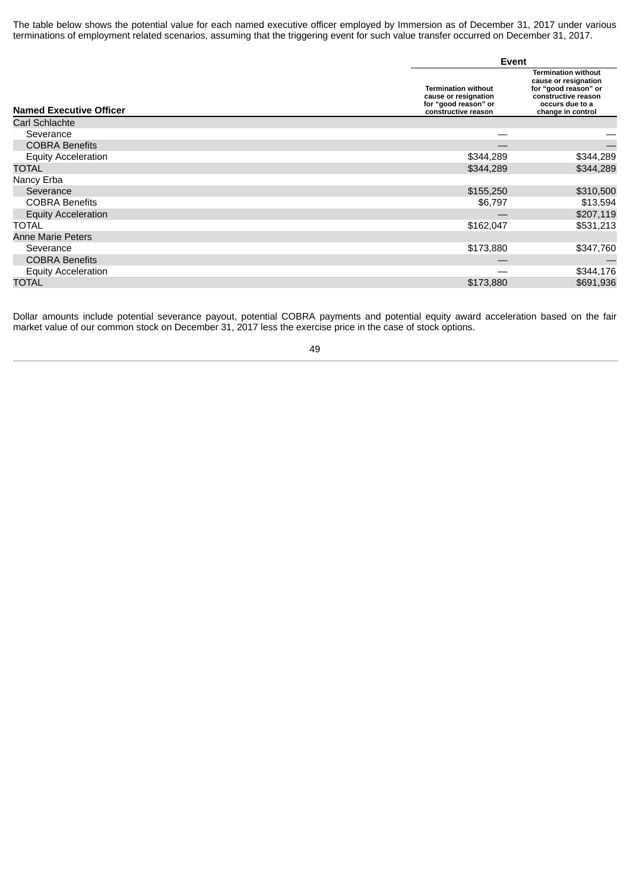The table below shows the potential value for each named executive officer employed by Immersion as of December 31, 2017 under various terminations of employment related scenarios, assuming that the triggering event for such value transfer occurred on December 31, 2017.

| | Event | |
|---|---|---|
| **Named Executive Officer** | **Termination without cause or resignation for "good reason" or constructive reason** | **Termination without cause or resignation for "good reason" or constructive reason occurs due to a change in control** |
| Carl Schlachte | | |
| Severance | — | — |
| COBRA Benefits | — | — |
| Equity Acceleration | $344,289 | $344,289 |
| TOTAL | $344,289 | $344,289 |
| Nancy Erba | | |
| Severance | $155,250 | $310,500 |
| COBRA Benefits | $6,797 | $13,594 |
| Equity Acceleration | — | $207,119 |
| TOTAL | $162,047 | $531,213 |
| Anne Marie Peters | | |
| Severance | $173,880 | $347,760 |
| COBRA Benefits | — | — |
| Equity Acceleration | — | $344,176 |
| TOTAL | $173,880 | $691,936 |

Dollar amounts include potential severance payout, potential COBRA payments and potential equity award acceleration based on the fair market value of our common stock on December 31, 2017 less the exercise price in the case of stock options.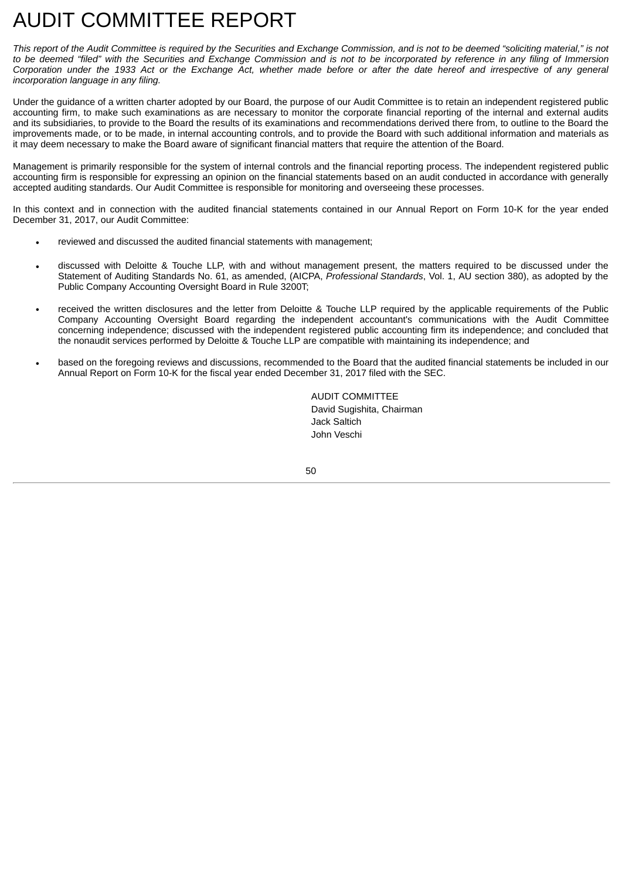# AUDIT COMMITTEE REPORT

*This report of the Audit Committee is required by the Securities and Exchange Commission, and is not to be deemed "soliciting material," is not to be deemed "filed" with the Securities and Exchange Commission and is not to be incorporated by reference in any filing of Immersion Corporation under the 1933 Act or the Exchange Act, whether made before or after the date hereof and irrespective of any general incorporation language in any filing.*

Under the guidance of a written charter adopted by our Board, the purpose of our Audit Committee is to retain an independent registered public accounting firm, to make such examinations as are necessary to monitor the corporate financial reporting of the internal and external audits and its subsidiaries, to provide to the Board the results of its examinations and recommendations derived there from, to outline to the Board the improvements made, or to be made, in internal accounting controls, and to provide the Board with such additional information and materials as it may deem necessary to make the Board aware of significant financial matters that require the attention of the Board.

Management is primarily responsible for the system of internal controls and the financial reporting process. The independent registered public accounting firm is responsible for expressing an opinion on the financial statements based on an audit conducted in accordance with generally accepted auditing standards. Our Audit Committee is responsible for monitoring and overseeing these processes.

In this context and in connection with the audited financial statements contained in our Annual Report on Form 10-K for the year ended December 31, 2017, our Audit Committee:

- reviewed and discussed the audited financial statements with management;
- discussed with Deloitte & Touche LLP, with and without management present, the matters required to be discussed under the Statement of Auditing Standards No. 61, as amended, (AICPA, *Professional Standards*, Vol. 1, AU section 380), as adopted by the Public Company Accounting Oversight Board in Rule 3200T;
- received the written disclosures and the letter from Deloitte & Touche LLP required by the applicable requirements of the Public Company Accounting Oversight Board regarding the independent accountant's communications with the Audit Committee concerning independence; discussed with the independent registered public accounting firm its independence; and concluded that the nonaudit services performed by Deloitte & Touche LLP are compatible with maintaining its independence; and
- based on the foregoing reviews and discussions, recommended to the Board that the audited financial statements be included in our Annual Report on Form 10-K for the fiscal year ended December 31, 2017 filed with the SEC.

AUDIT COMMITTEE
David Sugishita, Chairman
Jack Saltich
John Veschi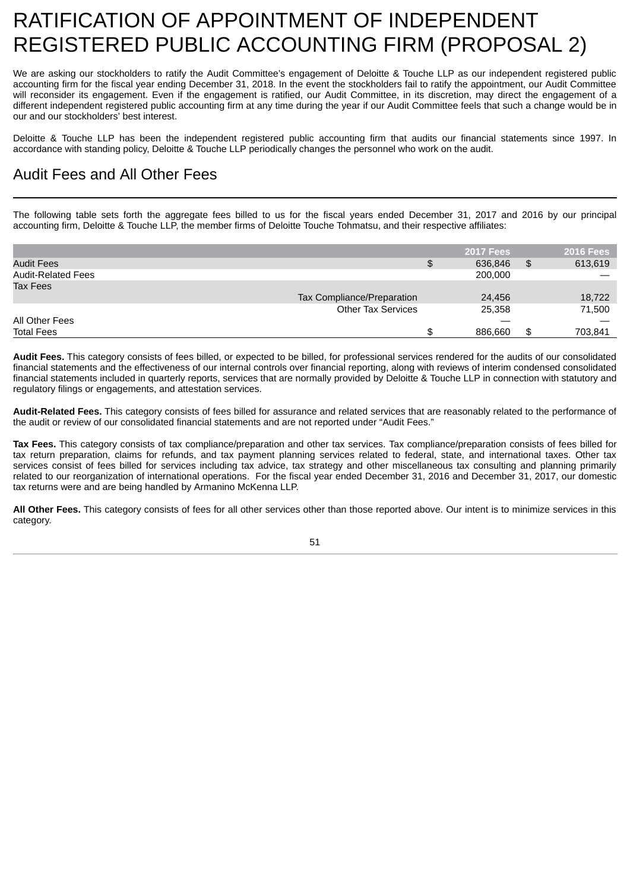# RATIFICATION OF APPOINTMENT OF INDEPENDENT REGISTERED PUBLIC ACCOUNTING FIRM (PROPOSAL 2)

We are asking our stockholders to ratify the Audit Committee's engagement of Deloitte & Touche LLP as our independent registered public accounting firm for the fiscal year ending December 31, 2018. In the event the stockholders fail to ratify the appointment, our Audit Committee will reconsider its engagement. Even if the engagement is ratified, our Audit Committee, in its discretion, may direct the engagement of a different independent registered public accounting firm at any time during the year if our Audit Committee feels that such a change would be in our and our stockholders' best interest.

Deloitte & Touche LLP has been the independent registered public accounting firm that audits our financial statements since 1997. In accordance with standing policy, Deloitte & Touche LLP periodically changes the personnel who work on the audit.

## Audit Fees and All Other Fees

The following table sets forth the aggregate fees billed to us for the fiscal years ended December 31, 2017 and 2016 by our principal accounting firm, Deloitte & Touche LLP, the member firms of Deloitte Touche Tohmatsu, and their respective affiliates:

| | | 2017 Fees | 2016 Fees |
|---|---|---|---|
| Audit Fees | | $ 636,846 | $ 613,619 |
| Audit-Related Fees | | 200,000 | — |
| Tax Fees | | | |
| | Tax Compliance/Preparation | 24,456 | 18,722 |
| | Other Tax Services | 25,358 | 71,500 |
| All Other Fees | | — | — |
| Total Fees | | $ 886,660 | $ 703,841 |

**Audit Fees.** This category consists of fees billed, or expected to be billed, for professional services rendered for the audits of our consolidated financial statements and the effectiveness of our internal controls over financial reporting, along with reviews of interim condensed consolidated financial statements included in quarterly reports, services that are normally provided by Deloitte & Touche LLP in connection with statutory and regulatory filings or engagements, and attestation services.

**Audit-Related Fees.** This category consists of fees billed for assurance and related services that are reasonably related to the performance of the audit or review of our consolidated financial statements and are not reported under "Audit Fees."

**Tax Fees.** This category consists of tax compliance/preparation and other tax services. Tax compliance/preparation consists of fees billed for tax return preparation, claims for refunds, and tax payment planning services related to federal, state, and international taxes. Other tax services consist of fees billed for services including tax advice, tax strategy and other miscellaneous tax consulting and planning primarily related to our reorganization of international operations. For the fiscal year ended December 31, 2016 and December 31, 2017, our domestic tax returns were and are being handled by Armanino McKenna LLP.

**All Other Fees.** This category consists of fees for all other services other than those reported above. Our intent is to minimize services in this category.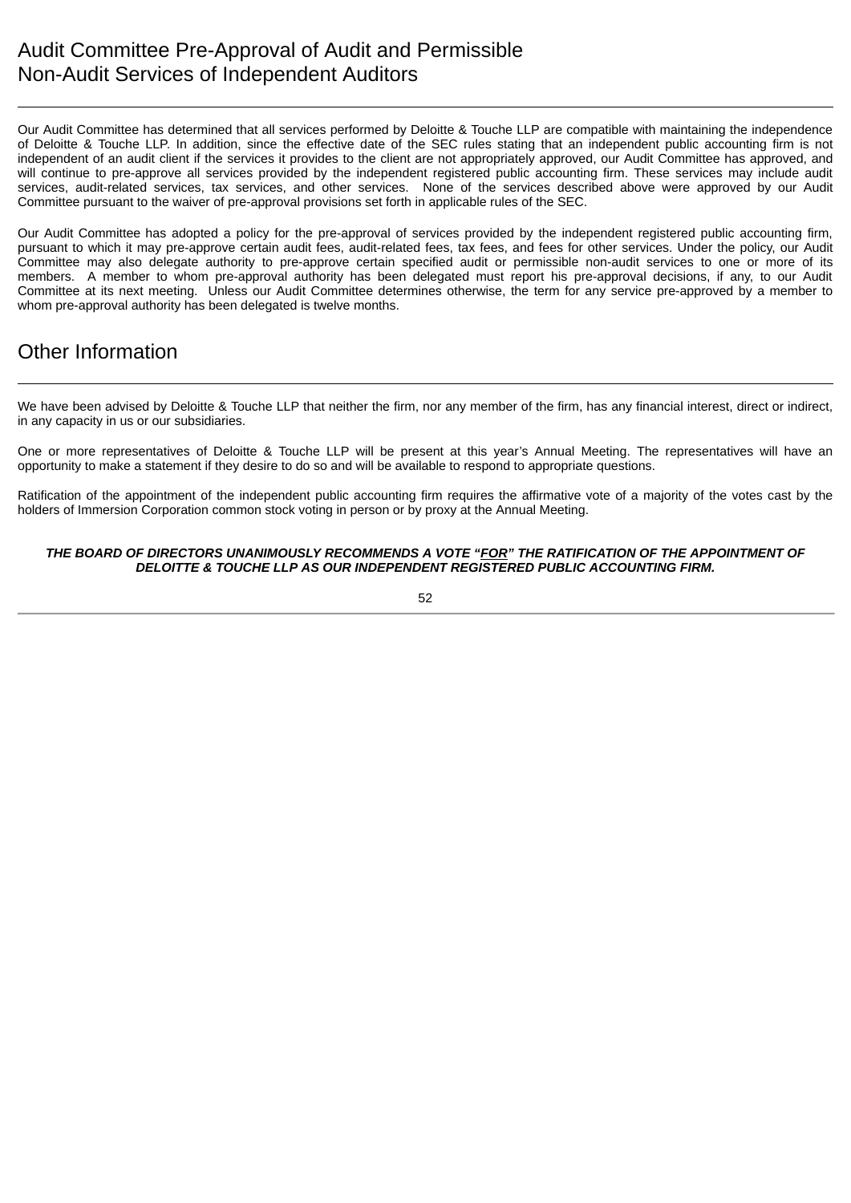## Audit Committee Pre-Approval of Audit and Permissible Non-Audit Services of Independent Auditors

Our Audit Committee has determined that all services performed by Deloitte & Touche LLP are compatible with maintaining the independence of Deloitte & Touche LLP. In addition, since the effective date of the SEC rules stating that an independent public accounting firm is not independent of an audit client if the services it provides to the client are not appropriately approved, our Audit Committee has approved, and will continue to pre-approve all services provided by the independent registered public accounting firm. These services may include audit services, audit-related services, tax services, and other services. None of the services described above were approved by our Audit Committee pursuant to the waiver of pre-approval provisions set forth in applicable rules of the SEC.

Our Audit Committee has adopted a policy for the pre-approval of services provided by the independent registered public accounting firm, pursuant to which it may pre-approve certain audit fees, audit-related fees, tax fees, and fees for other services. Under the policy, our Audit Committee may also delegate authority to pre-approve certain specified audit or permissible non-audit services to one or more of its members. A member to whom pre-approval authority has been delegated must report his pre-approval decisions, if any, to our Audit Committee at its next meeting. Unless our Audit Committee determines otherwise, the term for any service pre-approved by a member to whom pre-approval authority has been delegated is twelve months.

## Other Information

We have been advised by Deloitte & Touche LLP that neither the firm, nor any member of the firm, has any financial interest, direct or indirect, in any capacity in us or our subsidiaries.

One or more representatives of Deloitte & Touche LLP will be present at this year's Annual Meeting. The representatives will have an opportunity to make a statement if they desire to do so and will be available to respond to appropriate questions.

Ratification of the appointment of the independent public accounting firm requires the affirmative vote of a majority of the votes cast by the holders of Immersion Corporation common stock voting in person or by proxy at the Annual Meeting.

***THE BOARD OF DIRECTORS UNANIMOUSLY RECOMMENDS A VOTE "FOR" THE RATIFICATION OF THE APPOINTMENT OF DELOITTE & TOUCHE LLP AS OUR INDEPENDENT REGISTERED PUBLIC ACCOUNTING FIRM.***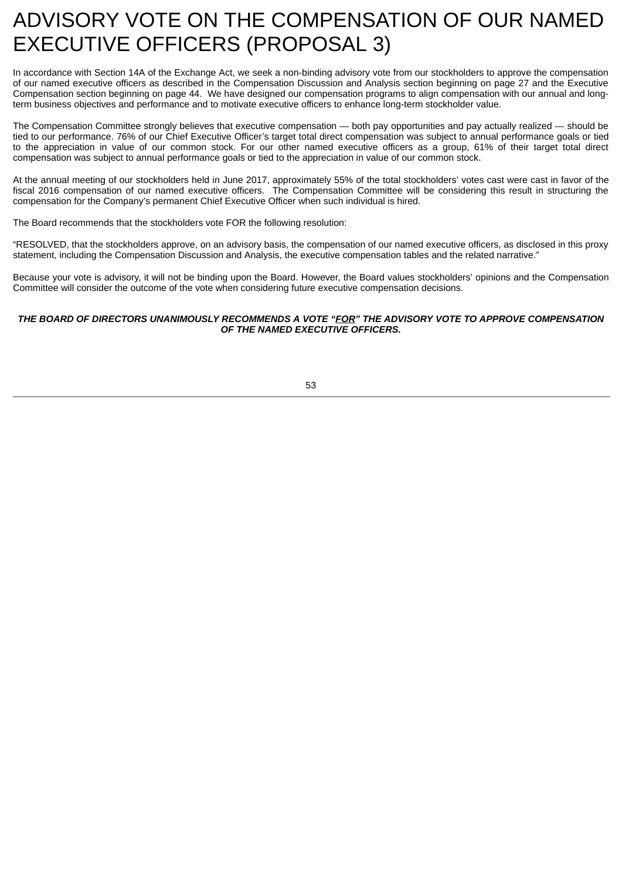# ADVISORY VOTE ON THE COMPENSATION OF OUR NAMED EXECUTIVE OFFICERS (PROPOSAL 3)

In accordance with Section 14A of the Exchange Act, we seek a non-binding advisory vote from our stockholders to approve the compensation of our named executive officers as described in the Compensation Discussion and Analysis section beginning on page 27 and the Executive Compensation section beginning on page 44. We have designed our compensation programs to align compensation with our annual and long-term business objectives and performance and to motivate executive officers to enhance long-term stockholder value.

The Compensation Committee strongly believes that executive compensation — both pay opportunities and pay actually realized — should be tied to our performance. 76% of our Chief Executive Officer's target total direct compensation was subject to annual performance goals or tied to the appreciation in value of our common stock. For our other named executive officers as a group, 61% of their target total direct compensation was subject to annual performance goals or tied to the appreciation in value of our common stock.

At the annual meeting of our stockholders held in June 2017, approximately 55% of the total stockholders' votes cast were cast in favor of the fiscal 2016 compensation of our named executive officers. The Compensation Committee will be considering this result in structuring the compensation for the Company's permanent Chief Executive Officer when such individual is hired.

The Board recommends that the stockholders vote FOR the following resolution:

"RESOLVED, that the stockholders approve, on an advisory basis, the compensation of our named executive officers, as disclosed in this proxy statement, including the Compensation Discussion and Analysis, the executive compensation tables and the related narrative."

Because your vote is advisory, it will not be binding upon the Board. However, the Board values stockholders' opinions and the Compensation Committee will consider the outcome of the vote when considering future executive compensation decisions.

***THE BOARD OF DIRECTORS UNANIMOUSLY RECOMMENDS A VOTE "FOR" THE ADVISORY VOTE TO APPROVE COMPENSATION OF THE NAMED EXECUTIVE OFFICERS.***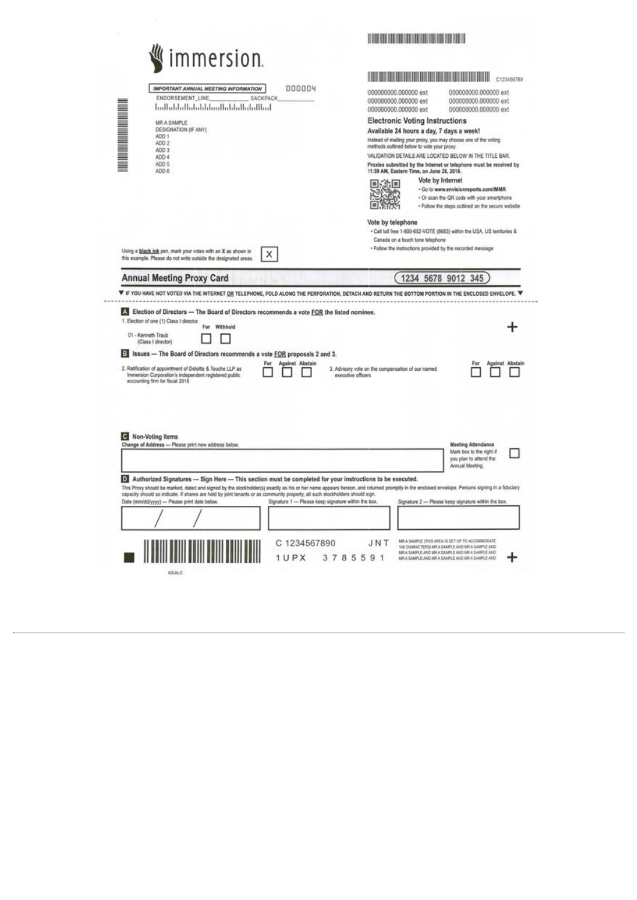# immersion

**IMPORTANT ANNUAL MEETING INFORMATION** 000004

ENDORSEMENT_LINE______________ SACKPACK______________

MR A SAMPLE
DESIGNATION (IF ANY)
ADD 1
ADD 2
ADD 3
ADD 4
ADD 5
ADD 6

C123456789

000000000.000000 ext 000000000.000000 ext
000000000.000000 ext 000000000.000000 ext
000000000.000000 ext 000000000.000000 ext

## Electronic Voting Instructions

**Available 24 hours a day, 7 days a week!**

Instead of mailing your proxy, you may choose one of the voting methods outlined below to vote your proxy.

VALIDATION DETAILS ARE LOCATED BELOW IN THE TITLE BAR.

**Proxies submitted by the Internet or telephone must be received by 11:59 AM, Eastern Time, on June 28, 2018.**

**Vote by Internet**

- Go to **www.envisionreports.com/IMMR**
- Or scan the QR code with your smartphone
- Follow the steps outlined on the secure website

**Vote by telephone**

- Call toll free 1-800-652-VOTE (8683) within the USA, US territories & Canada on a touch tone telephone
- Follow the instructions provided by the recorded message

Using a **black ink** pen, mark your votes with an X as shown in this example. Please do not write outside the designated areas. [X]

## Annual Meeting Proxy Card

1234 5678 9012 345

▼ IF YOU HAVE NOT VOTED VIA THE INTERNET OR TELEPHONE, FOLD ALONG THE PERFORATION, DETACH AND RETURN THE BOTTOM PORTION IN THE ENCLOSED ENVELOPE. ▼

**A Election of Directors — The Board of Directors recommends a vote FOR the listed nominee.**

1. Election of one (1) Class I director.

| | For | Withhold |
|---|---|---|
| 01 - Kenneth Traub (Class I director) | ☐ | ☐ |

**B Issues — The Board of Directors recommends a vote FOR proposals 2 and 3.**

| | For | Against | Abstain |
|---|---|---|---|
| 2. Ratification of appointment of Deloitte & Touche LLP as Immersion Corporation's independent registered public accounting firm for fiscal 2018 | ☐ | ☐ | ☐ |
| 3. Advisory vote on the compensation of our named executive officers | ☐ | ☐ | ☐ |

**C Non-Voting Items**

**Change of Address** — Please print new address below.

**Meeting Attendance**
Mark box to the right if you plan to attend the Annual Meeting. ☐

**D Authorized Signatures — Sign Here — This section must be completed for your instructions to be executed.**

This Proxy should be marked, dated and signed by the stockholder(s) exactly as his or her name appears hereon, and returned promptly in the enclosed envelope. Persons signing in a fiduciary capacity should so indicate. If shares are held by joint tenants or as community property, all such stockholders should sign.

| Date (mm/dd/yyyy) — Please print date below. | Signature 1 — Please keep signature within the box. | Signature 2 — Please keep signature within the box. |
|---|---|---|
| / / | | |

C 1234567890 JNT
1UPX 3785591

MR A SAMPLE (THIS AREA IS SET UP TO ACCOMMODATE 140 CHARACTERS) MR A SAMPLE AND MR A SAMPLE AND MR A SAMPLE AND MR A SAMPLE AND MR A SAMPLE AND MR A SAMPLE AND MR A SAMPLE AND MR A SAMPLE AND

02UILC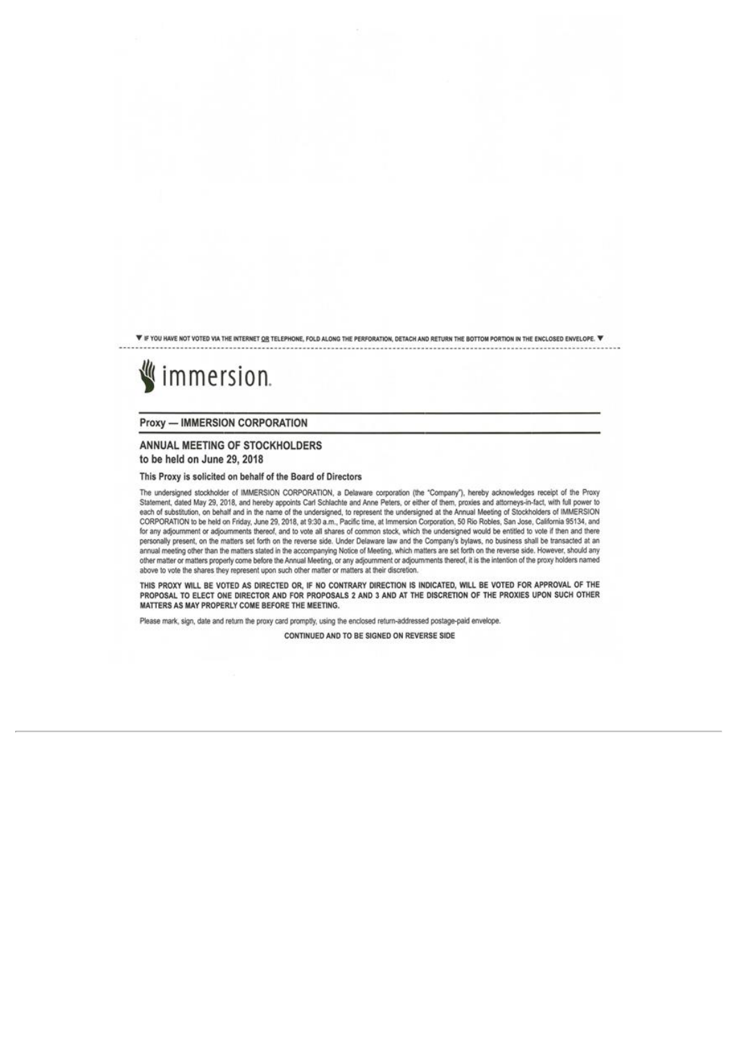▼ IF YOU HAVE NOT VOTED VIA THE INTERNET OR TELEPHONE, FOLD ALONG THE PERFORATION, DETACH AND RETURN THE BOTTOM PORTION IN THE ENCLOSED ENVELOPE. ▼

immersion.

## Proxy — IMMERSION CORPORATION

### ANNUAL MEETING OF STOCKHOLDERS
### to be held on June 29, 2018

**This Proxy is solicited on behalf of the Board of Directors**

The undersigned stockholder of IMMERSION CORPORATION, a Delaware corporation (the "Company"), hereby acknowledges receipt of the Proxy Statement, dated May 29, 2018, and hereby appoints Carl Schlachte and Anne Peters, or either of them, proxies and attorneys-in-fact, with full power to each of substitution, on behalf and in the name of the undersigned, to represent the undersigned at the Annual Meeting of Stockholders of IMMERSION CORPORATION to be held on Friday, June 29, 2018, at 9:30 a.m., Pacific time, at Immersion Corporation, 50 Rio Robles, San Jose, California 95134, and for any adjournment or adjournments thereof, and to vote all shares of common stock, which the undersigned would be entitled to vote if then and there personally present, on the matters set forth on the reverse side. Under Delaware law and the Company's bylaws, no business shall be transacted at an annual meeting other than the matters stated in the accompanying Notice of Meeting, which matters are set forth on the reverse side. However, should any other matter or matters properly come before the Annual Meeting, or any adjournment or adjournments thereof, it is the intention of the proxy holders named above to vote the shares they represent upon such other matter or matters at their discretion.

**THIS PROXY WILL BE VOTED AS DIRECTED OR, IF NO CONTRARY DIRECTION IS INDICATED, WILL BE VOTED FOR APPROVAL OF THE PROPOSAL TO ELECT ONE DIRECTOR AND FOR PROPOSALS 2 AND 3 AND AT THE DISCRETION OF THE PROXIES UPON SUCH OTHER MATTERS AS MAY PROPERLY COME BEFORE THE MEETING.**

Please mark, sign, date and return the proxy card promptly, using the enclosed return-addressed postage-paid envelope.

**CONTINUED AND TO BE SIGNED ON REVERSE SIDE**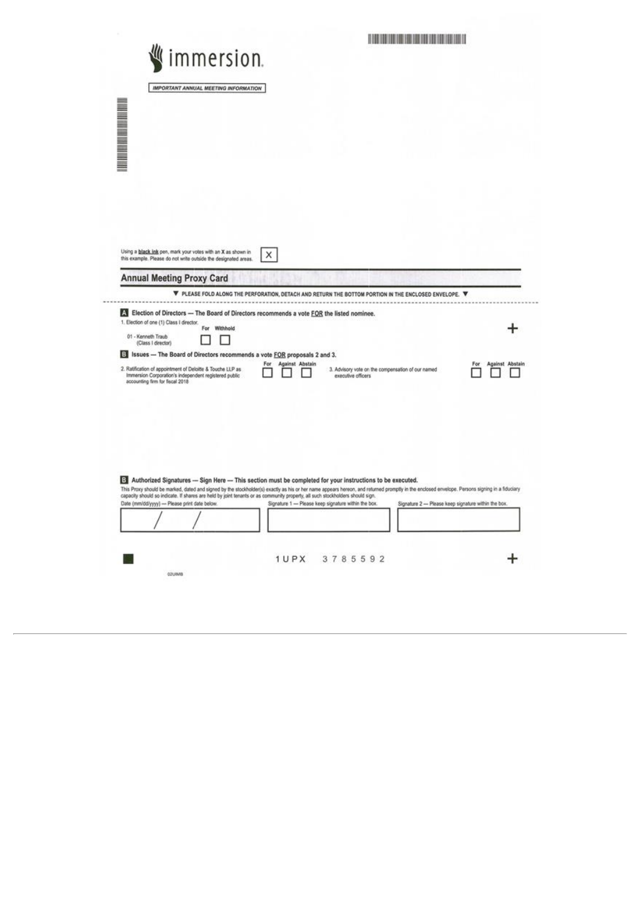immersion

IMPORTANT ANNUAL MEETING INFORMATION

Using a **black ink** pen, mark your votes with an X as shown in this example. Please do not write outside the designated areas. ☒

## Annual Meeting Proxy Card

▼ PLEASE FOLD ALONG THE PERFORATION, DETACH AND RETURN THE BOTTOM PORTION IN THE ENCLOSED ENVELOPE. ▼

**A Election of Directors — The Board of Directors recommends a vote FOR the listed nominee.**

1. Election of one (1) Class I director.

| | For | Withhold |
|---|---|---|
| 01 - Kenneth Traub (Class I director) | ☐ | ☐ |

**B Issues — The Board of Directors recommends a vote FOR proposals 2 and 3.**

| | For | Against | Abstain |
|---|---|---|---|
| 2. Ratification of appointment of Deloitte & Touche LLP as Immersion Corporation's independent registered public accounting firm for fiscal 2018 | ☐ | ☐ | ☐ |
| 3. Advisory vote on the compensation of our named executive officers | ☐ | ☐ | ☐ |

**B Authorized Signatures — Sign Here — This section must be completed for your instructions to be executed.**

This Proxy should be marked, dated and signed by the stockholder(s) exactly as his or her name appears hereon, and returned promptly in the enclosed envelope. Persons signing in a fiduciary capacity should so indicate. If shares are held by joint tenants or as community property, all such stockholders should sign.

| Date (mm/dd/yyyy) — Please print date below. | Signature 1 — Please keep signature within the box. | Signature 2 — Please keep signature within the box. |
|---|---|---|
| / / | | |

1UPX 3785592

02UIMB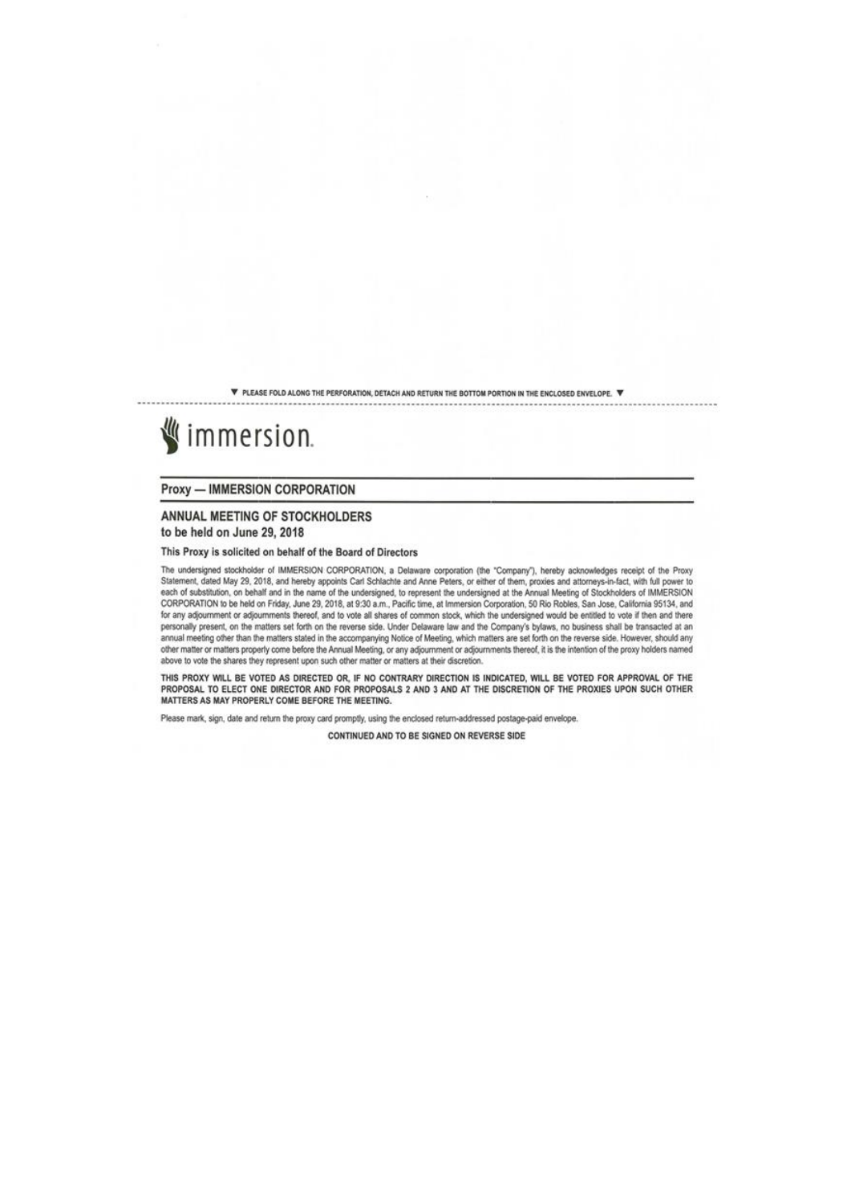▼ PLEASE FOLD ALONG THE PERFORATION, DETACH AND RETURN THE BOTTOM PORTION IN THE ENCLOSED ENVELOPE. ▼

immersion.

## Proxy — IMMERSION CORPORATION

### ANNUAL MEETING OF STOCKHOLDERS
### to be held on June 29, 2018

**This Proxy is solicited on behalf of the Board of Directors**

The undersigned stockholder of IMMERSION CORPORATION, a Delaware corporation (the "Company"), hereby acknowledges receipt of the Proxy Statement, dated May 29, 2018, and hereby appoints Carl Schlachte and Anne Peters, or either of them, proxies and attorneys-in-fact, with full power to each of substitution, on behalf and in the name of the undersigned, to represent the undersigned at the Annual Meeting of Stockholders of IMMERSION CORPORATION to be held on Friday, June 29, 2018, at 9:30 a.m., Pacific time, at Immersion Corporation, 50 Rio Robles, San Jose, California 95134, and for any adjournment or adjournments thereof, and to vote all shares of common stock, which the undersigned would be entitled to vote if then and there personally present, on the matters set forth on the reverse side. Under Delaware law and the Company's bylaws, no business shall be transacted at an annual meeting other than the matters stated in the accompanying Notice of Meeting, which matters are set forth on the reverse side. However, should any other matter or matters properly come before the Annual Meeting, or any adjournment or adjournments thereof, it is the intention of the proxy holders named above to vote the shares they represent upon such other matter or matters at their discretion.

**THIS PROXY WILL BE VOTED AS DIRECTED OR, IF NO CONTRARY DIRECTION IS INDICATED, WILL BE VOTED FOR APPROVAL OF THE PROPOSAL TO ELECT ONE DIRECTOR AND FOR PROPOSALS 2 AND 3 AND AT THE DISCRETION OF THE PROXIES UPON SUCH OTHER MATTERS AS MAY PROPERLY COME BEFORE THE MEETING.**

Please mark, sign, date and return the proxy card promptly, using the enclosed return-addressed postage-paid envelope.

**CONTINUED AND TO BE SIGNED ON REVERSE SIDE**